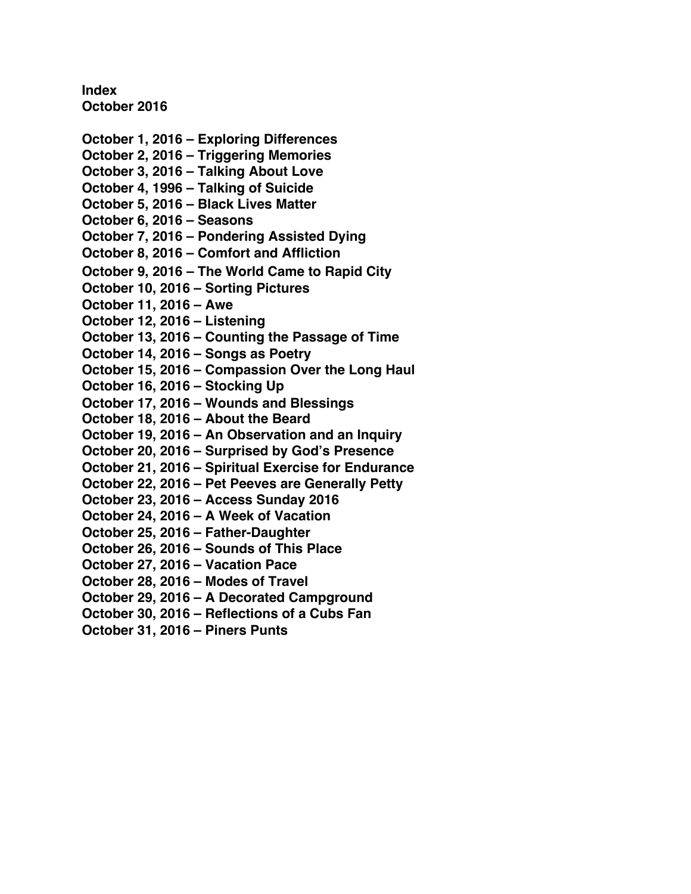**Index**
**October 2016**

**October 1, 2016 – Exploring Differences**
**October 2, 2016 – Triggering Memories**
**October 3, 2016 – Talking About Love**
**October 4, 1996 – Talking of Suicide**
**October 5, 2016 – Black Lives Matter**
**October 6, 2016 – Seasons**
**October 7, 2016 – Pondering Assisted Dying**
**October 8, 2016 – Comfort and Affliction**
**October 9, 2016 – The World Came to Rapid City**
**October 10, 2016 – Sorting Pictures**
**October 11, 2016 – Awe**
**October 12, 2016 – Listening**
**October 13, 2016 – Counting the Passage of Time**
**October 14, 2016 – Songs as Poetry**
**October 15, 2016 – Compassion Over the Long Haul**
**October 16, 2016 – Stocking Up**
**October 17, 2016 – Wounds and Blessings**
**October 18, 2016 – About the Beard**
**October 19, 2016 – An Observation and an Inquiry**
**October 20, 2016 – Surprised by God's Presence**
**October 21, 2016 – Spiritual Exercise for Endurance**
**October 22, 2016 – Pet Peeves are Generally Petty**
**October 23, 2016 – Access Sunday 2016**
**October 24, 2016 – A Week of Vacation**
**October 25, 2016 – Father-Daughter**
**October 26, 2016 – Sounds of This Place**
**October 27, 2016 – Vacation Pace**
**October 28, 2016 – Modes of Travel**
**October 29, 2016 – A Decorated Campground**
**October 30, 2016 – Reflections of a Cubs Fan**
**October 31, 2016 – Piners Punts**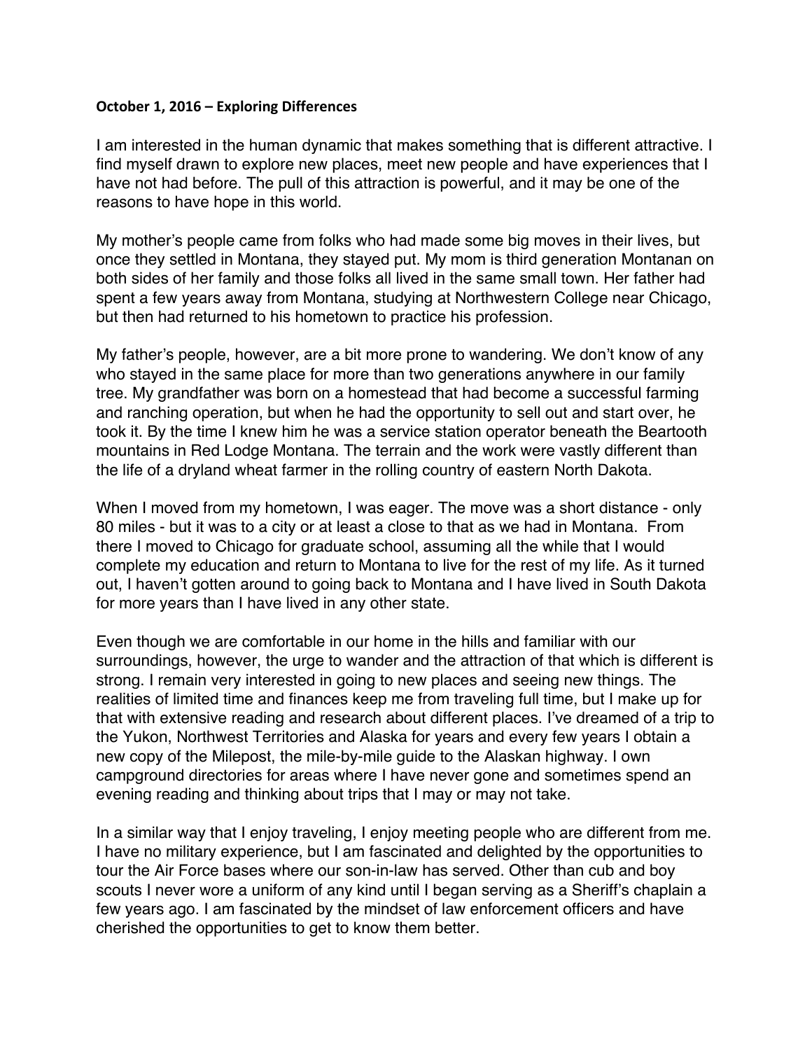**October 1, 2016 – Exploring Differences**

I am interested in the human dynamic that makes something that is different attractive. I find myself drawn to explore new places, meet new people and have experiences that I have not had before. The pull of this attraction is powerful, and it may be one of the reasons to have hope in this world.

My mother's people came from folks who had made some big moves in their lives, but once they settled in Montana, they stayed put. My mom is third generation Montanan on both sides of her family and those folks all lived in the same small town. Her father had spent a few years away from Montana, studying at Northwestern College near Chicago, but then had returned to his hometown to practice his profession.

My father's people, however, are a bit more prone to wandering. We don't know of any who stayed in the same place for more than two generations anywhere in our family tree. My grandfather was born on a homestead that had become a successful farming and ranching operation, but when he had the opportunity to sell out and start over, he took it. By the time I knew him he was a service station operator beneath the Beartooth mountains in Red Lodge Montana. The terrain and the work were vastly different than the life of a dryland wheat farmer in the rolling country of eastern North Dakota.

When I moved from my hometown, I was eager. The move was a short distance - only 80 miles - but it was to a city or at least a close to that as we had in Montana. From there I moved to Chicago for graduate school, assuming all the while that I would complete my education and return to Montana to live for the rest of my life. As it turned out, I haven't gotten around to going back to Montana and I have lived in South Dakota for more years than I have lived in any other state.

Even though we are comfortable in our home in the hills and familiar with our surroundings, however, the urge to wander and the attraction of that which is different is strong. I remain very interested in going to new places and seeing new things. The realities of limited time and finances keep me from traveling full time, but I make up for that with extensive reading and research about different places. I've dreamed of a trip to the Yukon, Northwest Territories and Alaska for years and every few years I obtain a new copy of the Milepost, the mile-by-mile guide to the Alaskan highway. I own campground directories for areas where I have never gone and sometimes spend an evening reading and thinking about trips that I may or may not take.

In a similar way that I enjoy traveling, I enjoy meeting people who are different from me. I have no military experience, but I am fascinated and delighted by the opportunities to tour the Air Force bases where our son-in-law has served. Other than cub and boy scouts I never wore a uniform of any kind until I began serving as a Sheriff's chaplain a few years ago. I am fascinated by the mindset of law enforcement officers and have cherished the opportunities to get to know them better.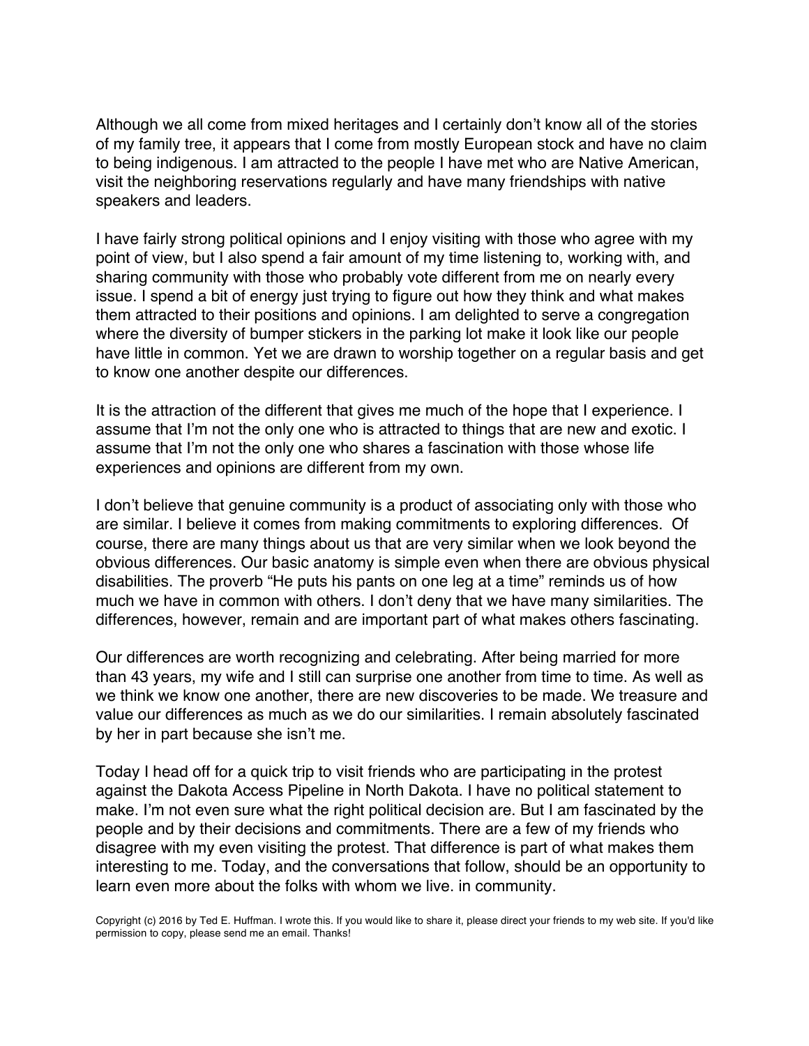Although we all come from mixed heritages and I certainly don't know all of the stories of my family tree, it appears that I come from mostly European stock and have no claim to being indigenous. I am attracted to the people I have met who are Native American, visit the neighboring reservations regularly and have many friendships with native speakers and leaders.

I have fairly strong political opinions and I enjoy visiting with those who agree with my point of view, but I also spend a fair amount of my time listening to, working with, and sharing community with those who probably vote different from me on nearly every issue. I spend a bit of energy just trying to figure out how they think and what makes them attracted to their positions and opinions. I am delighted to serve a congregation where the diversity of bumper stickers in the parking lot make it look like our people have little in common. Yet we are drawn to worship together on a regular basis and get to know one another despite our differences.

It is the attraction of the different that gives me much of the hope that I experience. I assume that I'm not the only one who is attracted to things that are new and exotic. I assume that I'm not the only one who shares a fascination with those whose life experiences and opinions are different from my own.

I don't believe that genuine community is a product of associating only with those who are similar. I believe it comes from making commitments to exploring differences. Of course, there are many things about us that are very similar when we look beyond the obvious differences. Our basic anatomy is simple even when there are obvious physical disabilities. The proverb "He puts his pants on one leg at a time" reminds us of how much we have in common with others. I don't deny that we have many similarities. The differences, however, remain and are important part of what makes others fascinating.

Our differences are worth recognizing and celebrating. After being married for more than 43 years, my wife and I still can surprise one another from time to time. As well as we think we know one another, there are new discoveries to be made. We treasure and value our differences as much as we do our similarities. I remain absolutely fascinated by her in part because she isn't me.

Today I head off for a quick trip to visit friends who are participating in the protest against the Dakota Access Pipeline in North Dakota. I have no political statement to make. I'm not even sure what the right political decision are. But I am fascinated by the people and by their decisions and commitments. There are a few of my friends who disagree with my even visiting the protest. That difference is part of what makes them interesting to me. Today, and the conversations that follow, should be an opportunity to learn even more about the folks with whom we live. in community.

Copyright (c) 2016 by Ted E. Huffman. I wrote this. If you would like to share it, please direct your friends to my web site. If you'd like permission to copy, please send me an email. Thanks!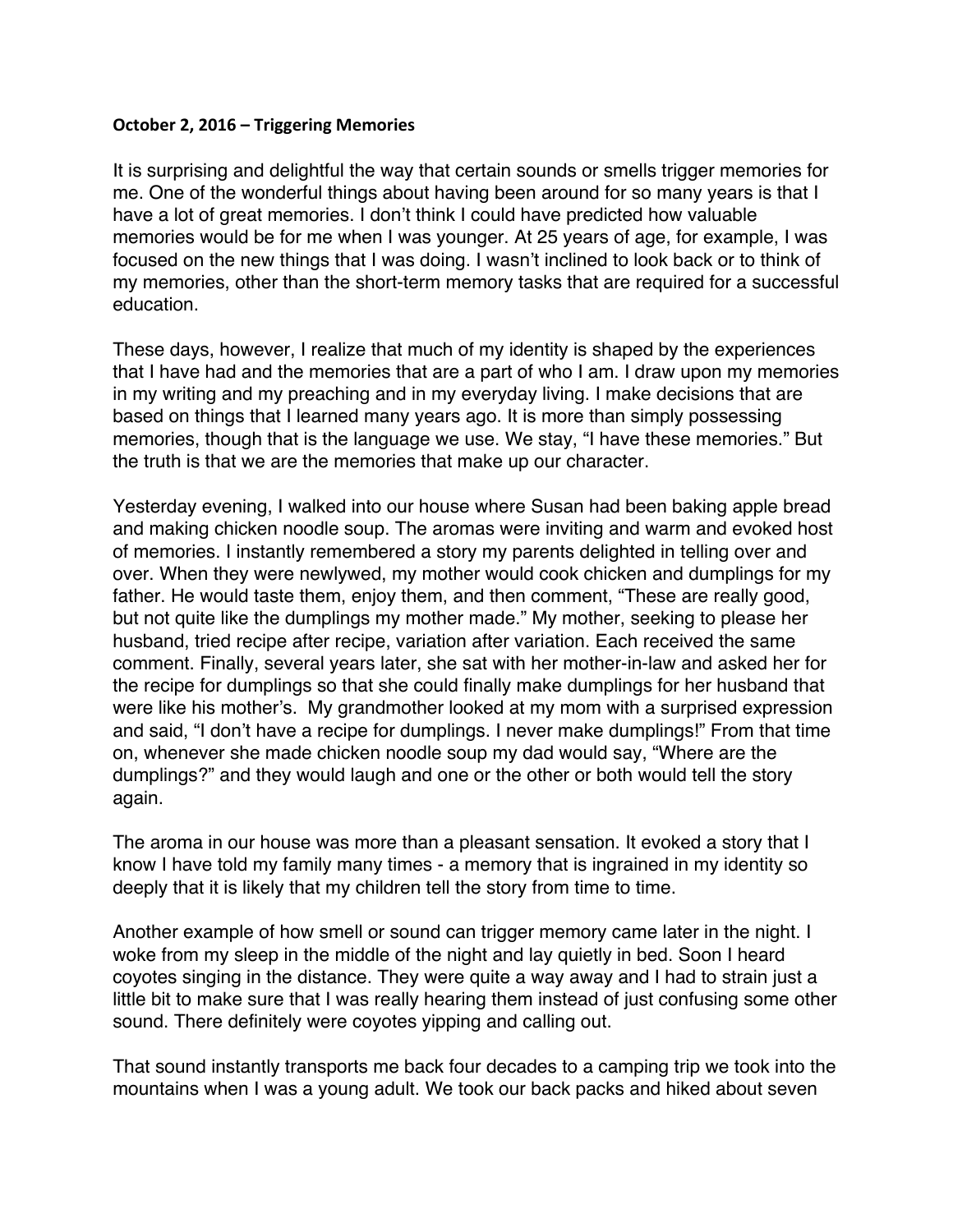**October 2, 2016 – Triggering Memories**

It is surprising and delightful the way that certain sounds or smells trigger memories for me. One of the wonderful things about having been around for so many years is that I have a lot of great memories. I don't think I could have predicted how valuable memories would be for me when I was younger. At 25 years of age, for example, I was focused on the new things that I was doing. I wasn't inclined to look back or to think of my memories, other than the short-term memory tasks that are required for a successful education.

These days, however, I realize that much of my identity is shaped by the experiences that I have had and the memories that are a part of who I am. I draw upon my memories in my writing and my preaching and in my everyday living. I make decisions that are based on things that I learned many years ago. It is more than simply possessing memories, though that is the language we use. We stay, "I have these memories." But the truth is that we are the memories that make up our character.

Yesterday evening, I walked into our house where Susan had been baking apple bread and making chicken noodle soup. The aromas were inviting and warm and evoked host of memories. I instantly remembered a story my parents delighted in telling over and over. When they were newlywed, my mother would cook chicken and dumplings for my father. He would taste them, enjoy them, and then comment, "These are really good, but not quite like the dumplings my mother made." My mother, seeking to please her husband, tried recipe after recipe, variation after variation. Each received the same comment. Finally, several years later, she sat with her mother-in-law and asked her for the recipe for dumplings so that she could finally make dumplings for her husband that were like his mother's. My grandmother looked at my mom with a surprised expression and said, "I don't have a recipe for dumplings. I never make dumplings!" From that time on, whenever she made chicken noodle soup my dad would say, "Where are the dumplings?" and they would laugh and one or the other or both would tell the story again.

The aroma in our house was more than a pleasant sensation. It evoked a story that I know I have told my family many times - a memory that is ingrained in my identity so deeply that it is likely that my children tell the story from time to time.

Another example of how smell or sound can trigger memory came later in the night. I woke from my sleep in the middle of the night and lay quietly in bed. Soon I heard coyotes singing in the distance. They were quite a way away and I had to strain just a little bit to make sure that I was really hearing them instead of just confusing some other sound. There definitely were coyotes yipping and calling out.

That sound instantly transports me back four decades to a camping trip we took into the mountains when I was a young adult. We took our back packs and hiked about seven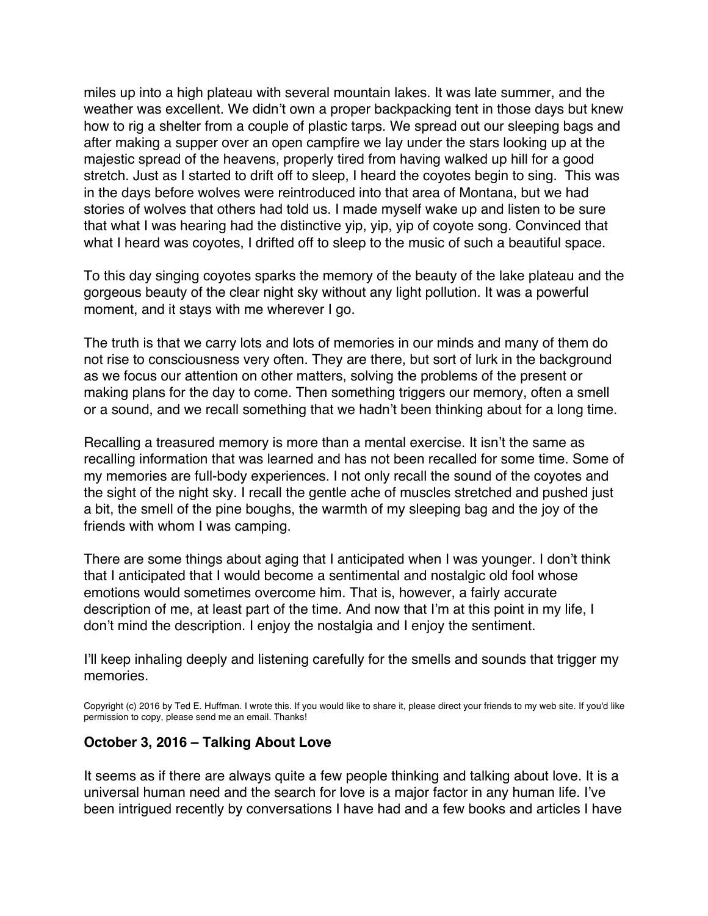miles up into a high plateau with several mountain lakes. It was late summer, and the weather was excellent. We didn't own a proper backpacking tent in those days but knew how to rig a shelter from a couple of plastic tarps. We spread out our sleeping bags and after making a supper over an open campfire we lay under the stars looking up at the majestic spread of the heavens, properly tired from having walked up hill for a good stretch. Just as I started to drift off to sleep, I heard the coyotes begin to sing. This was in the days before wolves were reintroduced into that area of Montana, but we had stories of wolves that others had told us. I made myself wake up and listen to be sure that what I was hearing had the distinctive yip, yip, yip of coyote song. Convinced that what I heard was coyotes, I drifted off to sleep to the music of such a beautiful space.

To this day singing coyotes sparks the memory of the beauty of the lake plateau and the gorgeous beauty of the clear night sky without any light pollution. It was a powerful moment, and it stays with me wherever I go.

The truth is that we carry lots and lots of memories in our minds and many of them do not rise to consciousness very often. They are there, but sort of lurk in the background as we focus our attention on other matters, solving the problems of the present or making plans for the day to come. Then something triggers our memory, often a smell or a sound, and we recall something that we hadn't been thinking about for a long time.

Recalling a treasured memory is more than a mental exercise. It isn't the same as recalling information that was learned and has not been recalled for some time. Some of my memories are full-body experiences. I not only recall the sound of the coyotes and the sight of the night sky. I recall the gentle ache of muscles stretched and pushed just a bit, the smell of the pine boughs, the warmth of my sleeping bag and the joy of the friends with whom I was camping.

There are some things about aging that I anticipated when I was younger. I don't think that I anticipated that I would become a sentimental and nostalgic old fool whose emotions would sometimes overcome him. That is, however, a fairly accurate description of me, at least part of the time. And now that I'm at this point in my life, I don't mind the description. I enjoy the nostalgia and I enjoy the sentiment.

I'll keep inhaling deeply and listening carefully for the smells and sounds that trigger my memories.

Copyright (c) 2016 by Ted E. Huffman. I wrote this. If you would like to share it, please direct your friends to my web site. If you'd like permission to copy, please send me an email. Thanks!

## October 3, 2016 – Talking About Love

It seems as if there are always quite a few people thinking and talking about love. It is a universal human need and the search for love is a major factor in any human life. I've been intrigued recently by conversations I have had and a few books and articles I have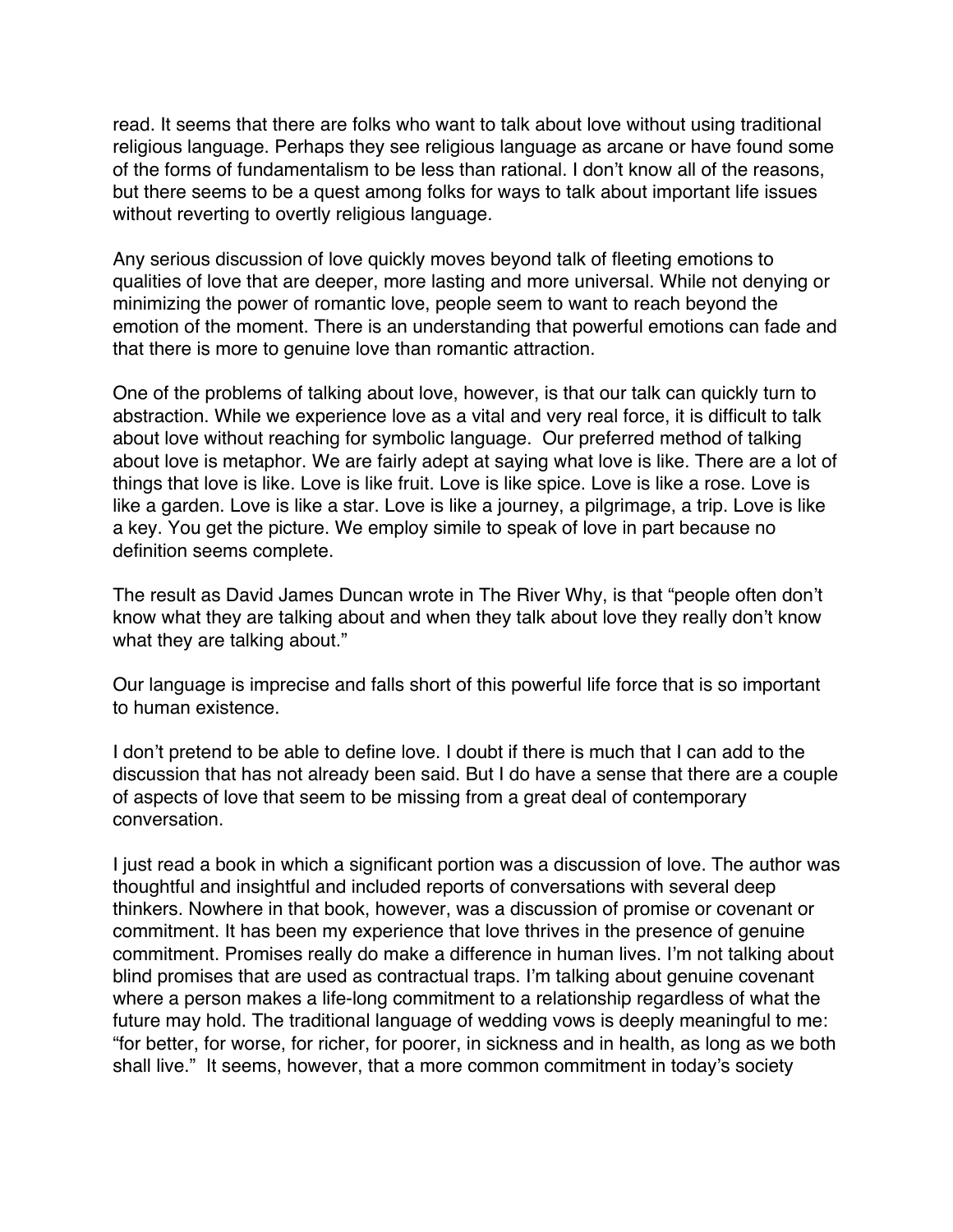read. It seems that there are folks who want to talk about love without using traditional religious language. Perhaps they see religious language as arcane or have found some of the forms of fundamentalism to be less than rational. I don't know all of the reasons, but there seems to be a quest among folks for ways to talk about important life issues without reverting to overtly religious language.

Any serious discussion of love quickly moves beyond talk of fleeting emotions to qualities of love that are deeper, more lasting and more universal. While not denying or minimizing the power of romantic love, people seem to want to reach beyond the emotion of the moment. There is an understanding that powerful emotions can fade and that there is more to genuine love than romantic attraction.

One of the problems of talking about love, however, is that our talk can quickly turn to abstraction. While we experience love as a vital and very real force, it is difficult to talk about love without reaching for symbolic language. Our preferred method of talking about love is metaphor. We are fairly adept at saying what love is like. There are a lot of things that love is like. Love is like fruit. Love is like spice. Love is like a rose. Love is like a garden. Love is like a star. Love is like a journey, a pilgrimage, a trip. Love is like a key. You get the picture. We employ simile to speak of love in part because no definition seems complete.

The result as David James Duncan wrote in The River Why, is that "people often don't know what they are talking about and when they talk about love they really don't know what they are talking about."

Our language is imprecise and falls short of this powerful life force that is so important to human existence.

I don't pretend to be able to define love. I doubt if there is much that I can add to the discussion that has not already been said. But I do have a sense that there are a couple of aspects of love that seem to be missing from a great deal of contemporary conversation.

I just read a book in which a significant portion was a discussion of love. The author was thoughtful and insightful and included reports of conversations with several deep thinkers. Nowhere in that book, however, was a discussion of promise or covenant or commitment. It has been my experience that love thrives in the presence of genuine commitment. Promises really do make a difference in human lives. I'm not talking about blind promises that are used as contractual traps. I'm talking about genuine covenant where a person makes a life-long commitment to a relationship regardless of what the future may hold. The traditional language of wedding vows is deeply meaningful to me: "for better, for worse, for richer, for poorer, in sickness and in health, as long as we both shall live." It seems, however, that a more common commitment in today's society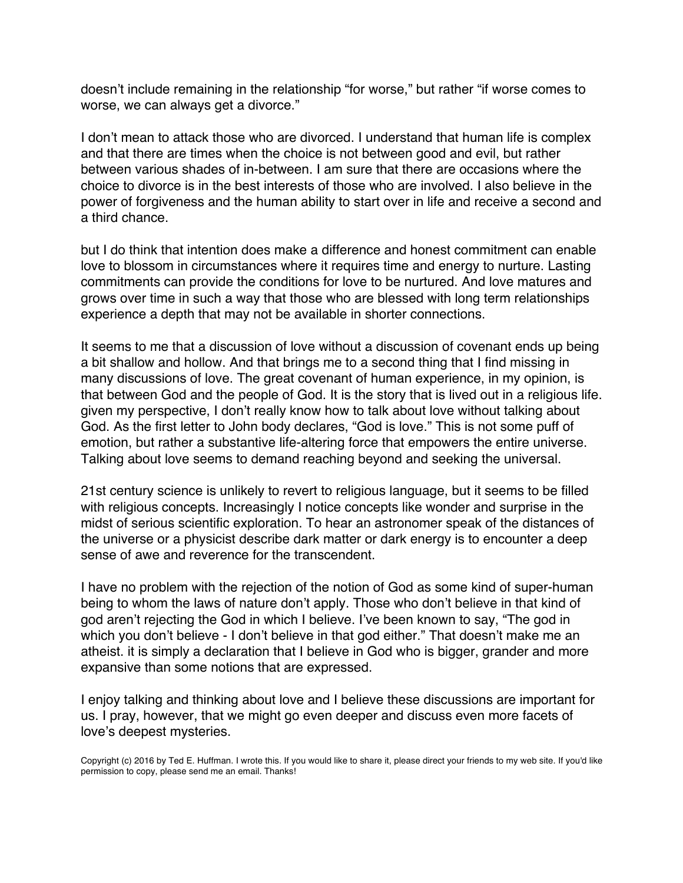doesn't include remaining in the relationship "for worse," but rather "if worse comes to worse, we can always get a divorce."

I don't mean to attack those who are divorced. I understand that human life is complex and that there are times when the choice is not between good and evil, but rather between various shades of in-between. I am sure that there are occasions where the choice to divorce is in the best interests of those who are involved. I also believe in the power of forgiveness and the human ability to start over in life and receive a second and a third chance.

but I do think that intention does make a difference and honest commitment can enable love to blossom in circumstances where it requires time and energy to nurture. Lasting commitments can provide the conditions for love to be nurtured. And love matures and grows over time in such a way that those who are blessed with long term relationships experience a depth that may not be available in shorter connections.

It seems to me that a discussion of love without a discussion of covenant ends up being a bit shallow and hollow. And that brings me to a second thing that I find missing in many discussions of love. The great covenant of human experience, in my opinion, is that between God and the people of God. It is the story that is lived out in a religious life. given my perspective, I don't really know how to talk about love without talking about God. As the first letter to John body declares, "God is love." This is not some puff of emotion, but rather a substantive life-altering force that empowers the entire universe. Talking about love seems to demand reaching beyond and seeking the universal.

21st century science is unlikely to revert to religious language, but it seems to be filled with religious concepts. Increasingly I notice concepts like wonder and surprise in the midst of serious scientific exploration. To hear an astronomer speak of the distances of the universe or a physicist describe dark matter or dark energy is to encounter a deep sense of awe and reverence for the transcendent.

I have no problem with the rejection of the notion of God as some kind of super-human being to whom the laws of nature don't apply. Those who don't believe in that kind of god aren't rejecting the God in which I believe. I've been known to say, "The god in which you don't believe - I don't believe in that god either." That doesn't make me an atheist. it is simply a declaration that I believe in God who is bigger, grander and more expansive than some notions that are expressed.

I enjoy talking and thinking about love and I believe these discussions are important for us. I pray, however, that we might go even deeper and discuss even more facets of love's deepest mysteries.

Copyright (c) 2016 by Ted E. Huffman. I wrote this. If you would like to share it, please direct your friends to my web site. If you'd like permission to copy, please send me an email. Thanks!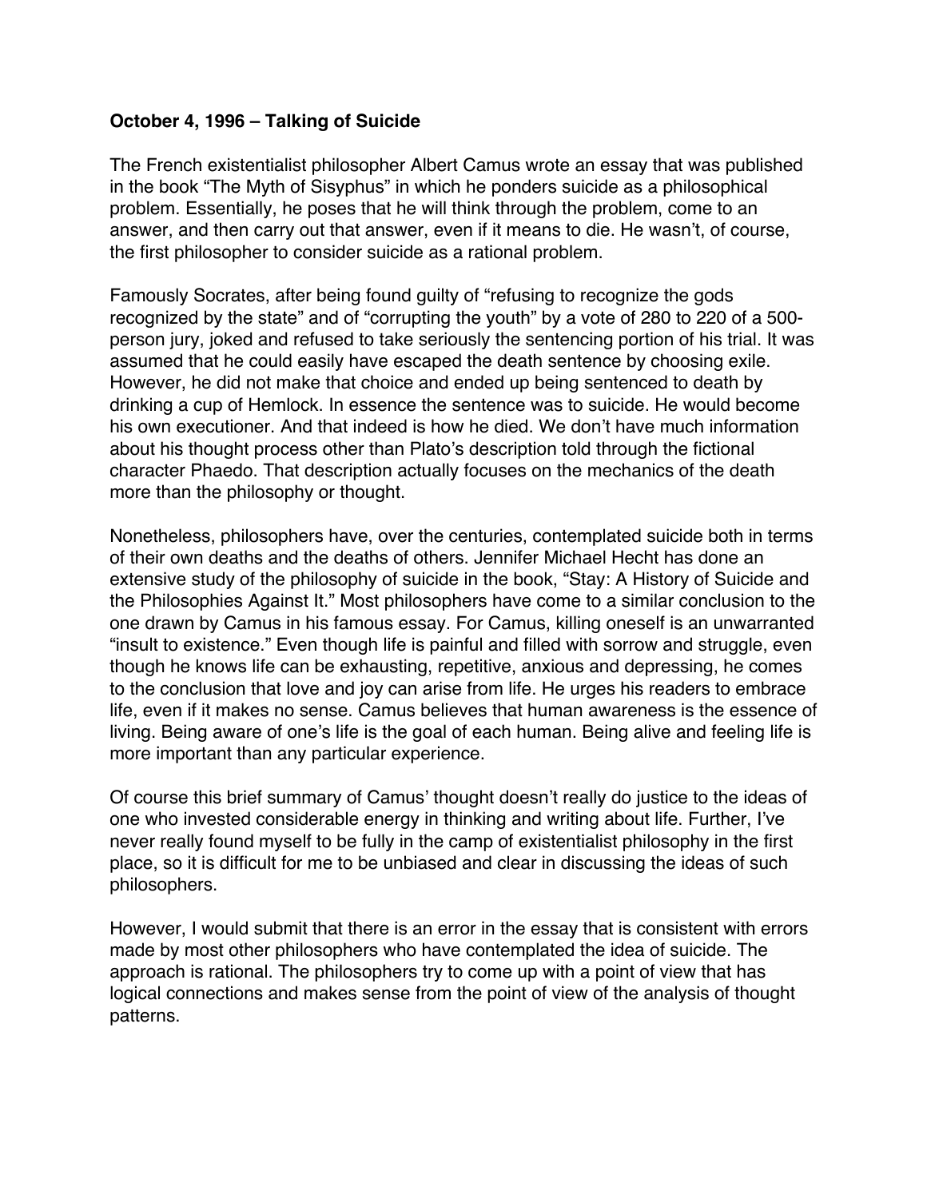**October 4, 1996 – Talking of Suicide**

The French existentialist philosopher Albert Camus wrote an essay that was published in the book "The Myth of Sisyphus" in which he ponders suicide as a philosophical problem. Essentially, he poses that he will think through the problem, come to an answer, and then carry out that answer, even if it means to die. He wasn't, of course, the first philosopher to consider suicide as a rational problem.

Famously Socrates, after being found guilty of "refusing to recognize the gods recognized by the state" and of "corrupting the youth" by a vote of 280 to 220 of a 500-person jury, joked and refused to take seriously the sentencing portion of his trial. It was assumed that he could easily have escaped the death sentence by choosing exile. However, he did not make that choice and ended up being sentenced to death by drinking a cup of Hemlock. In essence the sentence was to suicide. He would become his own executioner. And that indeed is how he died. We don't have much information about his thought process other than Plato's description told through the fictional character Phaedo. That description actually focuses on the mechanics of the death more than the philosophy or thought.

Nonetheless, philosophers have, over the centuries, contemplated suicide both in terms of their own deaths and the deaths of others. Jennifer Michael Hecht has done an extensive study of the philosophy of suicide in the book, "Stay: A History of Suicide and the Philosophies Against It." Most philosophers have come to a similar conclusion to the one drawn by Camus in his famous essay. For Camus, killing oneself is an unwarranted "insult to existence." Even though life is painful and filled with sorrow and struggle, even though he knows life can be exhausting, repetitive, anxious and depressing, he comes to the conclusion that love and joy can arise from life. He urges his readers to embrace life, even if it makes no sense. Camus believes that human awareness is the essence of living. Being aware of one's life is the goal of each human. Being alive and feeling life is more important than any particular experience.

Of course this brief summary of Camus' thought doesn't really do justice to the ideas of one who invested considerable energy in thinking and writing about life. Further, I've never really found myself to be fully in the camp of existentialist philosophy in the first place, so it is difficult for me to be unbiased and clear in discussing the ideas of such philosophers.

However, I would submit that there is an error in the essay that is consistent with errors made by most other philosophers who have contemplated the idea of suicide. The approach is rational. The philosophers try to come up with a point of view that has logical connections and makes sense from the point of view of the analysis of thought patterns.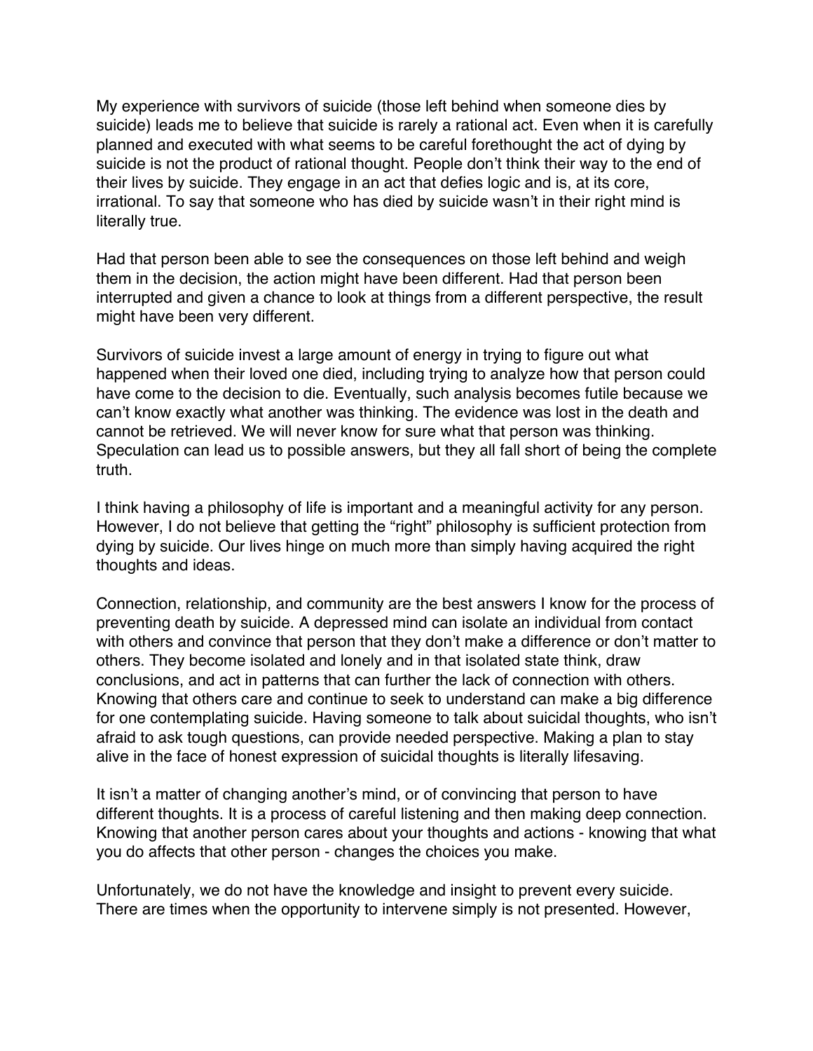My experience with survivors of suicide (those left behind when someone dies by suicide) leads me to believe that suicide is rarely a rational act. Even when it is carefully planned and executed with what seems to be careful forethought the act of dying by suicide is not the product of rational thought. People don't think their way to the end of their lives by suicide. They engage in an act that defies logic and is, at its core, irrational. To say that someone who has died by suicide wasn't in their right mind is literally true.

Had that person been able to see the consequences on those left behind and weigh them in the decision, the action might have been different. Had that person been interrupted and given a chance to look at things from a different perspective, the result might have been very different.

Survivors of suicide invest a large amount of energy in trying to figure out what happened when their loved one died, including trying to analyze how that person could have come to the decision to die. Eventually, such analysis becomes futile because we can't know exactly what another was thinking. The evidence was lost in the death and cannot be retrieved. We will never know for sure what that person was thinking. Speculation can lead us to possible answers, but they all fall short of being the complete truth.

I think having a philosophy of life is important and a meaningful activity for any person. However, I do not believe that getting the "right" philosophy is sufficient protection from dying by suicide. Our lives hinge on much more than simply having acquired the right thoughts and ideas.

Connection, relationship, and community are the best answers I know for the process of preventing death by suicide. A depressed mind can isolate an individual from contact with others and convince that person that they don't make a difference or don't matter to others. They become isolated and lonely and in that isolated state think, draw conclusions, and act in patterns that can further the lack of connection with others. Knowing that others care and continue to seek to understand can make a big difference for one contemplating suicide. Having someone to talk about suicidal thoughts, who isn't afraid to ask tough questions, can provide needed perspective. Making a plan to stay alive in the face of honest expression of suicidal thoughts is literally lifesaving.

It isn't a matter of changing another's mind, or of convincing that person to have different thoughts. It is a process of careful listening and then making deep connection. Knowing that another person cares about your thoughts and actions - knowing that what you do affects that other person - changes the choices you make.

Unfortunately, we do not have the knowledge and insight to prevent every suicide. There are times when the opportunity to intervene simply is not presented. However,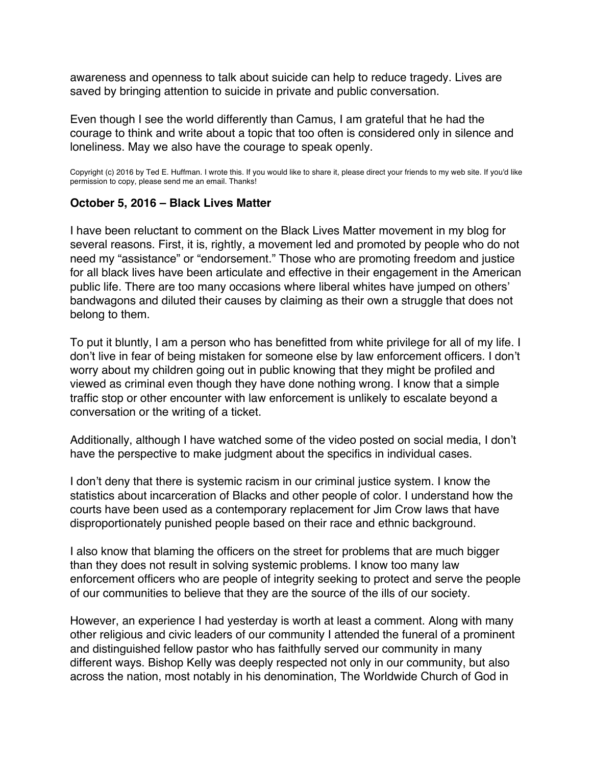awareness and openness to talk about suicide can help to reduce tragedy. Lives are saved by bringing attention to suicide in private and public conversation.

Even though I see the world differently than Camus, I am grateful that he had the courage to think and write about a topic that too often is considered only in silence and loneliness. May we also have the courage to speak openly.

Copyright (c) 2016 by Ted E. Huffman. I wrote this. If you would like to share it, please direct your friends to my web site. If you'd like permission to copy, please send me an email. Thanks!

### October 5, 2016 – Black Lives Matter

I have been reluctant to comment on the Black Lives Matter movement in my blog for several reasons. First, it is, rightly, a movement led and promoted by people who do not need my "assistance" or "endorsement." Those who are promoting freedom and justice for all black lives have been articulate and effective in their engagement in the American public life. There are too many occasions where liberal whites have jumped on others' bandwagons and diluted their causes by claiming as their own a struggle that does not belong to them.

To put it bluntly, I am a person who has benefitted from white privilege for all of my life. I don't live in fear of being mistaken for someone else by law enforcement officers. I don't worry about my children going out in public knowing that they might be profiled and viewed as criminal even though they have done nothing wrong. I know that a simple traffic stop or other encounter with law enforcement is unlikely to escalate beyond a conversation or the writing of a ticket.

Additionally, although I have watched some of the video posted on social media, I don't have the perspective to make judgment about the specifics in individual cases.

I don't deny that there is systemic racism in our criminal justice system. I know the statistics about incarceration of Blacks and other people of color. I understand how the courts have been used as a contemporary replacement for Jim Crow laws that have disproportionately punished people based on their race and ethnic background.

I also know that blaming the officers on the street for problems that are much bigger than they does not result in solving systemic problems. I know too many law enforcement officers who are people of integrity seeking to protect and serve the people of our communities to believe that they are the source of the ills of our society.

However, an experience I had yesterday is worth at least a comment. Along with many other religious and civic leaders of our community I attended the funeral of a prominent and distinguished fellow pastor who has faithfully served our community in many different ways. Bishop Kelly was deeply respected not only in our community, but also across the nation, most notably in his denomination, The Worldwide Church of God in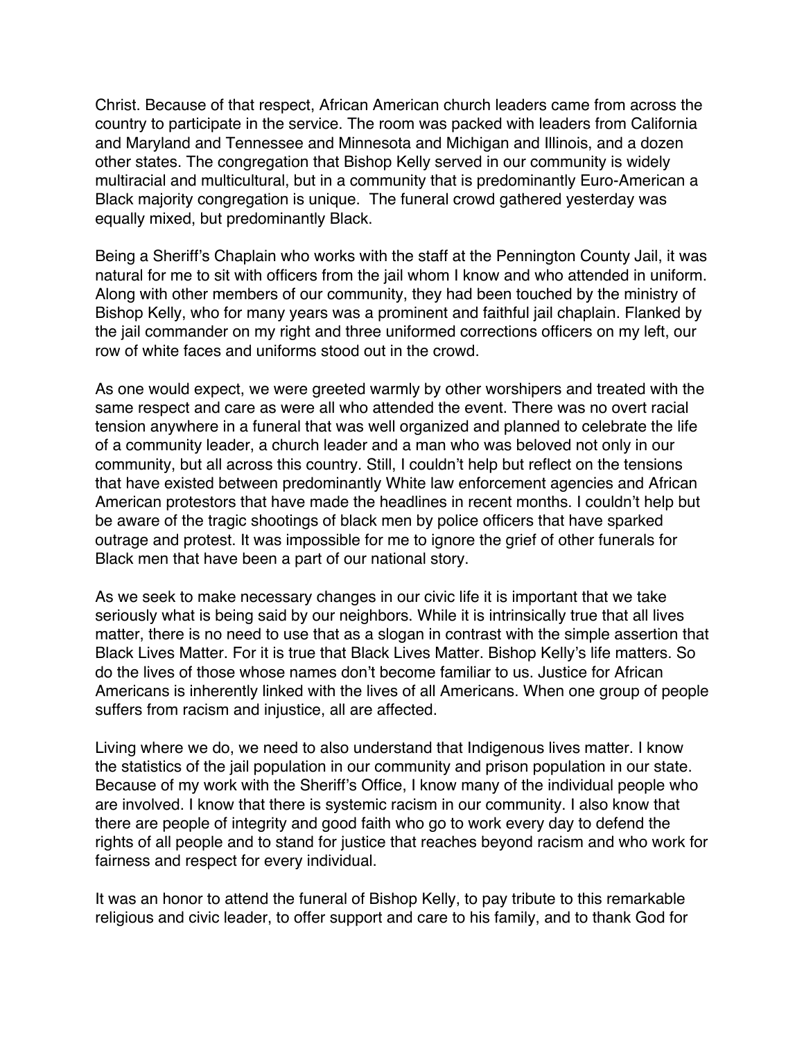Christ. Because of that respect, African American church leaders came from across the country to participate in the service. The room was packed with leaders from California and Maryland and Tennessee and Minnesota and Michigan and Illinois, and a dozen other states. The congregation that Bishop Kelly served in our community is widely multiracial and multicultural, but in a community that is predominantly Euro-American a Black majority congregation is unique. The funeral crowd gathered yesterday was equally mixed, but predominantly Black.

Being a Sheriff's Chaplain who works with the staff at the Pennington County Jail, it was natural for me to sit with officers from the jail whom I know and who attended in uniform. Along with other members of our community, they had been touched by the ministry of Bishop Kelly, who for many years was a prominent and faithful jail chaplain. Flanked by the jail commander on my right and three uniformed corrections officers on my left, our row of white faces and uniforms stood out in the crowd.

As one would expect, we were greeted warmly by other worshipers and treated with the same respect and care as were all who attended the event. There was no overt racial tension anywhere in a funeral that was well organized and planned to celebrate the life of a community leader, a church leader and a man who was beloved not only in our community, but all across this country. Still, I couldn't help but reflect on the tensions that have existed between predominantly White law enforcement agencies and African American protestors that have made the headlines in recent months. I couldn't help but be aware of the tragic shootings of black men by police officers that have sparked outrage and protest. It was impossible for me to ignore the grief of other funerals for Black men that have been a part of our national story.

As we seek to make necessary changes in our civic life it is important that we take seriously what is being said by our neighbors. While it is intrinsically true that all lives matter, there is no need to use that as a slogan in contrast with the simple assertion that Black Lives Matter. For it is true that Black Lives Matter. Bishop Kelly's life matters. So do the lives of those whose names don't become familiar to us. Justice for African Americans is inherently linked with the lives of all Americans. When one group of people suffers from racism and injustice, all are affected.

Living where we do, we need to also understand that Indigenous lives matter. I know the statistics of the jail population in our community and prison population in our state. Because of my work with the Sheriff's Office, I know many of the individual people who are involved. I know that there is systemic racism in our community. I also know that there are people of integrity and good faith who go to work every day to defend the rights of all people and to stand for justice that reaches beyond racism and who work for fairness and respect for every individual.

It was an honor to attend the funeral of Bishop Kelly, to pay tribute to this remarkable religious and civic leader, to offer support and care to his family, and to thank God for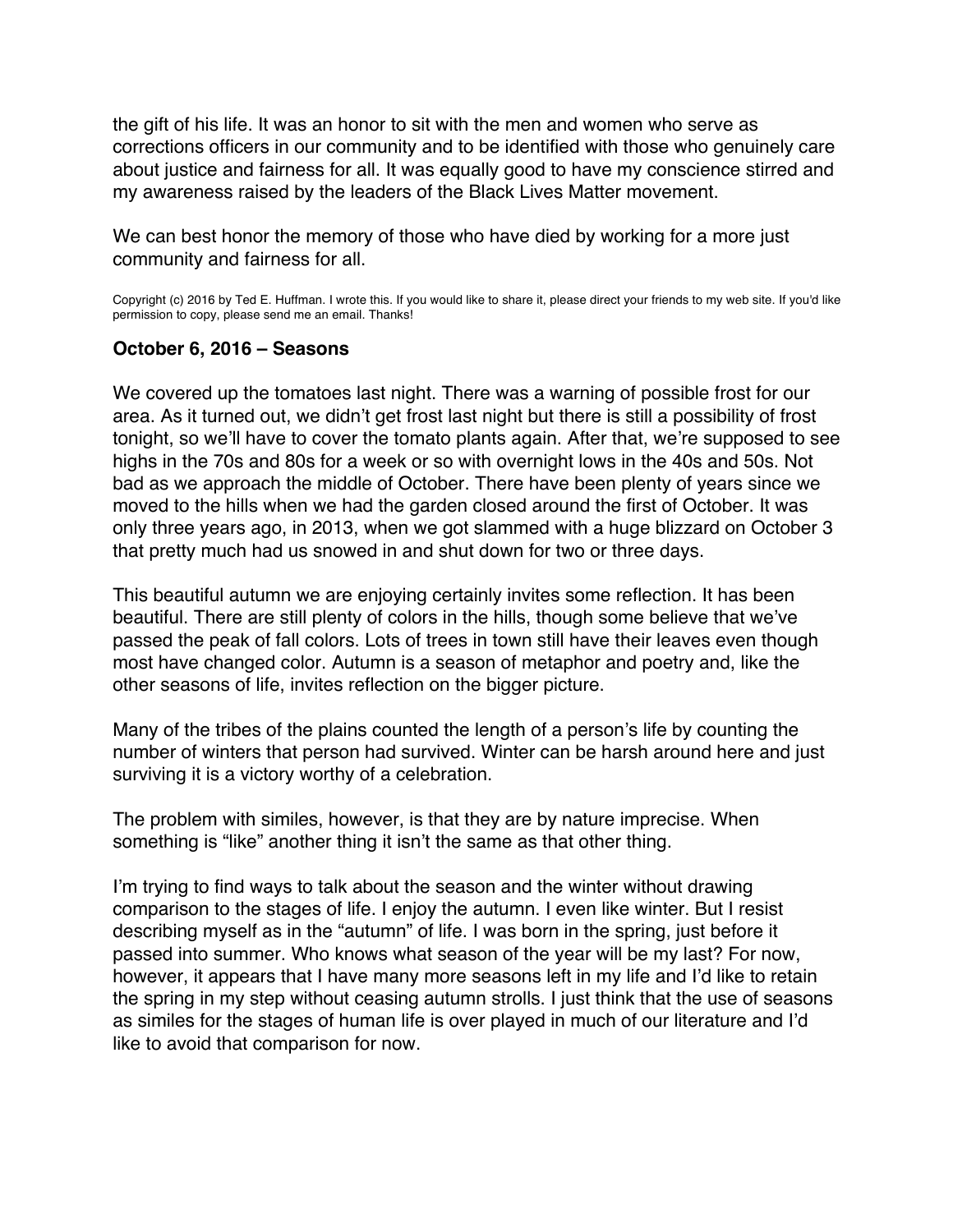the gift of his life. It was an honor to sit with the men and women who serve as corrections officers in our community and to be identified with those who genuinely care about justice and fairness for all. It was equally good to have my conscience stirred and my awareness raised by the leaders of the Black Lives Matter movement.

We can best honor the memory of those who have died by working for a more just community and fairness for all.

Copyright (c) 2016 by Ted E. Huffman. I wrote this. If you would like to share it, please direct your friends to my web site. If you'd like permission to copy, please send me an email. Thanks!

### October 6, 2016 – Seasons

We covered up the tomatoes last night. There was a warning of possible frost for our area. As it turned out, we didn't get frost last night but there is still a possibility of frost tonight, so we'll have to cover the tomato plants again. After that, we're supposed to see highs in the 70s and 80s for a week or so with overnight lows in the 40s and 50s. Not bad as we approach the middle of October. There have been plenty of years since we moved to the hills when we had the garden closed around the first of October. It was only three years ago, in 2013, when we got slammed with a huge blizzard on October 3 that pretty much had us snowed in and shut down for two or three days.

This beautiful autumn we are enjoying certainly invites some reflection. It has been beautiful. There are still plenty of colors in the hills, though some believe that we've passed the peak of fall colors. Lots of trees in town still have their leaves even though most have changed color. Autumn is a season of metaphor and poetry and, like the other seasons of life, invites reflection on the bigger picture.

Many of the tribes of the plains counted the length of a person's life by counting the number of winters that person had survived. Winter can be harsh around here and just surviving it is a victory worthy of a celebration.

The problem with similes, however, is that they are by nature imprecise. When something is "like" another thing it isn't the same as that other thing.

I'm trying to find ways to talk about the season and the winter without drawing comparison to the stages of life. I enjoy the autumn. I even like winter. But I resist describing myself as in the "autumn" of life. I was born in the spring, just before it passed into summer. Who knows what season of the year will be my last? For now, however, it appears that I have many more seasons left in my life and I'd like to retain the spring in my step without ceasing autumn strolls. I just think that the use of seasons as similes for the stages of human life is over played in much of our literature and I'd like to avoid that comparison for now.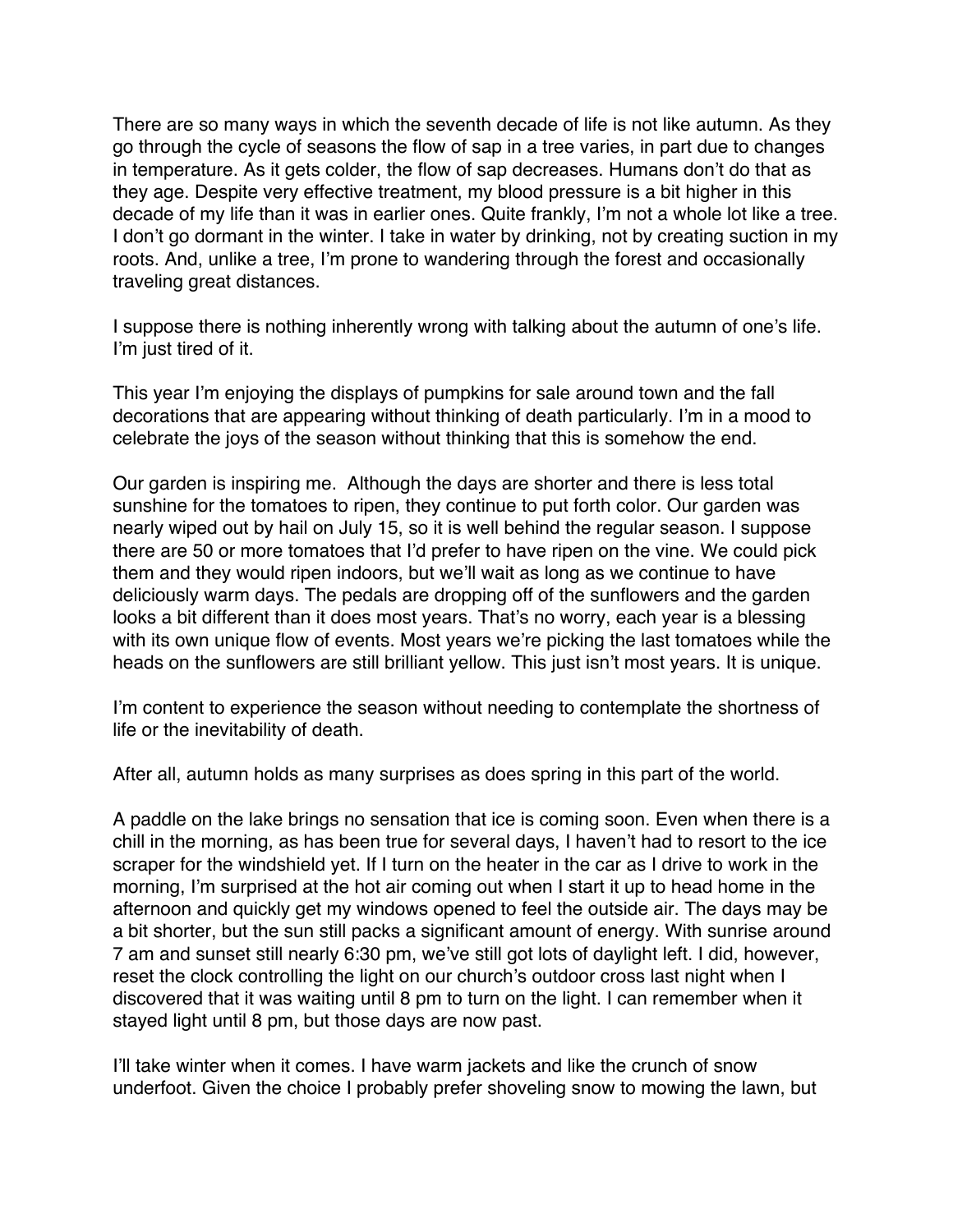There are so many ways in which the seventh decade of life is not like autumn. As they go through the cycle of seasons the flow of sap in a tree varies, in part due to changes in temperature. As it gets colder, the flow of sap decreases. Humans don't do that as they age. Despite very effective treatment, my blood pressure is a bit higher in this decade of my life than it was in earlier ones. Quite frankly, I'm not a whole lot like a tree. I don't go dormant in the winter. I take in water by drinking, not by creating suction in my roots. And, unlike a tree, I'm prone to wandering through the forest and occasionally traveling great distances.

I suppose there is nothing inherently wrong with talking about the autumn of one's life. I'm just tired of it.

This year I'm enjoying the displays of pumpkins for sale around town and the fall decorations that are appearing without thinking of death particularly. I'm in a mood to celebrate the joys of the season without thinking that this is somehow the end.

Our garden is inspiring me. Although the days are shorter and there is less total sunshine for the tomatoes to ripen, they continue to put forth color. Our garden was nearly wiped out by hail on July 15, so it is well behind the regular season. I suppose there are 50 or more tomatoes that I'd prefer to have ripen on the vine. We could pick them and they would ripen indoors, but we'll wait as long as we continue to have deliciously warm days. The pedals are dropping off of the sunflowers and the garden looks a bit different than it does most years. That's no worry, each year is a blessing with its own unique flow of events. Most years we're picking the last tomatoes while the heads on the sunflowers are still brilliant yellow. This just isn't most years. It is unique.

I'm content to experience the season without needing to contemplate the shortness of life or the inevitability of death.

After all, autumn holds as many surprises as does spring in this part of the world.

A paddle on the lake brings no sensation that ice is coming soon. Even when there is a chill in the morning, as has been true for several days, I haven't had to resort to the ice scraper for the windshield yet. If I turn on the heater in the car as I drive to work in the morning, I'm surprised at the hot air coming out when I start it up to head home in the afternoon and quickly get my windows opened to feel the outside air. The days may be a bit shorter, but the sun still packs a significant amount of energy. With sunrise around 7 am and sunset still nearly 6:30 pm, we've still got lots of daylight left. I did, however, reset the clock controlling the light on our church's outdoor cross last night when I discovered that it was waiting until 8 pm to turn on the light. I can remember when it stayed light until 8 pm, but those days are now past.

I'll take winter when it comes. I have warm jackets and like the crunch of snow underfoot. Given the choice I probably prefer shoveling snow to mowing the lawn, but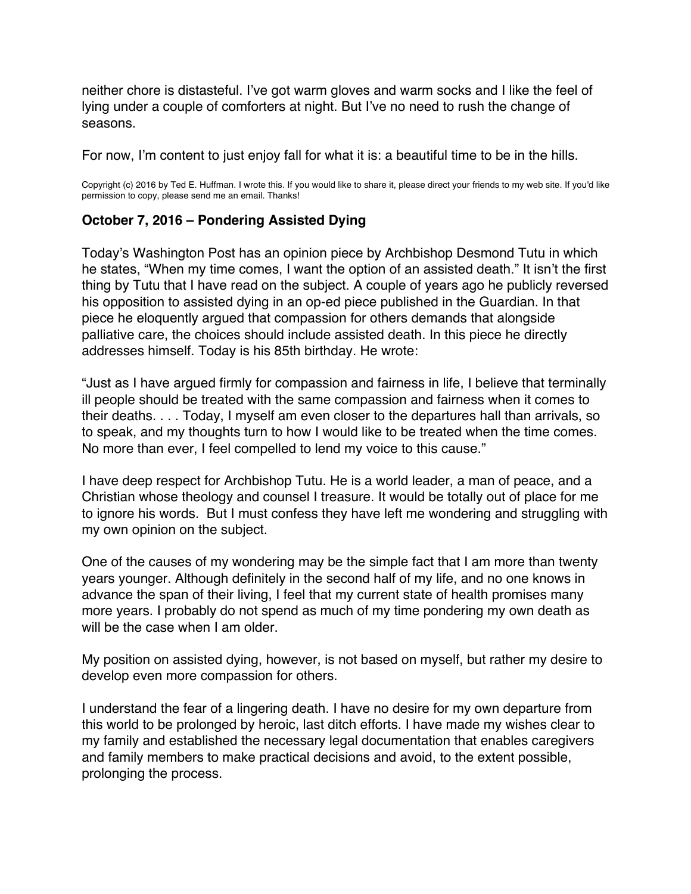neither chore is distasteful. I've got warm gloves and warm socks and I like the feel of lying under a couple of comforters at night. But I've no need to rush the change of seasons.

For now, I'm content to just enjoy fall for what it is: a beautiful time to be in the hills.

Copyright (c) 2016 by Ted E. Huffman. I wrote this. If you would like to share it, please direct your friends to my web site. If you'd like permission to copy, please send me an email. Thanks!

### October 7, 2016 – Pondering Assisted Dying

Today's Washington Post has an opinion piece by Archbishop Desmond Tutu in which he states, "When my time comes, I want the option of an assisted death." It isn't the first thing by Tutu that I have read on the subject. A couple of years ago he publicly reversed his opposition to assisted dying in an op-ed piece published in the Guardian. In that piece he eloquently argued that compassion for others demands that alongside palliative care, the choices should include assisted death. In this piece he directly addresses himself. Today is his 85th birthday. He wrote:

"Just as I have argued firmly for compassion and fairness in life, I believe that terminally ill people should be treated with the same compassion and fairness when it comes to their deaths. . . . Today, I myself am even closer to the departures hall than arrivals, so to speak, and my thoughts turn to how I would like to be treated when the time comes. No more than ever, I feel compelled to lend my voice to this cause."

I have deep respect for Archbishop Tutu. He is a world leader, a man of peace, and a Christian whose theology and counsel I treasure. It would be totally out of place for me to ignore his words. But I must confess they have left me wondering and struggling with my own opinion on the subject.

One of the causes of my wondering may be the simple fact that I am more than twenty years younger. Although definitely in the second half of my life, and no one knows in advance the span of their living, I feel that my current state of health promises many more years. I probably do not spend as much of my time pondering my own death as will be the case when I am older.

My position on assisted dying, however, is not based on myself, but rather my desire to develop even more compassion for others.

I understand the fear of a lingering death. I have no desire for my own departure from this world to be prolonged by heroic, last ditch efforts. I have made my wishes clear to my family and established the necessary legal documentation that enables caregivers and family members to make practical decisions and avoid, to the extent possible, prolonging the process.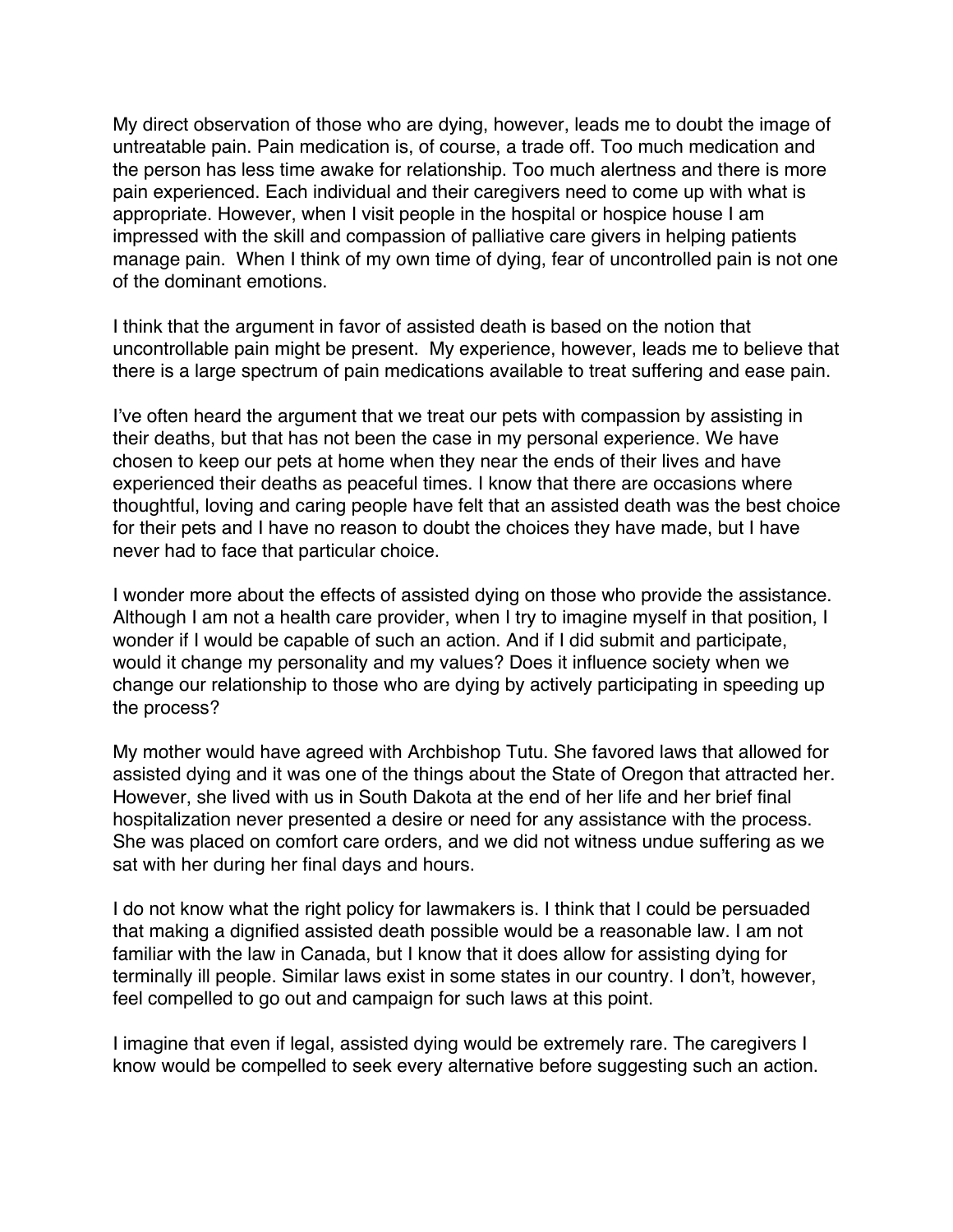My direct observation of those who are dying, however, leads me to doubt the image of untreatable pain. Pain medication is, of course, a trade off. Too much medication and the person has less time awake for relationship. Too much alertness and there is more pain experienced. Each individual and their caregivers need to come up with what is appropriate. However, when I visit people in the hospital or hospice house I am impressed with the skill and compassion of palliative care givers in helping patients manage pain. When I think of my own time of dying, fear of uncontrolled pain is not one of the dominant emotions.

I think that the argument in favor of assisted death is based on the notion that uncontrollable pain might be present. My experience, however, leads me to believe that there is a large spectrum of pain medications available to treat suffering and ease pain.

I've often heard the argument that we treat our pets with compassion by assisting in their deaths, but that has not been the case in my personal experience. We have chosen to keep our pets at home when they near the ends of their lives and have experienced their deaths as peaceful times. I know that there are occasions where thoughtful, loving and caring people have felt that an assisted death was the best choice for their pets and I have no reason to doubt the choices they have made, but I have never had to face that particular choice.

I wonder more about the effects of assisted dying on those who provide the assistance. Although I am not a health care provider, when I try to imagine myself in that position, I wonder if I would be capable of such an action. And if I did submit and participate, would it change my personality and my values? Does it influence society when we change our relationship to those who are dying by actively participating in speeding up the process?

My mother would have agreed with Archbishop Tutu. She favored laws that allowed for assisted dying and it was one of the things about the State of Oregon that attracted her. However, she lived with us in South Dakota at the end of her life and her brief final hospitalization never presented a desire or need for any assistance with the process. She was placed on comfort care orders, and we did not witness undue suffering as we sat with her during her final days and hours.

I do not know what the right policy for lawmakers is. I think that I could be persuaded that making a dignified assisted death possible would be a reasonable law. I am not familiar with the law in Canada, but I know that it does allow for assisting dying for terminally ill people. Similar laws exist in some states in our country. I don't, however, feel compelled to go out and campaign for such laws at this point.

I imagine that even if legal, assisted dying would be extremely rare. The caregivers I know would be compelled to seek every alternative before suggesting such an action.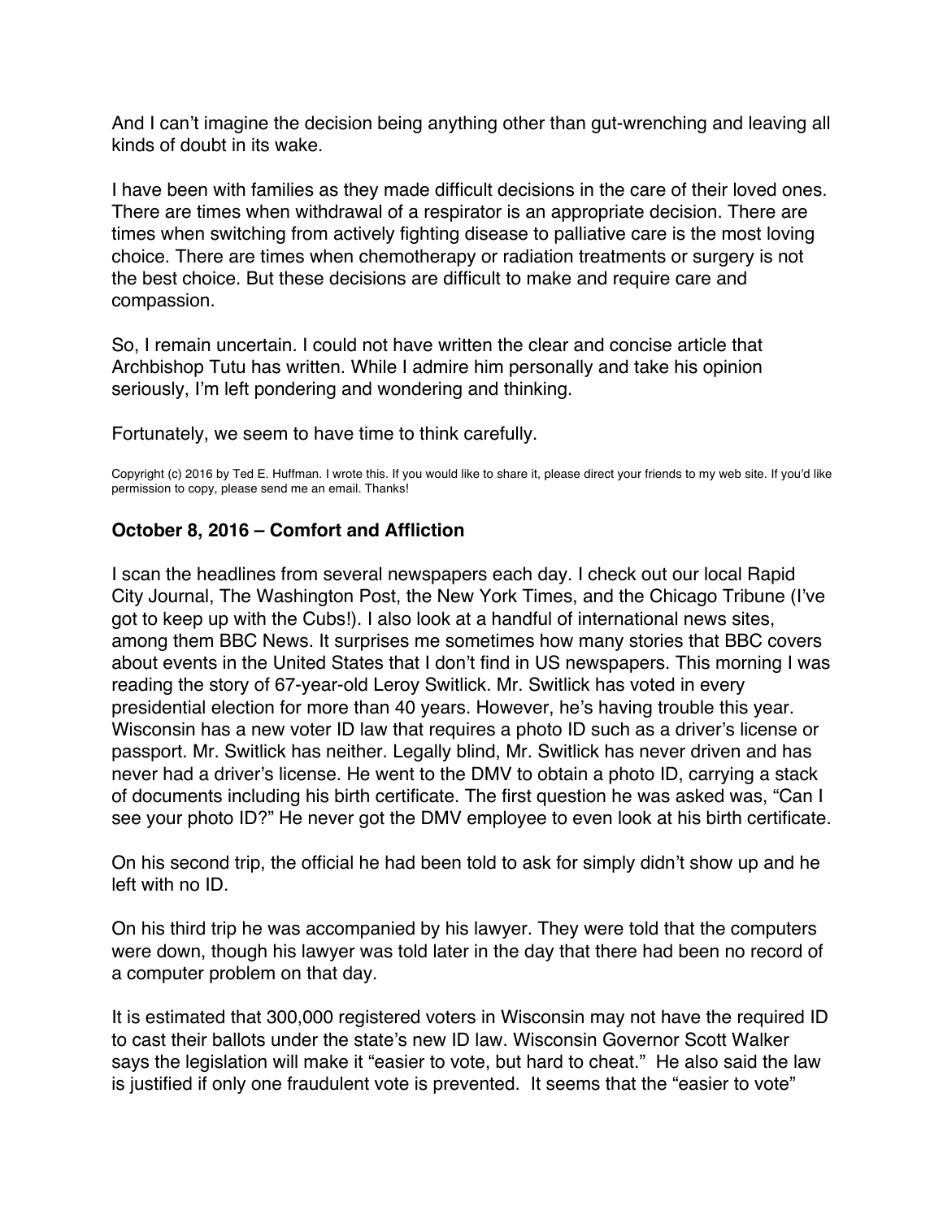And I can't imagine the decision being anything other than gut-wrenching and leaving all kinds of doubt in its wake.

I have been with families as they made difficult decisions in the care of their loved ones. There are times when withdrawal of a respirator is an appropriate decision. There are times when switching from actively fighting disease to palliative care is the most loving choice. There are times when chemotherapy or radiation treatments or surgery is not the best choice. But these decisions are difficult to make and require care and compassion.

So, I remain uncertain. I could not have written the clear and concise article that Archbishop Tutu has written. While I admire him personally and take his opinion seriously, I'm left pondering and wondering and thinking.

Fortunately, we seem to have time to think carefully.

Copyright (c) 2016 by Ted E. Huffman. I wrote this. If you would like to share it, please direct your friends to my web site. If you'd like permission to copy, please send me an email. Thanks!

**October 8, 2016 – Comfort and Affliction**

I scan the headlines from several newspapers each day. I check out our local Rapid City Journal, The Washington Post, the New York Times, and the Chicago Tribune (I've got to keep up with the Cubs!). I also look at a handful of international news sites, among them BBC News. It surprises me sometimes how many stories that BBC covers about events in the United States that I don't find in US newspapers. This morning I was reading the story of 67-year-old Leroy Switlick. Mr. Switlick has voted in every presidential election for more than 40 years. However, he's having trouble this year. Wisconsin has a new voter ID law that requires a photo ID such as a driver's license or passport. Mr. Switlick has neither. Legally blind, Mr. Switlick has never driven and has never had a driver's license. He went to the DMV to obtain a photo ID, carrying a stack of documents including his birth certificate. The first question he was asked was, "Can I see your photo ID?" He never got the DMV employee to even look at his birth certificate.

On his second trip, the official he had been told to ask for simply didn't show up and he left with no ID.

On his third trip he was accompanied by his lawyer. They were told that the computers were down, though his lawyer was told later in the day that there had been no record of a computer problem on that day.

It is estimated that 300,000 registered voters in Wisconsin may not have the required ID to cast their ballots under the state's new ID law. Wisconsin Governor Scott Walker says the legislation will make it "easier to vote, but hard to cheat." He also said the law is justified if only one fraudulent vote is prevented. It seems that the "easier to vote"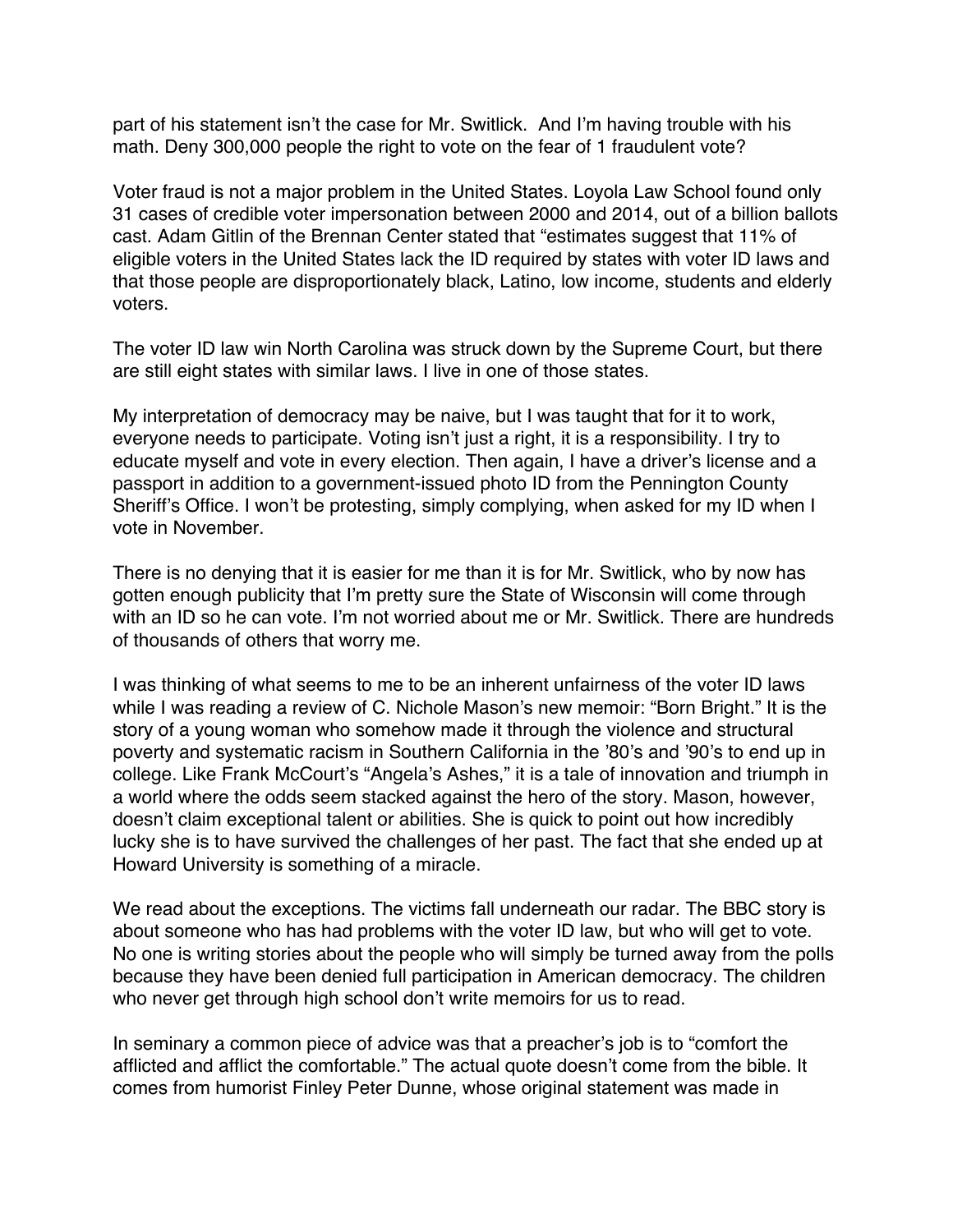part of his statement isn't the case for Mr. Switlick. And I'm having trouble with his math. Deny 300,000 people the right to vote on the fear of 1 fraudulent vote?

Voter fraud is not a major problem in the United States. Loyola Law School found only 31 cases of credible voter impersonation between 2000 and 2014, out of a billion ballots cast. Adam Gitlin of the Brennan Center stated that "estimates suggest that 11% of eligible voters in the United States lack the ID required by states with voter ID laws and that those people are disproportionately black, Latino, low income, students and elderly voters.

The voter ID law win North Carolina was struck down by the Supreme Court, but there are still eight states with similar laws. I live in one of those states.

My interpretation of democracy may be naive, but I was taught that for it to work, everyone needs to participate. Voting isn't just a right, it is a responsibility. I try to educate myself and vote in every election. Then again, I have a driver's license and a passport in addition to a government-issued photo ID from the Pennington County Sheriff's Office. I won't be protesting, simply complying, when asked for my ID when I vote in November.

There is no denying that it is easier for me than it is for Mr. Switlick, who by now has gotten enough publicity that I'm pretty sure the State of Wisconsin will come through with an ID so he can vote. I'm not worried about me or Mr. Switlick. There are hundreds of thousands of others that worry me.

I was thinking of what seems to me to be an inherent unfairness of the voter ID laws while I was reading a review of C. Nichole Mason's new memoir: "Born Bright." It is the story of a young woman who somehow made it through the violence and structural poverty and systematic racism in Southern California in the '80's and '90's to end up in college. Like Frank McCourt's "Angela's Ashes," it is a tale of innovation and triumph in a world where the odds seem stacked against the hero of the story. Mason, however, doesn't claim exceptional talent or abilities. She is quick to point out how incredibly lucky she is to have survived the challenges of her past. The fact that she ended up at Howard University is something of a miracle.

We read about the exceptions. The victims fall underneath our radar. The BBC story is about someone who has had problems with the voter ID law, but who will get to vote. No one is writing stories about the people who will simply be turned away from the polls because they have been denied full participation in American democracy. The children who never get through high school don't write memoirs for us to read.

In seminary a common piece of advice was that a preacher's job is to "comfort the afflicted and afflict the comfortable." The actual quote doesn't come from the bible. It comes from humorist Finley Peter Dunne, whose original statement was made in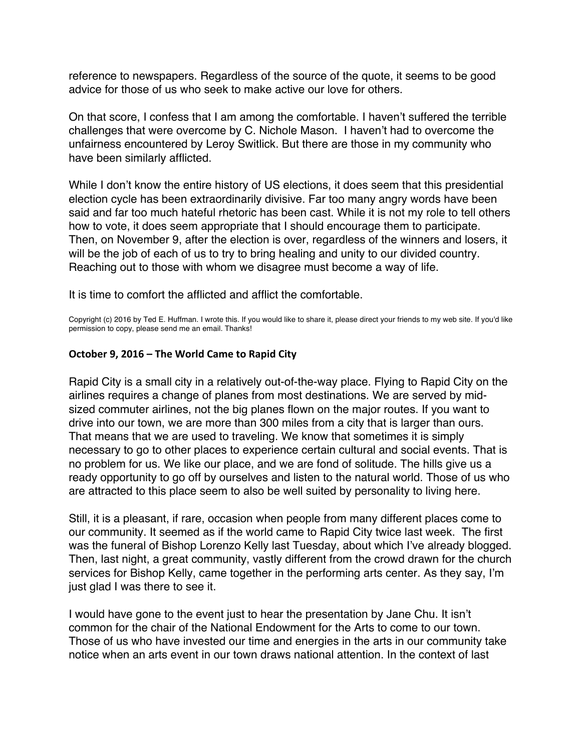reference to newspapers. Regardless of the source of the quote, it seems to be good advice for those of us who seek to make active our love for others.

On that score, I confess that I am among the comfortable. I haven't suffered the terrible challenges that were overcome by C. Nichole Mason. I haven't had to overcome the unfairness encountered by Leroy Switlick. But there are those in my community who have been similarly afflicted.

While I don't know the entire history of US elections, it does seem that this presidential election cycle has been extraordinarily divisive. Far too many angry words have been said and far too much hateful rhetoric has been cast. While it is not my role to tell others how to vote, it does seem appropriate that I should encourage them to participate. Then, on November 9, after the election is over, regardless of the winners and losers, it will be the job of each of us to try to bring healing and unity to our divided country. Reaching out to those with whom we disagree must become a way of life.

It is time to comfort the afflicted and afflict the comfortable.

Copyright (c) 2016 by Ted E. Huffman. I wrote this. If you would like to share it, please direct your friends to my web site. If you'd like permission to copy, please send me an email. Thanks!

### October 9, 2016 – The World Came to Rapid City

Rapid City is a small city in a relatively out-of-the-way place. Flying to Rapid City on the airlines requires a change of planes from most destinations. We are served by mid-sized commuter airlines, not the big planes flown on the major routes. If you want to drive into our town, we are more than 300 miles from a city that is larger than ours. That means that we are used to traveling. We know that sometimes it is simply necessary to go to other places to experience certain cultural and social events. That is no problem for us. We like our place, and we are fond of solitude. The hills give us a ready opportunity to go off by ourselves and listen to the natural world. Those of us who are attracted to this place seem to also be well suited by personality to living here.

Still, it is a pleasant, if rare, occasion when people from many different places come to our community. It seemed as if the world came to Rapid City twice last week. The first was the funeral of Bishop Lorenzo Kelly last Tuesday, about which I've already blogged. Then, last night, a great community, vastly different from the crowd drawn for the church services for Bishop Kelly, came together in the performing arts center. As they say, I'm just glad I was there to see it.

I would have gone to the event just to hear the presentation by Jane Chu. It isn't common for the chair of the National Endowment for the Arts to come to our town. Those of us who have invested our time and energies in the arts in our community take notice when an arts event in our town draws national attention. In the context of last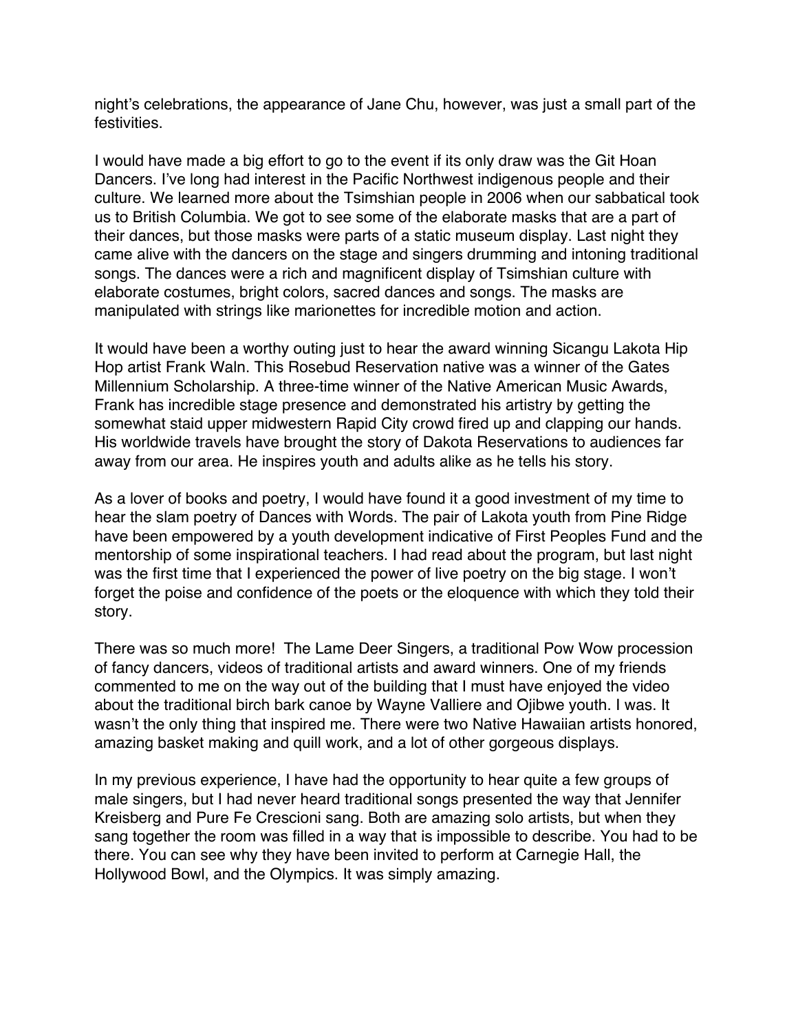night's celebrations, the appearance of Jane Chu, however, was just a small part of the festivities.

I would have made a big effort to go to the event if its only draw was the Git Hoan Dancers. I've long had interest in the Pacific Northwest indigenous people and their culture. We learned more about the Tsimshian people in 2006 when our sabbatical took us to British Columbia. We got to see some of the elaborate masks that are a part of their dances, but those masks were parts of a static museum display. Last night they came alive with the dancers on the stage and singers drumming and intoning traditional songs. The dances were a rich and magnificent display of Tsimshian culture with elaborate costumes, bright colors, sacred dances and songs. The masks are manipulated with strings like marionettes for incredible motion and action.

It would have been a worthy outing just to hear the award winning Sicangu Lakota Hip Hop artist Frank Waln. This Rosebud Reservation native was a winner of the Gates Millennium Scholarship. A three-time winner of the Native American Music Awards, Frank has incredible stage presence and demonstrated his artistry by getting the somewhat staid upper midwestern Rapid City crowd fired up and clapping our hands. His worldwide travels have brought the story of Dakota Reservations to audiences far away from our area. He inspires youth and adults alike as he tells his story.

As a lover of books and poetry, I would have found it a good investment of my time to hear the slam poetry of Dances with Words. The pair of Lakota youth from Pine Ridge have been empowered by a youth development indicative of First Peoples Fund and the mentorship of some inspirational teachers. I had read about the program, but last night was the first time that I experienced the power of live poetry on the big stage. I won't forget the poise and confidence of the poets or the eloquence with which they told their story.

There was so much more! The Lame Deer Singers, a traditional Pow Wow procession of fancy dancers, videos of traditional artists and award winners. One of my friends commented to me on the way out of the building that I must have enjoyed the video about the traditional birch bark canoe by Wayne Valliere and Ojibwe youth. I was. It wasn't the only thing that inspired me. There were two Native Hawaiian artists honored, amazing basket making and quill work, and a lot of other gorgeous displays.

In my previous experience, I have had the opportunity to hear quite a few groups of male singers, but I had never heard traditional songs presented the way that Jennifer Kreisberg and Pure Fe Crescioni sang. Both are amazing solo artists, but when they sang together the room was filled in a way that is impossible to describe. You had to be there. You can see why they have been invited to perform at Carnegie Hall, the Hollywood Bowl, and the Olympics. It was simply amazing.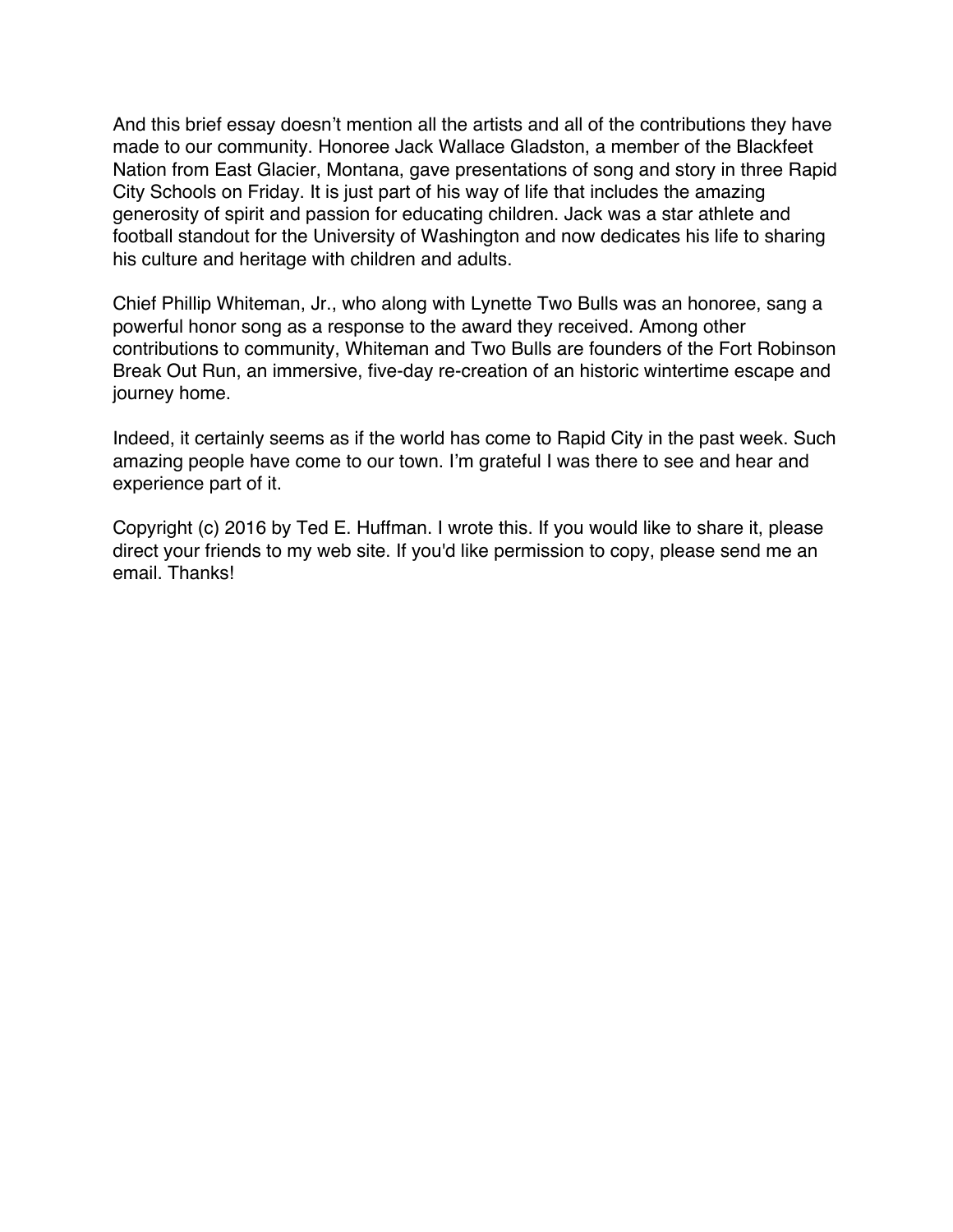And this brief essay doesn't mention all the artists and all of the contributions they have made to our community. Honoree Jack Wallace Gladston, a member of the Blackfeet Nation from East Glacier, Montana, gave presentations of song and story in three Rapid City Schools on Friday. It is just part of his way of life that includes the amazing generosity of spirit and passion for educating children. Jack was a star athlete and football standout for the University of Washington and now dedicates his life to sharing his culture and heritage with children and adults.

Chief Phillip Whiteman, Jr., who along with Lynette Two Bulls was an honoree, sang a powerful honor song as a response to the award they received. Among other contributions to community, Whiteman and Two Bulls are founders of the Fort Robinson Break Out Run, an immersive, five-day re-creation of an historic wintertime escape and journey home.

Indeed, it certainly seems as if the world has come to Rapid City in the past week. Such amazing people have come to our town. I'm grateful I was there to see and hear and experience part of it.

Copyright (c) 2016 by Ted E. Huffman. I wrote this. If you would like to share it, please direct your friends to my web site. If you'd like permission to copy, please send me an email. Thanks!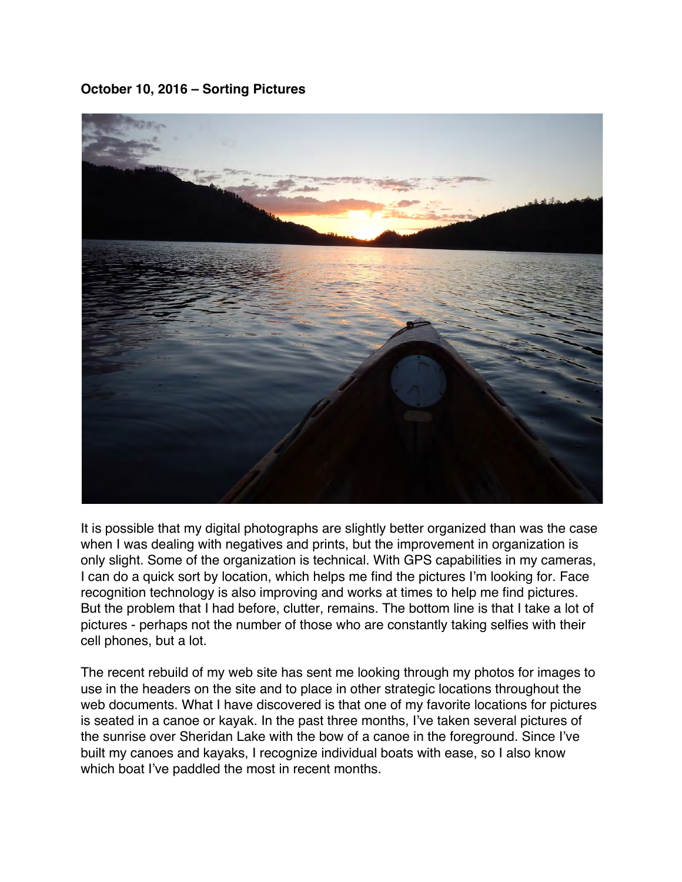**October 10, 2016 – Sorting Pictures**

It is possible that my digital photographs are slightly better organized than was the case when I was dealing with negatives and prints, but the improvement in organization is only slight. Some of the organization is technical. With GPS capabilities in my cameras, I can do a quick sort by location, which helps me find the pictures I'm looking for. Face recognition technology is also improving and works at times to help me find pictures. But the problem that I had before, clutter, remains. The bottom line is that I take a lot of pictures - perhaps not the number of those who are constantly taking selfies with their cell phones, but a lot.

The recent rebuild of my web site has sent me looking through my photos for images to use in the headers on the site and to place in other strategic locations throughout the web documents. What I have discovered is that one of my favorite locations for pictures is seated in a canoe or kayak. In the past three months, I've taken several pictures of the sunrise over Sheridan Lake with the bow of a canoe in the foreground. Since I've built my canoes and kayaks, I recognize individual boats with ease, so I also know which boat I've paddled the most in recent months.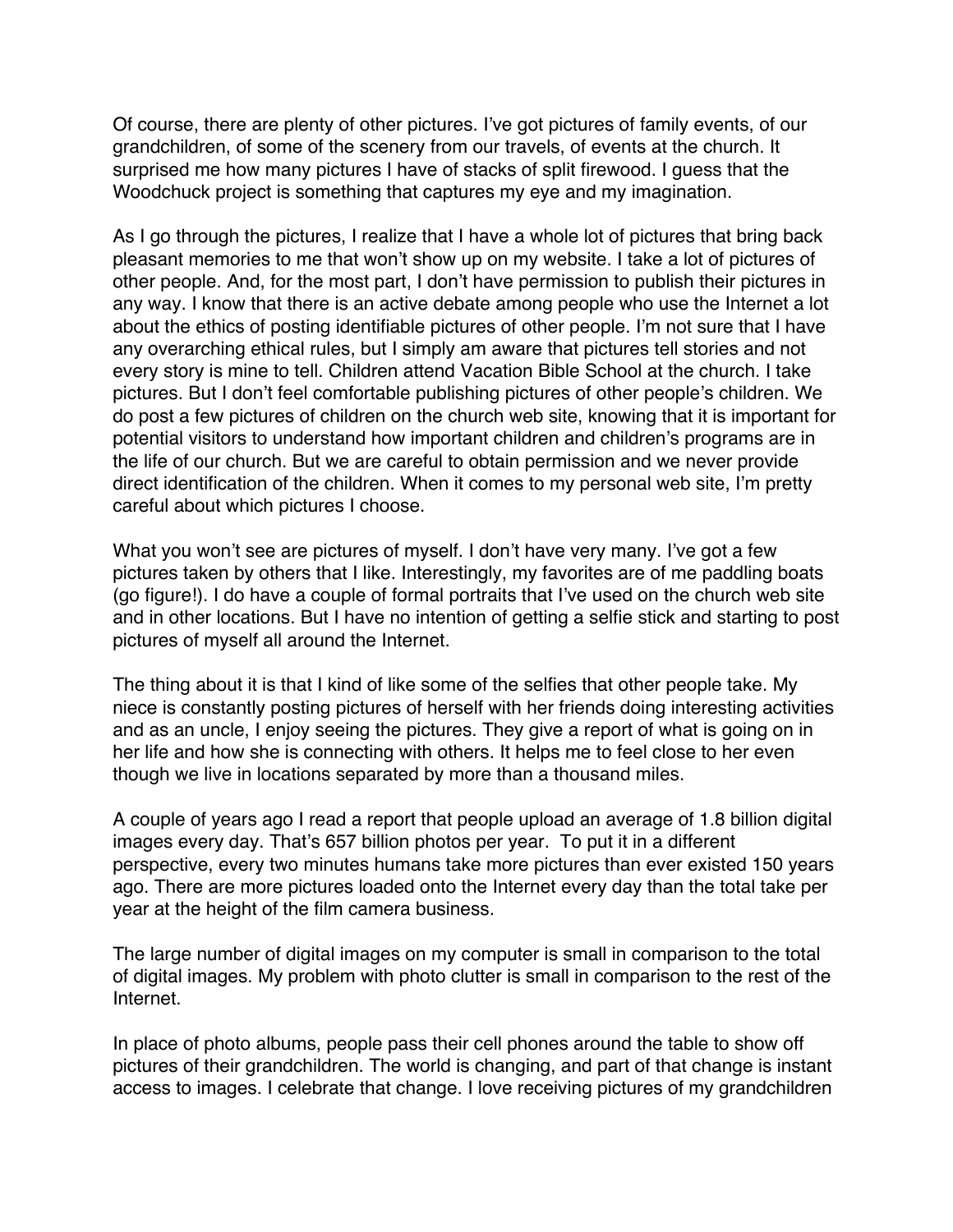Of course, there are plenty of other pictures. I've got pictures of family events, of our grandchildren, of some of the scenery from our travels, of events at the church. It surprised me how many pictures I have of stacks of split firewood. I guess that the Woodchuck project is something that captures my eye and my imagination.

As I go through the pictures, I realize that I have a whole lot of pictures that bring back pleasant memories to me that won't show up on my website. I take a lot of pictures of other people. And, for the most part, I don't have permission to publish their pictures in any way. I know that there is an active debate among people who use the Internet a lot about the ethics of posting identifiable pictures of other people. I'm not sure that I have any overarching ethical rules, but I simply am aware that pictures tell stories and not every story is mine to tell. Children attend Vacation Bible School at the church. I take pictures. But I don't feel comfortable publishing pictures of other people's children. We do post a few pictures of children on the church web site, knowing that it is important for potential visitors to understand how important children and children's programs are in the life of our church. But we are careful to obtain permission and we never provide direct identification of the children. When it comes to my personal web site, I'm pretty careful about which pictures I choose.

What you won't see are pictures of myself. I don't have very many. I've got a few pictures taken by others that I like. Interestingly, my favorites are of me paddling boats (go figure!). I do have a couple of formal portraits that I've used on the church web site and in other locations. But I have no intention of getting a selfie stick and starting to post pictures of myself all around the Internet.

The thing about it is that I kind of like some of the selfies that other people take. My niece is constantly posting pictures of herself with her friends doing interesting activities and as an uncle, I enjoy seeing the pictures. They give a report of what is going on in her life and how she is connecting with others. It helps me to feel close to her even though we live in locations separated by more than a thousand miles.

A couple of years ago I read a report that people upload an average of 1.8 billion digital images every day. That's 657 billion photos per year. To put it in a different perspective, every two minutes humans take more pictures than ever existed 150 years ago. There are more pictures loaded onto the Internet every day than the total take per year at the height of the film camera business.

The large number of digital images on my computer is small in comparison to the total of digital images. My problem with photo clutter is small in comparison to the rest of the Internet.

In place of photo albums, people pass their cell phones around the table to show off pictures of their grandchildren. The world is changing, and part of that change is instant access to images. I celebrate that change. I love receiving pictures of my grandchildren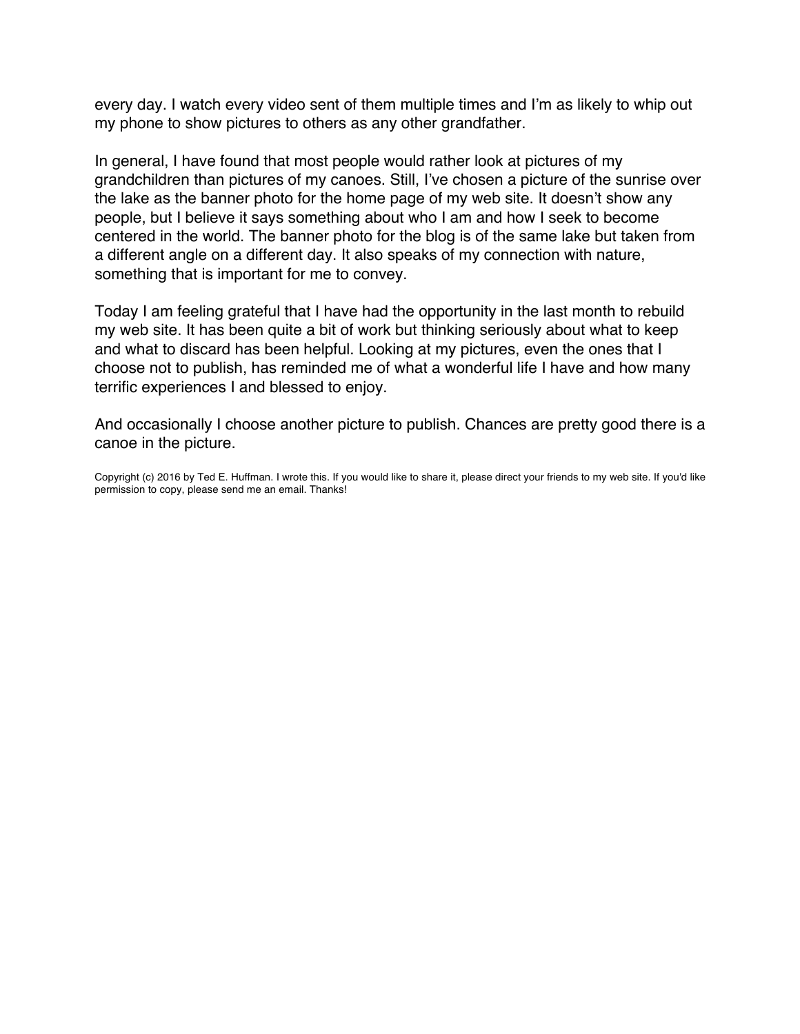every day. I watch every video sent of them multiple times and I'm as likely to whip out my phone to show pictures to others as any other grandfather.

In general, I have found that most people would rather look at pictures of my grandchildren than pictures of my canoes. Still, I've chosen a picture of the sunrise over the lake as the banner photo for the home page of my web site. It doesn't show any people, but I believe it says something about who I am and how I seek to become centered in the world. The banner photo for the blog is of the same lake but taken from a different angle on a different day. It also speaks of my connection with nature, something that is important for me to convey.

Today I am feeling grateful that I have had the opportunity in the last month to rebuild my web site. It has been quite a bit of work but thinking seriously about what to keep and what to discard has been helpful. Looking at my pictures, even the ones that I choose not to publish, has reminded me of what a wonderful life I have and how many terrific experiences I and blessed to enjoy.

And occasionally I choose another picture to publish. Chances are pretty good there is a canoe in the picture.

Copyright (c) 2016 by Ted E. Huffman. I wrote this. If you would like to share it, please direct your friends to my web site. If you'd like permission to copy, please send me an email. Thanks!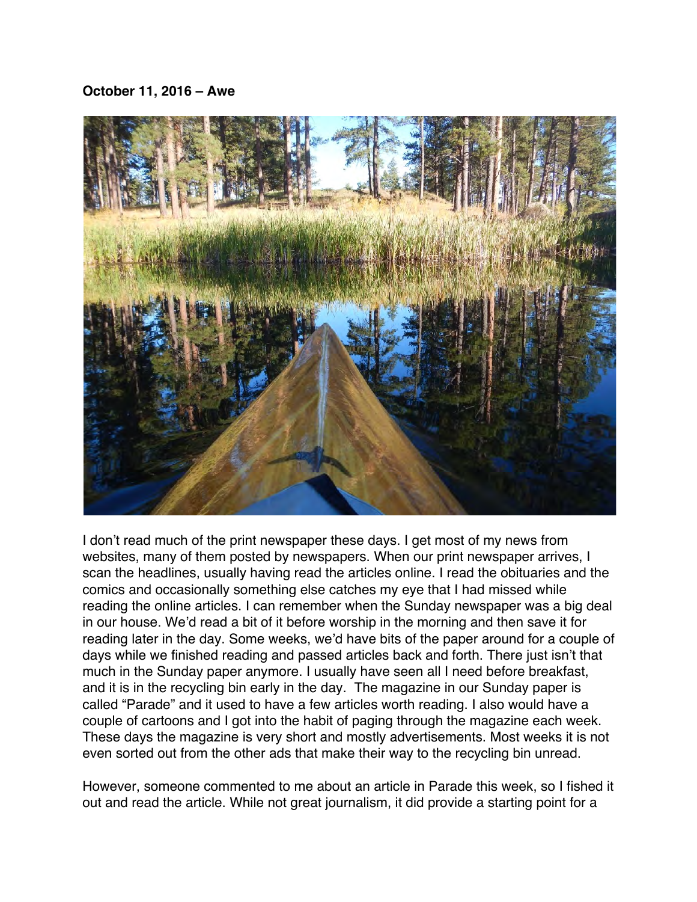**October 11, 2016 – Awe**

I don't read much of the print newspaper these days. I get most of my news from websites, many of them posted by newspapers. When our print newspaper arrives, I scan the headlines, usually having read the articles online. I read the obituaries and the comics and occasionally something else catches my eye that I had missed while reading the online articles. I can remember when the Sunday newspaper was a big deal in our house. We'd read a bit of it before worship in the morning and then save it for reading later in the day. Some weeks, we'd have bits of the paper around for a couple of days while we finished reading and passed articles back and forth. There just isn't that much in the Sunday paper anymore. I usually have seen all I need before breakfast, and it is in the recycling bin early in the day. The magazine in our Sunday paper is called "Parade" and it used to have a few articles worth reading. I also would have a couple of cartoons and I got into the habit of paging through the magazine each week. These days the magazine is very short and mostly advertisements. Most weeks it is not even sorted out from the other ads that make their way to the recycling bin unread.

However, someone commented to me about an article in Parade this week, so I fished it out and read the article. While not great journalism, it did provide a starting point for a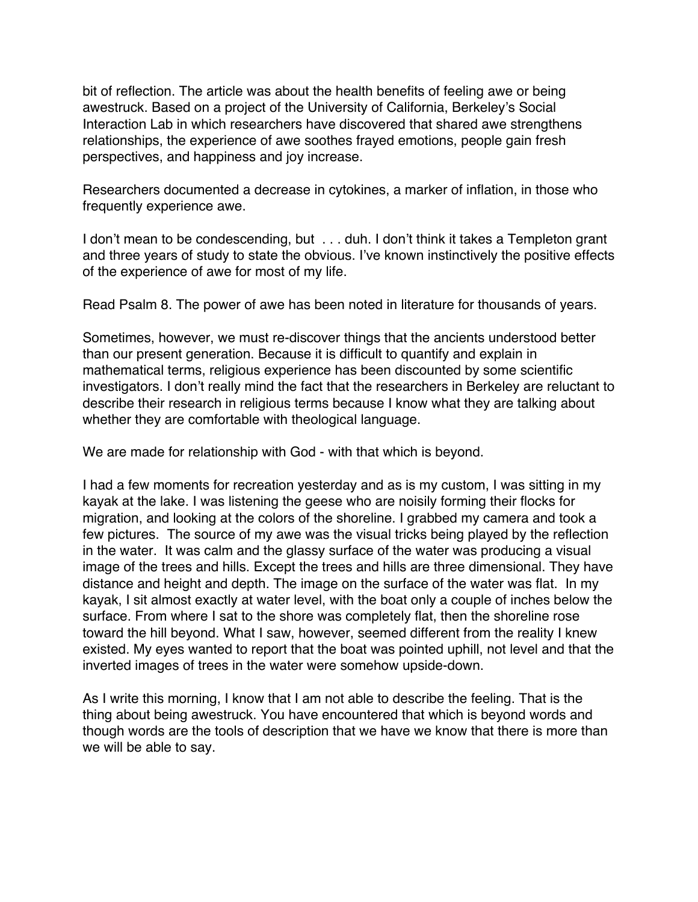bit of reflection. The article was about the health benefits of feeling awe or being awestruck. Based on a project of the University of California, Berkeley's Social Interaction Lab in which researchers have discovered that shared awe strengthens relationships, the experience of awe soothes frayed emotions, people gain fresh perspectives, and happiness and joy increase.

Researchers documented a decrease in cytokines, a marker of inflation, in those who frequently experience awe.

I don't mean to be condescending, but . . . duh. I don't think it takes a Templeton grant and three years of study to state the obvious. I've known instinctively the positive effects of the experience of awe for most of my life.

Read Psalm 8. The power of awe has been noted in literature for thousands of years.

Sometimes, however, we must re-discover things that the ancients understood better than our present generation. Because it is difficult to quantify and explain in mathematical terms, religious experience has been discounted by some scientific investigators. I don't really mind the fact that the researchers in Berkeley are reluctant to describe their research in religious terms because I know what they are talking about whether they are comfortable with theological language.

We are made for relationship with God - with that which is beyond.

I had a few moments for recreation yesterday and as is my custom, I was sitting in my kayak at the lake. I was listening the geese who are noisily forming their flocks for migration, and looking at the colors of the shoreline. I grabbed my camera and took a few pictures. The source of my awe was the visual tricks being played by the reflection in the water. It was calm and the glassy surface of the water was producing a visual image of the trees and hills. Except the trees and hills are three dimensional. They have distance and height and depth. The image on the surface of the water was flat. In my kayak, I sit almost exactly at water level, with the boat only a couple of inches below the surface. From where I sat to the shore was completely flat, then the shoreline rose toward the hill beyond. What I saw, however, seemed different from the reality I knew existed. My eyes wanted to report that the boat was pointed uphill, not level and that the inverted images of trees in the water were somehow upside-down.

As I write this morning, I know that I am not able to describe the feeling. That is the thing about being awestruck. You have encountered that which is beyond words and though words are the tools of description that we have we know that there is more than we will be able to say.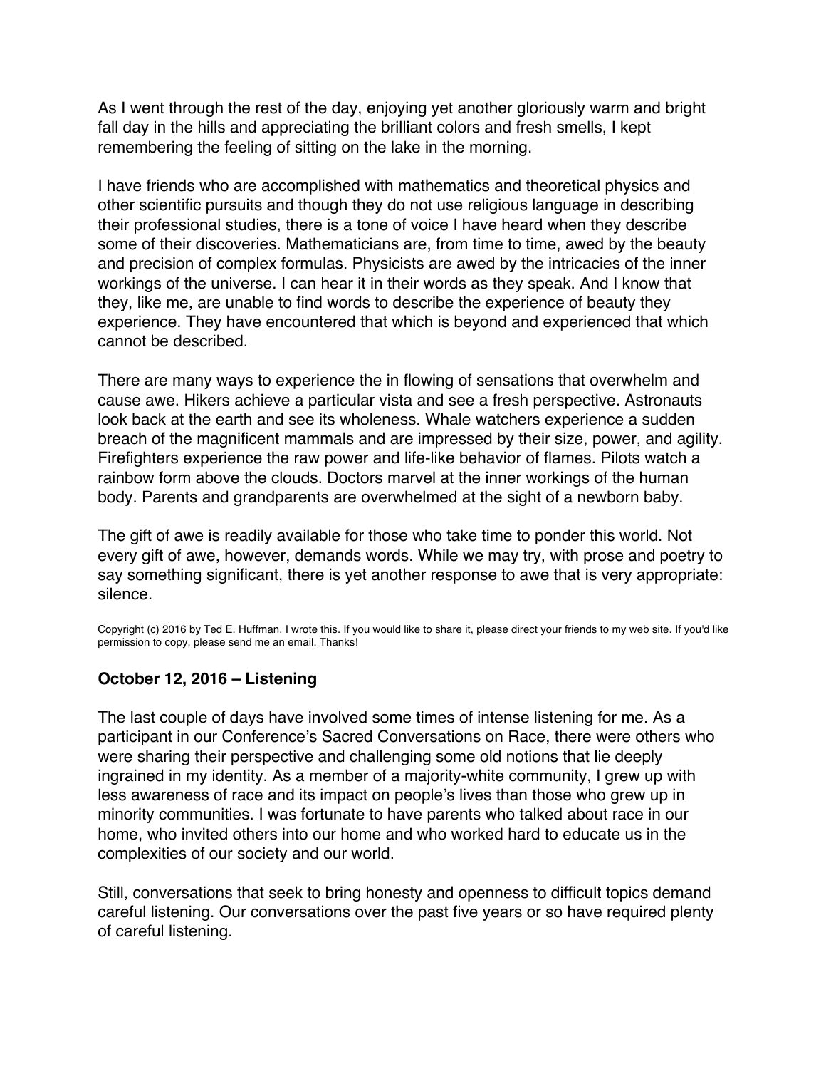As I went through the rest of the day, enjoying yet another gloriously warm and bright fall day in the hills and appreciating the brilliant colors and fresh smells, I kept remembering the feeling of sitting on the lake in the morning.

I have friends who are accomplished with mathematics and theoretical physics and other scientific pursuits and though they do not use religious language in describing their professional studies, there is a tone of voice I have heard when they describe some of their discoveries. Mathematicians are, from time to time, awed by the beauty and precision of complex formulas. Physicists are awed by the intricacies of the inner workings of the universe. I can hear it in their words as they speak. And I know that they, like me, are unable to find words to describe the experience of beauty they experience. They have encountered that which is beyond and experienced that which cannot be described.

There are many ways to experience the in flowing of sensations that overwhelm and cause awe. Hikers achieve a particular vista and see a fresh perspective. Astronauts look back at the earth and see its wholeness. Whale watchers experience a sudden breach of the magnificent mammals and are impressed by their size, power, and agility. Firefighters experience the raw power and life-like behavior of flames. Pilots watch a rainbow form above the clouds. Doctors marvel at the inner workings of the human body. Parents and grandparents are overwhelmed at the sight of a newborn baby.

The gift of awe is readily available for those who take time to ponder this world. Not every gift of awe, however, demands words. While we may try, with prose and poetry to say something significant, there is yet another response to awe that is very appropriate: silence.

Copyright (c) 2016 by Ted E. Huffman. I wrote this. If you would like to share it, please direct your friends to my web site. If you'd like permission to copy, please send me an email. Thanks!

## October 12, 2016 – Listening

The last couple of days have involved some times of intense listening for me. As a participant in our Conference's Sacred Conversations on Race, there were others who were sharing their perspective and challenging some old notions that lie deeply ingrained in my identity. As a member of a majority-white community, I grew up with less awareness of race and its impact on people's lives than those who grew up in minority communities. I was fortunate to have parents who talked about race in our home, who invited others into our home and who worked hard to educate us in the complexities of our society and our world.

Still, conversations that seek to bring honesty and openness to difficult topics demand careful listening. Our conversations over the past five years or so have required plenty of careful listening.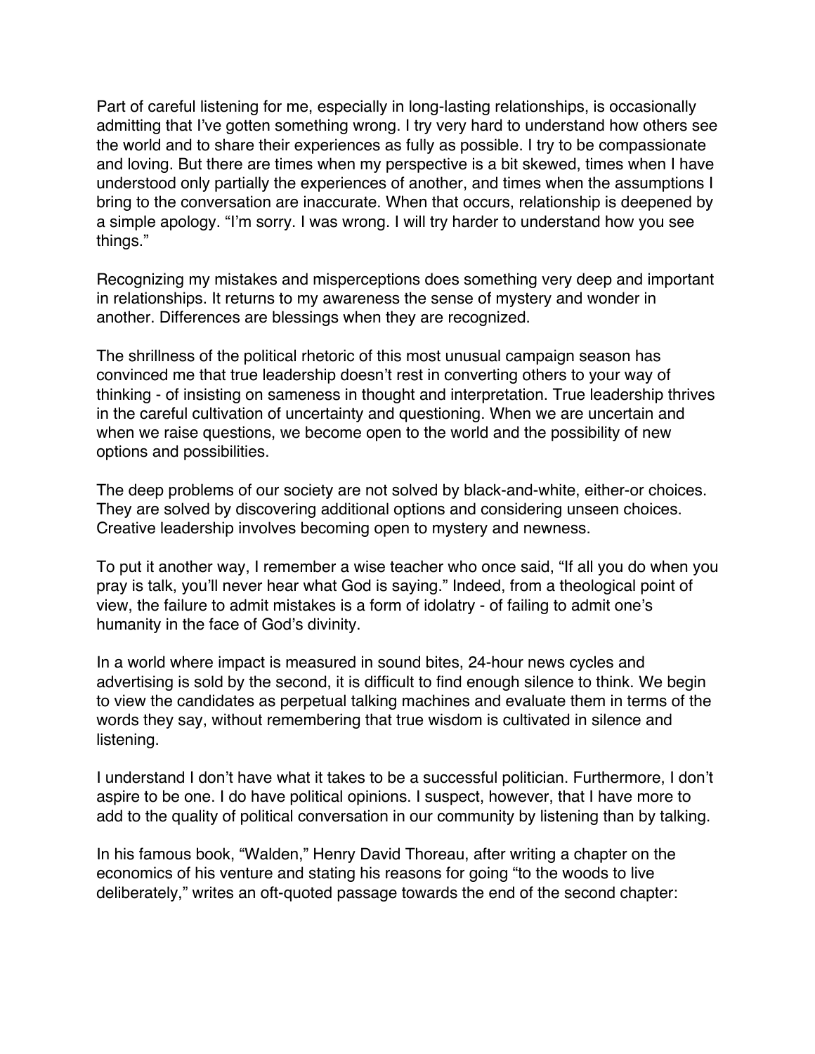Part of careful listening for me, especially in long-lasting relationships, is occasionally admitting that I've gotten something wrong. I try very hard to understand how others see the world and to share their experiences as fully as possible. I try to be compassionate and loving. But there are times when my perspective is a bit skewed, times when I have understood only partially the experiences of another, and times when the assumptions I bring to the conversation are inaccurate. When that occurs, relationship is deepened by a simple apology. "I'm sorry. I was wrong. I will try harder to understand how you see things."

Recognizing my mistakes and misperceptions does something very deep and important in relationships. It returns to my awareness the sense of mystery and wonder in another. Differences are blessings when they are recognized.

The shrillness of the political rhetoric of this most unusual campaign season has convinced me that true leadership doesn't rest in converting others to your way of thinking - of insisting on sameness in thought and interpretation. True leadership thrives in the careful cultivation of uncertainty and questioning. When we are uncertain and when we raise questions, we become open to the world and the possibility of new options and possibilities.

The deep problems of our society are not solved by black-and-white, either-or choices. They are solved by discovering additional options and considering unseen choices. Creative leadership involves becoming open to mystery and newness.

To put it another way, I remember a wise teacher who once said, "If all you do when you pray is talk, you'll never hear what God is saying." Indeed, from a theological point of view, the failure to admit mistakes is a form of idolatry - of failing to admit one's humanity in the face of God's divinity.

In a world where impact is measured in sound bites, 24-hour news cycles and advertising is sold by the second, it is difficult to find enough silence to think. We begin to view the candidates as perpetual talking machines and evaluate them in terms of the words they say, without remembering that true wisdom is cultivated in silence and listening.

I understand I don't have what it takes to be a successful politician. Furthermore, I don't aspire to be one. I do have political opinions. I suspect, however, that I have more to add to the quality of political conversation in our community by listening than by talking.

In his famous book, "Walden," Henry David Thoreau, after writing a chapter on the economics of his venture and stating his reasons for going "to the woods to live deliberately," writes an oft-quoted passage towards the end of the second chapter: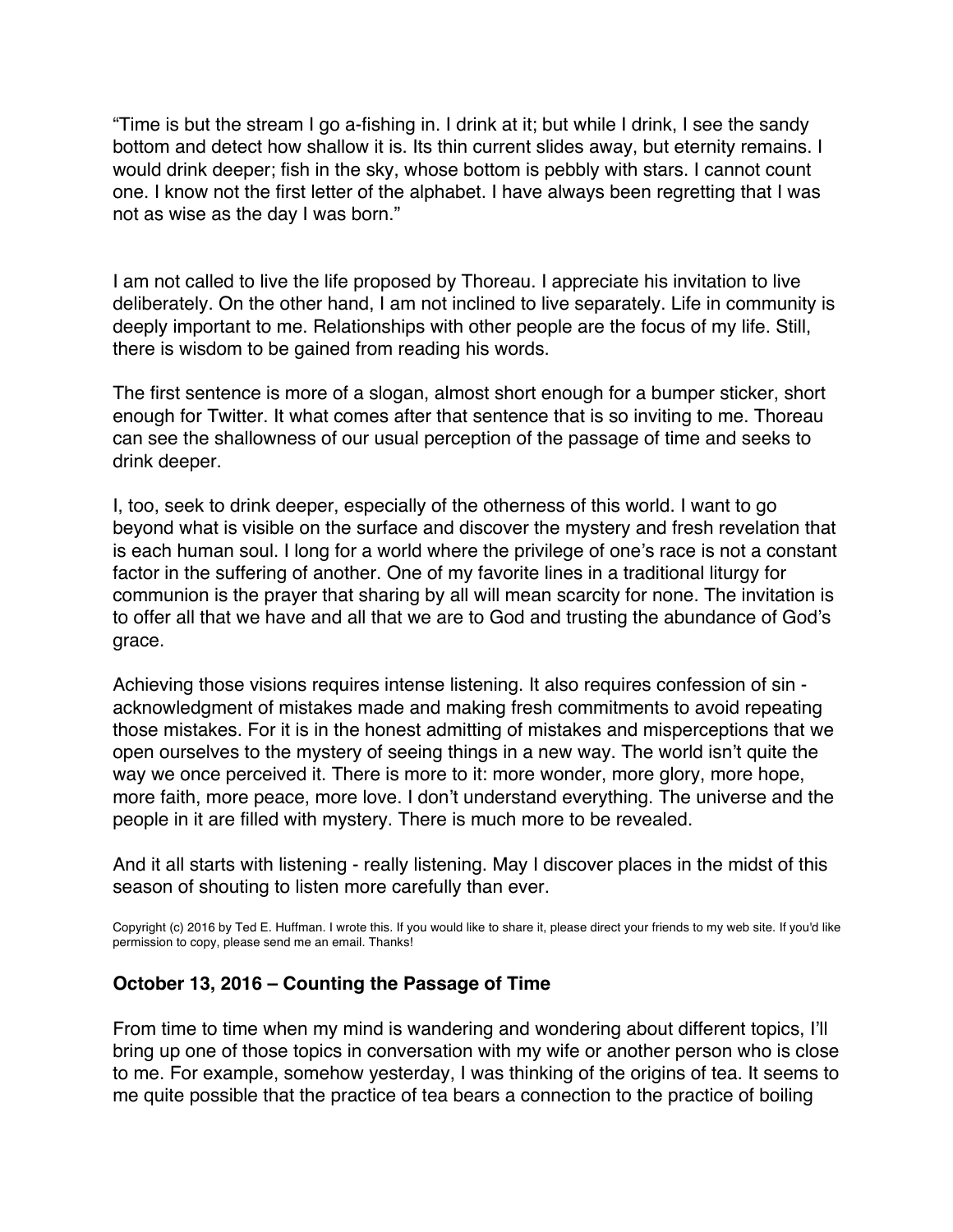“Time is but the stream I go a-fishing in. I drink at it; but while I drink, I see the sandy bottom and detect how shallow it is. Its thin current slides away, but eternity remains. I would drink deeper; fish in the sky, whose bottom is pebbly with stars. I cannot count one. I know not the first letter of the alphabet. I have always been regretting that I was not as wise as the day I was born.”

I am not called to live the life proposed by Thoreau. I appreciate his invitation to live deliberately. On the other hand, I am not inclined to live separately. Life in community is deeply important to me. Relationships with other people are the focus of my life. Still, there is wisdom to be gained from reading his words.

The first sentence is more of a slogan, almost short enough for a bumper sticker, short enough for Twitter. It what comes after that sentence that is so inviting to me. Thoreau can see the shallowness of our usual perception of the passage of time and seeks to drink deeper.

I, too, seek to drink deeper, especially of the otherness of this world. I want to go beyond what is visible on the surface and discover the mystery and fresh revelation that is each human soul. I long for a world where the privilege of one’s race is not a constant factor in the suffering of another. One of my favorite lines in a traditional liturgy for communion is the prayer that sharing by all will mean scarcity for none. The invitation is to offer all that we have and all that we are to God and trusting the abundance of God’s grace.

Achieving those visions requires intense listening. It also requires confession of sin - acknowledgment of mistakes made and making fresh commitments to avoid repeating those mistakes. For it is in the honest admitting of mistakes and misperceptions that we open ourselves to the mystery of seeing things in a new way. The world isn’t quite the way we once perceived it. There is more to it: more wonder, more glory, more hope, more faith, more peace, more love. I don’t understand everything. The universe and the people in it are filled with mystery. There is much more to be revealed.

And it all starts with listening - really listening. May I discover places in the midst of this season of shouting to listen more carefully than ever.

Copyright (c) 2016 by Ted E. Huffman. I wrote this. If you would like to share it, please direct your friends to my web site. If you'd like permission to copy, please send me an email. Thanks!

### October 13, 2016 – Counting the Passage of Time

From time to time when my mind is wandering and wondering about different topics, I’ll bring up one of those topics in conversation with my wife or another person who is close to me. For example, somehow yesterday, I was thinking of the origins of tea. It seems to me quite possible that the practice of tea bears a connection to the practice of boiling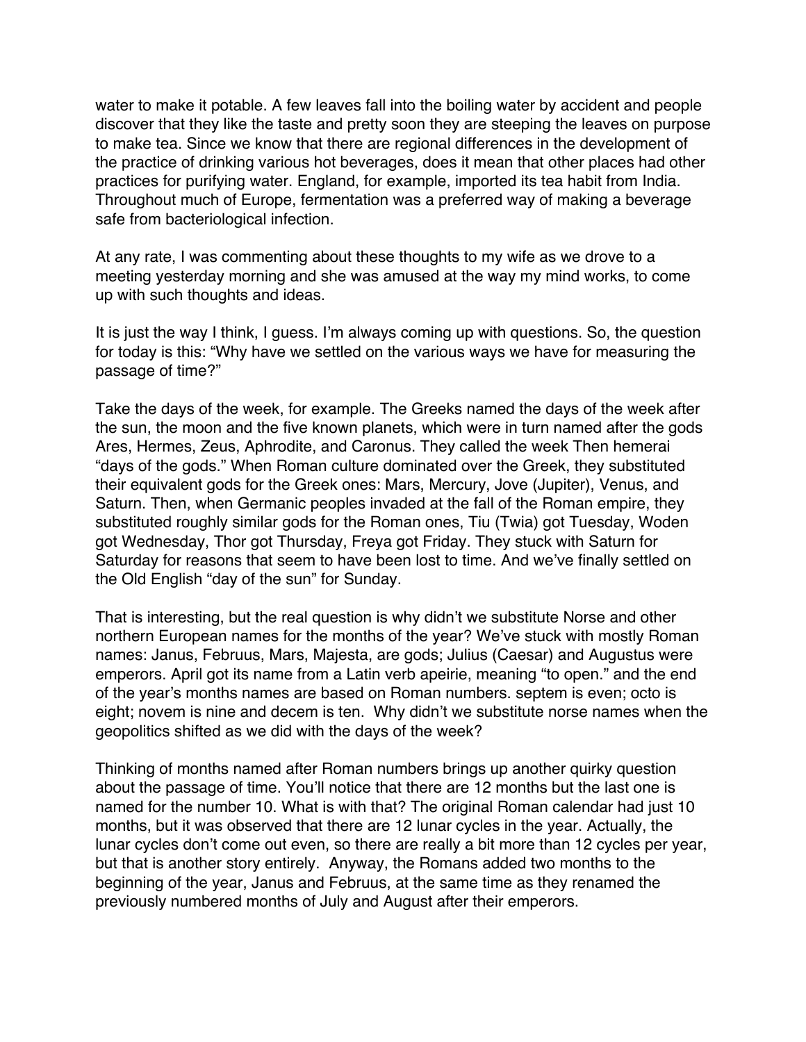water to make it potable. A few leaves fall into the boiling water by accident and people discover that they like the taste and pretty soon they are steeping the leaves on purpose to make tea. Since we know that there are regional differences in the development of the practice of drinking various hot beverages, does it mean that other places had other practices for purifying water. England, for example, imported its tea habit from India. Throughout much of Europe, fermentation was a preferred way of making a beverage safe from bacteriological infection.

At any rate, I was commenting about these thoughts to my wife as we drove to a meeting yesterday morning and she was amused at the way my mind works, to come up with such thoughts and ideas.

It is just the way I think, I guess. I'm always coming up with questions. So, the question for today is this: "Why have we settled on the various ways we have for measuring the passage of time?"

Take the days of the week, for example. The Greeks named the days of the week after the sun, the moon and the five known planets, which were in turn named after the gods Ares, Hermes, Zeus, Aphrodite, and Caronus. They called the week Then hemerai "days of the gods." When Roman culture dominated over the Greek, they substituted their equivalent gods for the Greek ones: Mars, Mercury, Jove (Jupiter), Venus, and Saturn. Then, when Germanic peoples invaded at the fall of the Roman empire, they substituted roughly similar gods for the Roman ones, Tiu (Twia) got Tuesday, Woden got Wednesday, Thor got Thursday, Freya got Friday. They stuck with Saturn for Saturday for reasons that seem to have been lost to time. And we've finally settled on the Old English "day of the sun" for Sunday.

That is interesting, but the real question is why didn't we substitute Norse and other northern European names for the months of the year? We've stuck with mostly Roman names: Janus, Februus, Mars, Majesta, are gods; Julius (Caesar) and Augustus were emperors. April got its name from a Latin verb apeirie, meaning "to open." and the end of the year's months names are based on Roman numbers. septem is even; octo is eight; novem is nine and decem is ten. Why didn't we substitute norse names when the geopolitics shifted as we did with the days of the week?

Thinking of months named after Roman numbers brings up another quirky question about the passage of time. You'll notice that there are 12 months but the last one is named for the number 10. What is with that? The original Roman calendar had just 10 months, but it was observed that there are 12 lunar cycles in the year. Actually, the lunar cycles don't come out even, so there are really a bit more than 12 cycles per year, but that is another story entirely. Anyway, the Romans added two months to the beginning of the year, Janus and Februus, at the same time as they renamed the previously numbered months of July and August after their emperors.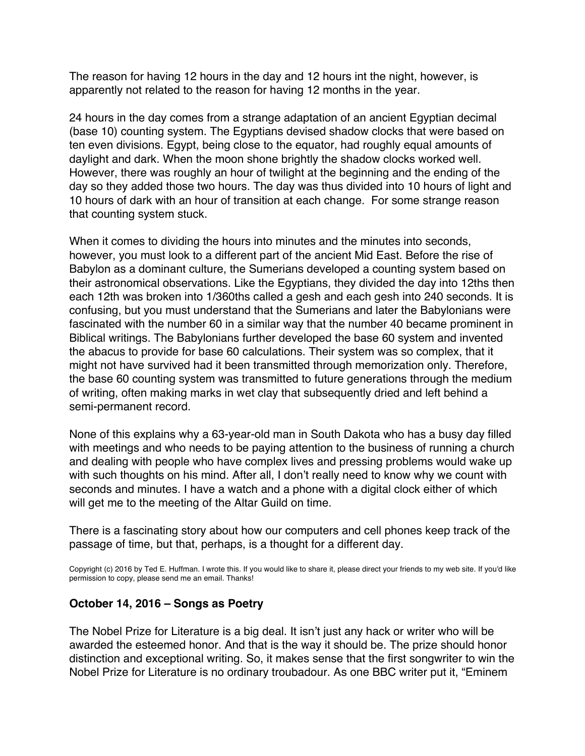The reason for having 12 hours in the day and 12 hours int the night, however, is apparently not related to the reason for having 12 months in the year.

24 hours in the day comes from a strange adaptation of an ancient Egyptian decimal (base 10) counting system. The Egyptians devised shadow clocks that were based on ten even divisions. Egypt, being close to the equator, had roughly equal amounts of daylight and dark. When the moon shone brightly the shadow clocks worked well. However, there was roughly an hour of twilight at the beginning and the ending of the day so they added those two hours. The day was thus divided into 10 hours of light and 10 hours of dark with an hour of transition at each change. For some strange reason that counting system stuck.

When it comes to dividing the hours into minutes and the minutes into seconds, however, you must look to a different part of the ancient Mid East. Before the rise of Babylon as a dominant culture, the Sumerians developed a counting system based on their astronomical observations. Like the Egyptians, they divided the day into 12ths then each 12th was broken into 1/360ths called a gesh and each gesh into 240 seconds. It is confusing, but you must understand that the Sumerians and later the Babylonians were fascinated with the number 60 in a similar way that the number 40 became prominent in Biblical writings. The Babylonians further developed the base 60 system and invented the abacus to provide for base 60 calculations. Their system was so complex, that it might not have survived had it been transmitted through memorization only. Therefore, the base 60 counting system was transmitted to future generations through the medium of writing, often making marks in wet clay that subsequently dried and left behind a semi-permanent record.

None of this explains why a 63-year-old man in South Dakota who has a busy day filled with meetings and who needs to be paying attention to the business of running a church and dealing with people who have complex lives and pressing problems would wake up with such thoughts on his mind. After all, I don't really need to know why we count with seconds and minutes. I have a watch and a phone with a digital clock either of which will get me to the meeting of the Altar Guild on time.

There is a fascinating story about how our computers and cell phones keep track of the passage of time, but that, perhaps, is a thought for a different day.

Copyright (c) 2016 by Ted E. Huffman. I wrote this. If you would like to share it, please direct your friends to my web site. If you'd like permission to copy, please send me an email. Thanks!

### October 14, 2016 – Songs as Poetry

The Nobel Prize for Literature is a big deal. It isn't just any hack or writer who will be awarded the esteemed honor. And that is the way it should be. The prize should honor distinction and exceptional writing. So, it makes sense that the first songwriter to win the Nobel Prize for Literature is no ordinary troubadour. As one BBC writer put it, "Eminem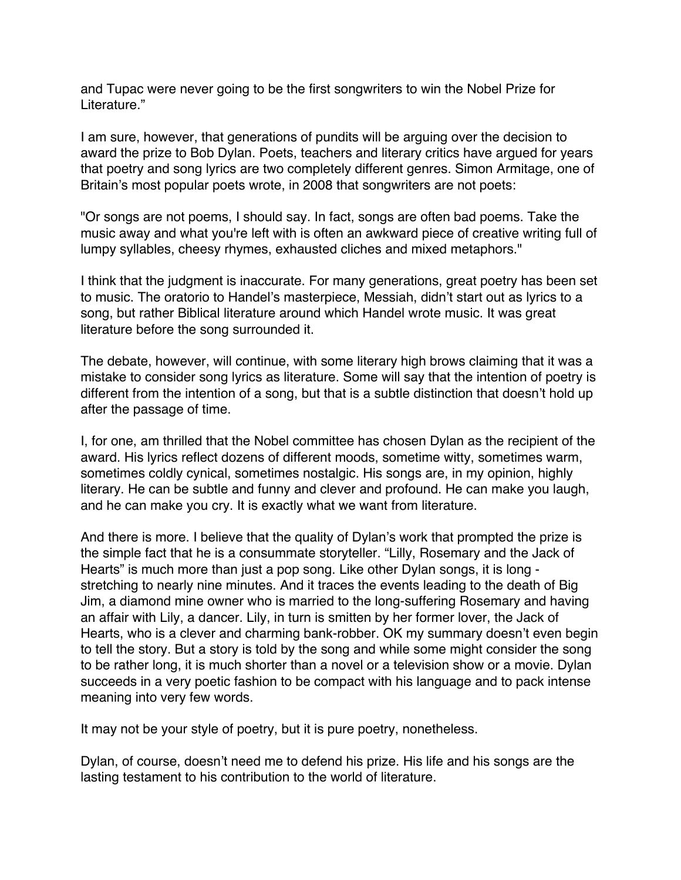and Tupac were never going to be the first songwriters to win the Nobel Prize for Literature."

I am sure, however, that generations of pundits will be arguing over the decision to award the prize to Bob Dylan. Poets, teachers and literary critics have argued for years that poetry and song lyrics are two completely different genres. Simon Armitage, one of Britain's most popular poets wrote, in 2008 that songwriters are not poets:

"Or songs are not poems, I should say. In fact, songs are often bad poems. Take the music away and what you're left with is often an awkward piece of creative writing full of lumpy syllables, cheesy rhymes, exhausted cliches and mixed metaphors."

I think that the judgment is inaccurate. For many generations, great poetry has been set to music. The oratorio to Handel's masterpiece, Messiah, didn't start out as lyrics to a song, but rather Biblical literature around which Handel wrote music. It was great literature before the song surrounded it.

The debate, however, will continue, with some literary high brows claiming that it was a mistake to consider song lyrics as literature. Some will say that the intention of poetry is different from the intention of a song, but that is a subtle distinction that doesn't hold up after the passage of time.

I, for one, am thrilled that the Nobel committee has chosen Dylan as the recipient of the award. His lyrics reflect dozens of different moods, sometime witty, sometimes warm, sometimes coldly cynical, sometimes nostalgic. His songs are, in my opinion, highly literary. He can be subtle and funny and clever and profound. He can make you laugh, and he can make you cry. It is exactly what we want from literature.

And there is more. I believe that the quality of Dylan's work that prompted the prize is the simple fact that he is a consummate storyteller. "Lilly, Rosemary and the Jack of Hearts" is much more than just a pop song. Like other Dylan songs, it is long - stretching to nearly nine minutes. And it traces the events leading to the death of Big Jim, a diamond mine owner who is married to the long-suffering Rosemary and having an affair with Lily, a dancer. Lily, in turn is smitten by her former lover, the Jack of Hearts, who is a clever and charming bank-robber. OK my summary doesn't even begin to tell the story. But a story is told by the song and while some might consider the song to be rather long, it is much shorter than a novel or a television show or a movie. Dylan succeeds in a very poetic fashion to be compact with his language and to pack intense meaning into very few words.

It may not be your style of poetry, but it is pure poetry, nonetheless.

Dylan, of course, doesn't need me to defend his prize. His life and his songs are the lasting testament to his contribution to the world of literature.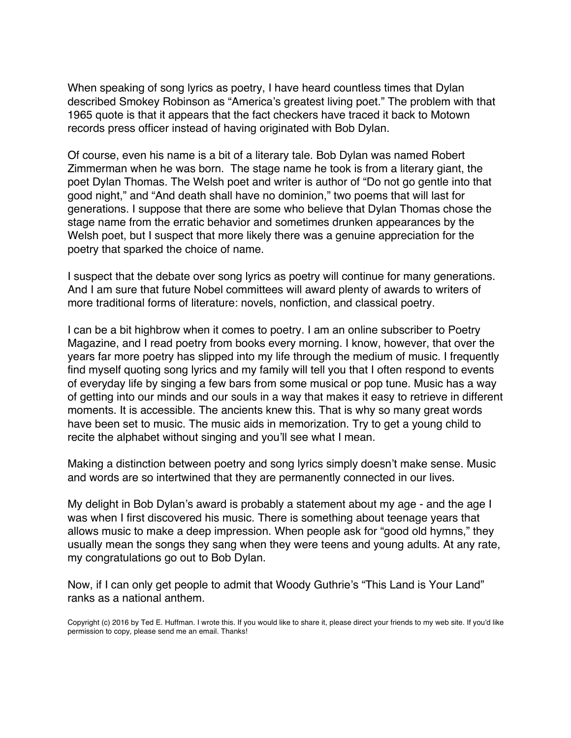When speaking of song lyrics as poetry, I have heard countless times that Dylan described Smokey Robinson as “America’s greatest living poet.” The problem with that 1965 quote is that it appears that the fact checkers have traced it back to Motown records press officer instead of having originated with Bob Dylan.

Of course, even his name is a bit of a literary tale. Bob Dylan was named Robert Zimmerman when he was born. The stage name he took is from a literary giant, the poet Dylan Thomas. The Welsh poet and writer is author of “Do not go gentle into that good night,” and “And death shall have no dominion,” two poems that will last for generations. I suppose that there are some who believe that Dylan Thomas chose the stage name from the erratic behavior and sometimes drunken appearances by the Welsh poet, but I suspect that more likely there was a genuine appreciation for the poetry that sparked the choice of name.

I suspect that the debate over song lyrics as poetry will continue for many generations. And I am sure that future Nobel committees will award plenty of awards to writers of more traditional forms of literature: novels, nonfiction, and classical poetry.

I can be a bit highbrow when it comes to poetry. I am an online subscriber to Poetry Magazine, and I read poetry from books every morning. I know, however, that over the years far more poetry has slipped into my life through the medium of music. I frequently find myself quoting song lyrics and my family will tell you that I often respond to events of everyday life by singing a few bars from some musical or pop tune. Music has a way of getting into our minds and our souls in a way that makes it easy to retrieve in different moments. It is accessible. The ancients knew this. That is why so many great words have been set to music. The music aids in memorization. Try to get a young child to recite the alphabet without singing and you’ll see what I mean.

Making a distinction between poetry and song lyrics simply doesn’t make sense. Music and words are so intertwined that they are permanently connected in our lives.

My delight in Bob Dylan’s award is probably a statement about my age - and the age I was when I first discovered his music. There is something about teenage years that allows music to make a deep impression. When people ask for “good old hymns,” they usually mean the songs they sang when they were teens and young adults. At any rate, my congratulations go out to Bob Dylan.

Now, if I can only get people to admit that Woody Guthrie’s “This Land is Your Land” ranks as a national anthem.

Copyright (c) 2016 by Ted E. Huffman. I wrote this. If you would like to share it, please direct your friends to my web site. If you'd like permission to copy, please send me an email. Thanks!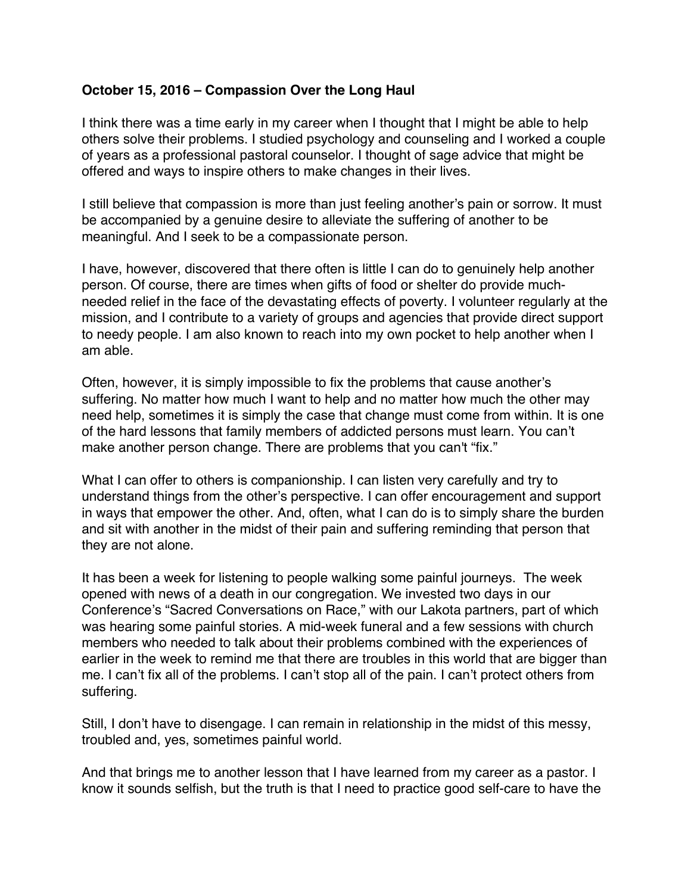**October 15, 2016 – Compassion Over the Long Haul**

I think there was a time early in my career when I thought that I might be able to help others solve their problems. I studied psychology and counseling and I worked a couple of years as a professional pastoral counselor. I thought of sage advice that might be offered and ways to inspire others to make changes in their lives.

I still believe that compassion is more than just feeling another's pain or sorrow. It must be accompanied by a genuine desire to alleviate the suffering of another to be meaningful. And I seek to be a compassionate person.

I have, however, discovered that there often is little I can do to genuinely help another person. Of course, there are times when gifts of food or shelter do provide much-needed relief in the face of the devastating effects of poverty. I volunteer regularly at the mission, and I contribute to a variety of groups and agencies that provide direct support to needy people. I am also known to reach into my own pocket to help another when I am able.

Often, however, it is simply impossible to fix the problems that cause another's suffering. No matter how much I want to help and no matter how much the other may need help, sometimes it is simply the case that change must come from within. It is one of the hard lessons that family members of addicted persons must learn. You can't make another person change. There are problems that you can't "fix."

What I can offer to others is companionship. I can listen very carefully and try to understand things from the other's perspective. I can offer encouragement and support in ways that empower the other. And, often, what I can do is to simply share the burden and sit with another in the midst of their pain and suffering reminding that person that they are not alone.

It has been a week for listening to people walking some painful journeys. The week opened with news of a death in our congregation. We invested two days in our Conference's "Sacred Conversations on Race," with our Lakota partners, part of which was hearing some painful stories. A mid-week funeral and a few sessions with church members who needed to talk about their problems combined with the experiences of earlier in the week to remind me that there are troubles in this world that are bigger than me. I can't fix all of the problems. I can't stop all of the pain. I can't protect others from suffering.

Still, I don't have to disengage. I can remain in relationship in the midst of this messy, troubled and, yes, sometimes painful world.

And that brings me to another lesson that I have learned from my career as a pastor. I know it sounds selfish, but the truth is that I need to practice good self-care to have the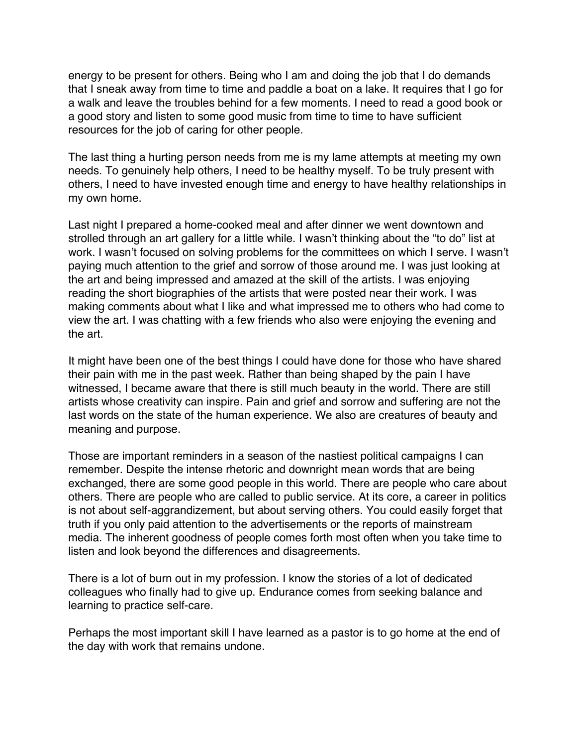energy to be present for others. Being who I am and doing the job that I do demands that I sneak away from time to time and paddle a boat on a lake. It requires that I go for a walk and leave the troubles behind for a few moments. I need to read a good book or a good story and listen to some good music from time to time to have sufficient resources for the job of caring for other people.

The last thing a hurting person needs from me is my lame attempts at meeting my own needs. To genuinely help others, I need to be healthy myself. To be truly present with others, I need to have invested enough time and energy to have healthy relationships in my own home.

Last night I prepared a home-cooked meal and after dinner we went downtown and strolled through an art gallery for a little while. I wasn't thinking about the "to do" list at work. I wasn't focused on solving problems for the committees on which I serve. I wasn't paying much attention to the grief and sorrow of those around me. I was just looking at the art and being impressed and amazed at the skill of the artists. I was enjoying reading the short biographies of the artists that were posted near their work. I was making comments about what I like and what impressed me to others who had come to view the art. I was chatting with a few friends who also were enjoying the evening and the art.

It might have been one of the best things I could have done for those who have shared their pain with me in the past week. Rather than being shaped by the pain I have witnessed, I became aware that there is still much beauty in the world. There are still artists whose creativity can inspire. Pain and grief and sorrow and suffering are not the last words on the state of the human experience. We also are creatures of beauty and meaning and purpose.

Those are important reminders in a season of the nastiest political campaigns I can remember. Despite the intense rhetoric and downright mean words that are being exchanged, there are some good people in this world. There are people who care about others. There are people who are called to public service. At its core, a career in politics is not about self-aggrandizement, but about serving others. You could easily forget that truth if you only paid attention to the advertisements or the reports of mainstream media. The inherent goodness of people comes forth most often when you take time to listen and look beyond the differences and disagreements.

There is a lot of burn out in my profession. I know the stories of a lot of dedicated colleagues who finally had to give up. Endurance comes from seeking balance and learning to practice self-care.

Perhaps the most important skill I have learned as a pastor is to go home at the end of the day with work that remains undone.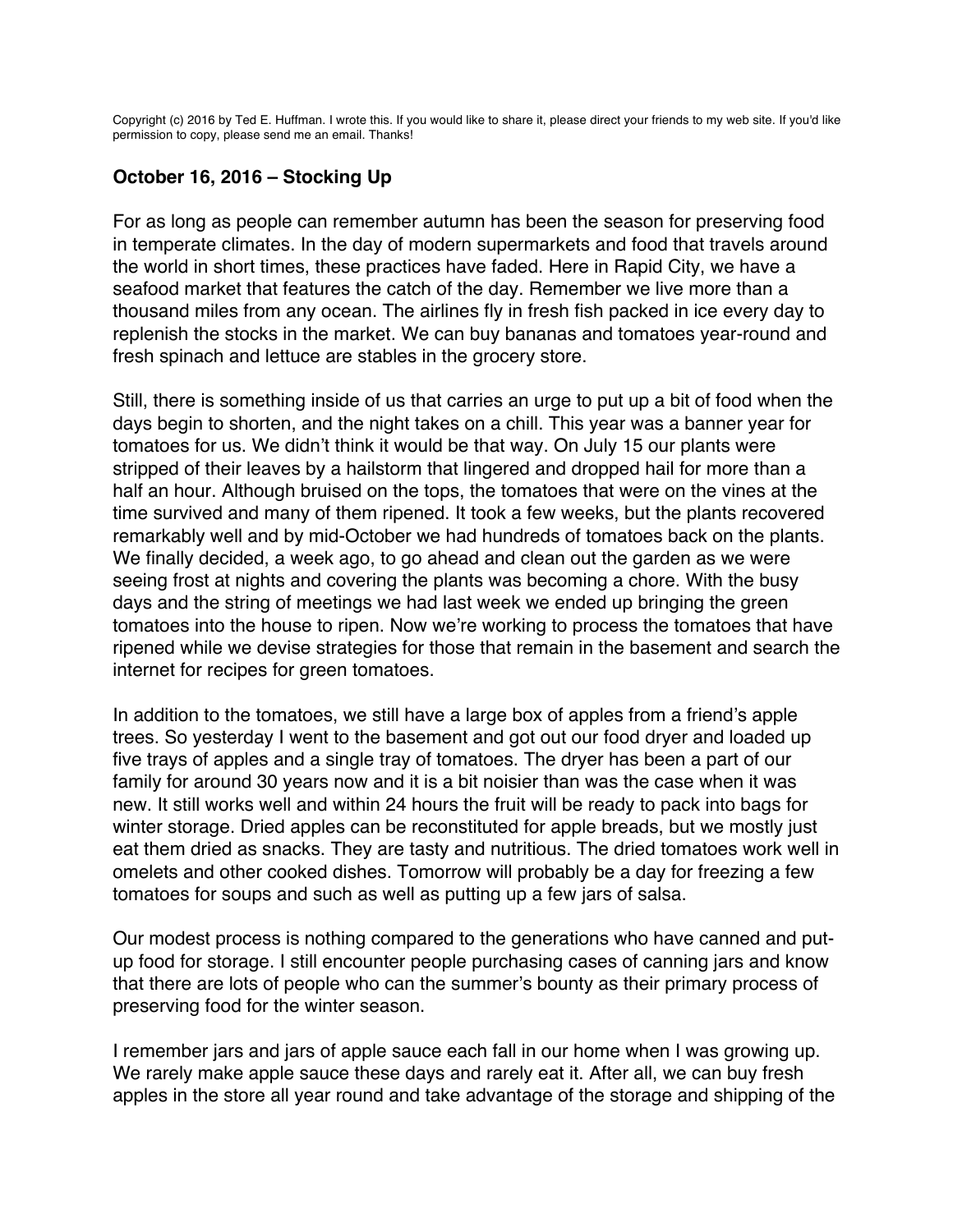Copyright (c) 2016 by Ted E. Huffman. I wrote this. If you would like to share it, please direct your friends to my web site. If you'd like permission to copy, please send me an email. Thanks!

## October 16, 2016 – Stocking Up

For as long as people can remember autumn has been the season for preserving food in temperate climates. In the day of modern supermarkets and food that travels around the world in short times, these practices have faded. Here in Rapid City, we have a seafood market that features the catch of the day. Remember we live more than a thousand miles from any ocean. The airlines fly in fresh fish packed in ice every day to replenish the stocks in the market. We can buy bananas and tomatoes year-round and fresh spinach and lettuce are stables in the grocery store.

Still, there is something inside of us that carries an urge to put up a bit of food when the days begin to shorten, and the night takes on a chill. This year was a banner year for tomatoes for us. We didn't think it would be that way. On July 15 our plants were stripped of their leaves by a hailstorm that lingered and dropped hail for more than a half an hour. Although bruised on the tops, the tomatoes that were on the vines at the time survived and many of them ripened. It took a few weeks, but the plants recovered remarkably well and by mid-October we had hundreds of tomatoes back on the plants. We finally decided, a week ago, to go ahead and clean out the garden as we were seeing frost at nights and covering the plants was becoming a chore. With the busy days and the string of meetings we had last week we ended up bringing the green tomatoes into the house to ripen. Now we're working to process the tomatoes that have ripened while we devise strategies for those that remain in the basement and search the internet for recipes for green tomatoes.

In addition to the tomatoes, we still have a large box of apples from a friend's apple trees. So yesterday I went to the basement and got out our food dryer and loaded up five trays of apples and a single tray of tomatoes. The dryer has been a part of our family for around 30 years now and it is a bit noisier than was the case when it was new. It still works well and within 24 hours the fruit will be ready to pack into bags for winter storage. Dried apples can be reconstituted for apple breads, but we mostly just eat them dried as snacks. They are tasty and nutritious. The dried tomatoes work well in omelets and other cooked dishes. Tomorrow will probably be a day for freezing a few tomatoes for soups and such as well as putting up a few jars of salsa.

Our modest process is nothing compared to the generations who have canned and put-up food for storage. I still encounter people purchasing cases of canning jars and know that there are lots of people who can the summer's bounty as their primary process of preserving food for the winter season.

I remember jars and jars of apple sauce each fall in our home when I was growing up. We rarely make apple sauce these days and rarely eat it. After all, we can buy fresh apples in the store all year round and take advantage of the storage and shipping of the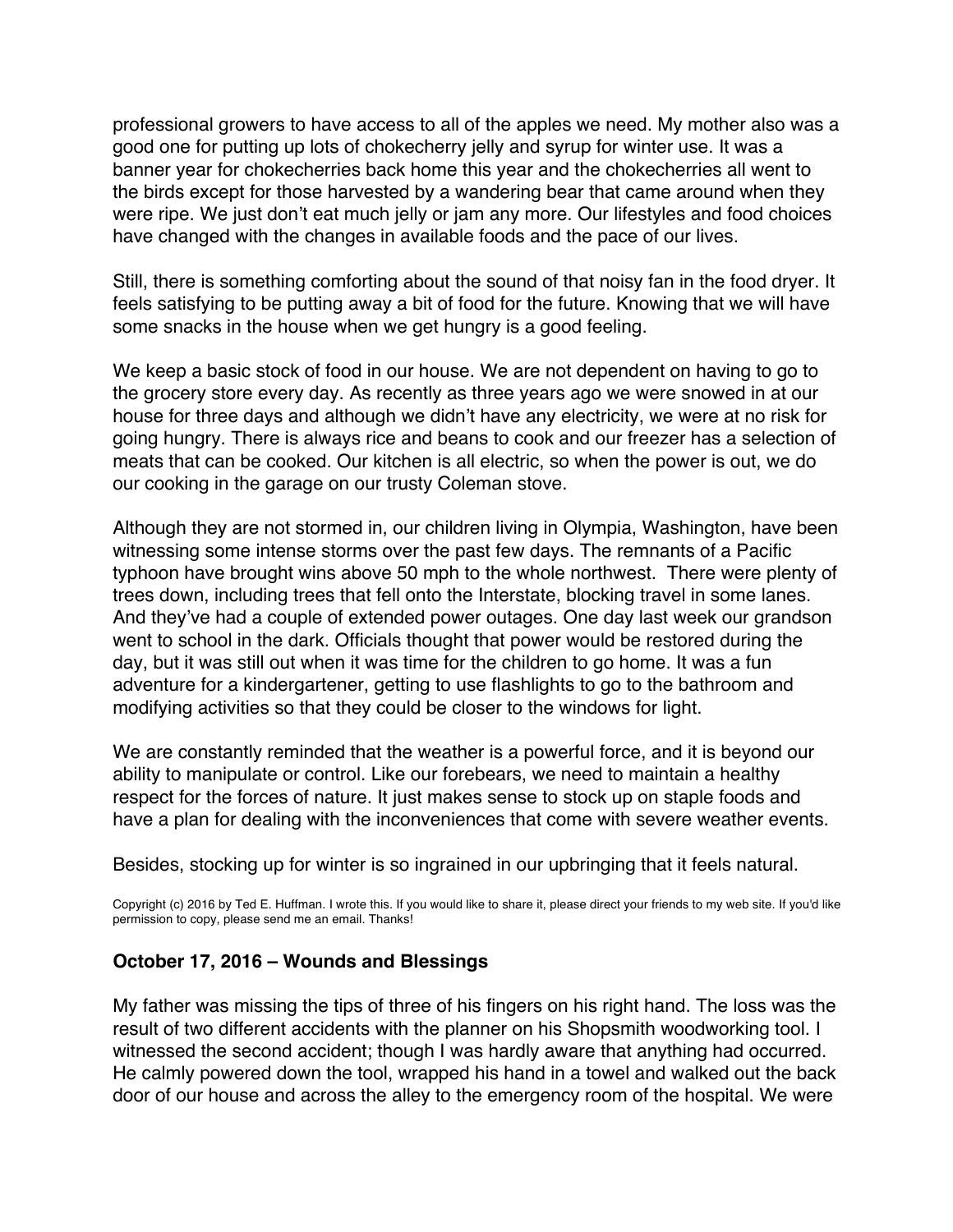professional growers to have access to all of the apples we need. My mother also was a good one for putting up lots of chokecherry jelly and syrup for winter use. It was a banner year for chokecherries back home this year and the chokecherries all went to the birds except for those harvested by a wandering bear that came around when they were ripe. We just don't eat much jelly or jam any more. Our lifestyles and food choices have changed with the changes in available foods and the pace of our lives.

Still, there is something comforting about the sound of that noisy fan in the food dryer. It feels satisfying to be putting away a bit of food for the future. Knowing that we will have some snacks in the house when we get hungry is a good feeling.

We keep a basic stock of food in our house. We are not dependent on having to go to the grocery store every day. As recently as three years ago we were snowed in at our house for three days and although we didn't have any electricity, we were at no risk for going hungry. There is always rice and beans to cook and our freezer has a selection of meats that can be cooked. Our kitchen is all electric, so when the power is out, we do our cooking in the garage on our trusty Coleman stove.

Although they are not stormed in, our children living in Olympia, Washington, have been witnessing some intense storms over the past few days. The remnants of a Pacific typhoon have brought wins above 50 mph to the whole northwest. There were plenty of trees down, including trees that fell onto the Interstate, blocking travel in some lanes. And they've had a couple of extended power outages. One day last week our grandson went to school in the dark. Officials thought that power would be restored during the day, but it was still out when it was time for the children to go home. It was a fun adventure for a kindergartener, getting to use flashlights to go to the bathroom and modifying activities so that they could be closer to the windows for light.

We are constantly reminded that the weather is a powerful force, and it is beyond our ability to manipulate or control. Like our forebears, we need to maintain a healthy respect for the forces of nature. It just makes sense to stock up on staple foods and have a plan for dealing with the inconveniences that come with severe weather events.

Besides, stocking up for winter is so ingrained in our upbringing that it feels natural.

Copyright (c) 2016 by Ted E. Huffman. I wrote this. If you would like to share it, please direct your friends to my web site. If you'd like permission to copy, please send me an email. Thanks!

## October 17, 2016 – Wounds and Blessings

My father was missing the tips of three of his fingers on his right hand. The loss was the result of two different accidents with the planner on his Shopsmith woodworking tool. I witnessed the second accident; though I was hardly aware that anything had occurred. He calmly powered down the tool, wrapped his hand in a towel and walked out the back door of our house and across the alley to the emergency room of the hospital. We were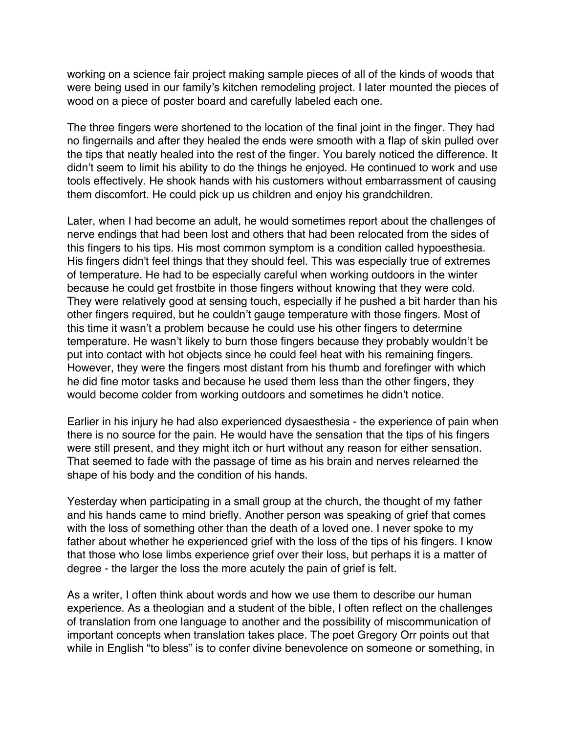working on a science fair project making sample pieces of all of the kinds of woods that were being used in our family's kitchen remodeling project. I later mounted the pieces of wood on a piece of poster board and carefully labeled each one.

The three fingers were shortened to the location of the final joint in the finger. They had no fingernails and after they healed the ends were smooth with a flap of skin pulled over the tips that neatly healed into the rest of the finger. You barely noticed the difference. It didn't seem to limit his ability to do the things he enjoyed. He continued to work and use tools effectively. He shook hands with his customers without embarrassment of causing them discomfort. He could pick up us children and enjoy his grandchildren.

Later, when I had become an adult, he would sometimes report about the challenges of nerve endings that had been lost and others that had been relocated from the sides of this fingers to his tips. His most common symptom is a condition called hypoesthesia. His fingers didn't feel things that they should feel. This was especially true of extremes of temperature. He had to be especially careful when working outdoors in the winter because he could get frostbite in those fingers without knowing that they were cold. They were relatively good at sensing touch, especially if he pushed a bit harder than his other fingers required, but he couldn't gauge temperature with those fingers. Most of this time it wasn't a problem because he could use his other fingers to determine temperature. He wasn't likely to burn those fingers because they probably wouldn't be put into contact with hot objects since he could feel heat with his remaining fingers. However, they were the fingers most distant from his thumb and forefinger with which he did fine motor tasks and because he used them less than the other fingers, they would become colder from working outdoors and sometimes he didn't notice.

Earlier in his injury he had also experienced dysaesthesia - the experience of pain when there is no source for the pain. He would have the sensation that the tips of his fingers were still present, and they might itch or hurt without any reason for either sensation. That seemed to fade with the passage of time as his brain and nerves relearned the shape of his body and the condition of his hands.

Yesterday when participating in a small group at the church, the thought of my father and his hands came to mind briefly. Another person was speaking of grief that comes with the loss of something other than the death of a loved one. I never spoke to my father about whether he experienced grief with the loss of the tips of his fingers. I know that those who lose limbs experience grief over their loss, but perhaps it is a matter of degree - the larger the loss the more acutely the pain of grief is felt.

As a writer, I often think about words and how we use them to describe our human experience. As a theologian and a student of the bible, I often reflect on the challenges of translation from one language to another and the possibility of miscommunication of important concepts when translation takes place. The poet Gregory Orr points out that while in English "to bless" is to confer divine benevolence on someone or something, in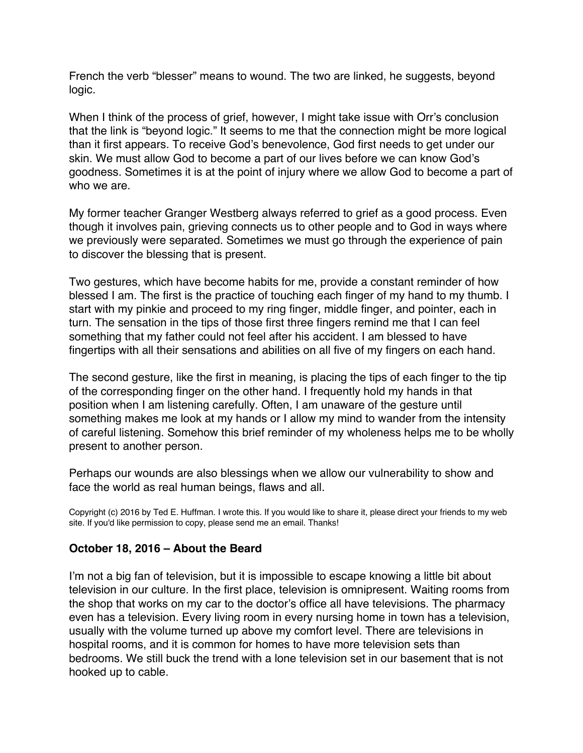French the verb "blesser" means to wound. The two are linked, he suggests, beyond logic.

When I think of the process of grief, however, I might take issue with Orr's conclusion that the link is "beyond logic." It seems to me that the connection might be more logical than it first appears. To receive God's benevolence, God first needs to get under our skin. We must allow God to become a part of our lives before we can know God's goodness. Sometimes it is at the point of injury where we allow God to become a part of who we are.

My former teacher Granger Westberg always referred to grief as a good process. Even though it involves pain, grieving connects us to other people and to God in ways where we previously were separated. Sometimes we must go through the experience of pain to discover the blessing that is present.

Two gestures, which have become habits for me, provide a constant reminder of how blessed I am. The first is the practice of touching each finger of my hand to my thumb. I start with my pinkie and proceed to my ring finger, middle finger, and pointer, each in turn. The sensation in the tips of those first three fingers remind me that I can feel something that my father could not feel after his accident. I am blessed to have fingertips with all their sensations and abilities on all five of my fingers on each hand.

The second gesture, like the first in meaning, is placing the tips of each finger to the tip of the corresponding finger on the other hand. I frequently hold my hands in that position when I am listening carefully. Often, I am unaware of the gesture until something makes me look at my hands or I allow my mind to wander from the intensity of careful listening. Somehow this brief reminder of my wholeness helps me to be wholly present to another person.

Perhaps our wounds are also blessings when we allow our vulnerability to show and face the world as real human beings, flaws and all.

Copyright (c) 2016 by Ted E. Huffman. I wrote this. If you would like to share it, please direct your friends to my web site. If you'd like permission to copy, please send me an email. Thanks!

### October 18, 2016 – About the Beard

I'm not a big fan of television, but it is impossible to escape knowing a little bit about television in our culture. In the first place, television is omnipresent. Waiting rooms from the shop that works on my car to the doctor's office all have televisions. The pharmacy even has a television. Every living room in every nursing home in town has a television, usually with the volume turned up above my comfort level. There are televisions in hospital rooms, and it is common for homes to have more television sets than bedrooms. We still buck the trend with a lone television set in our basement that is not hooked up to cable.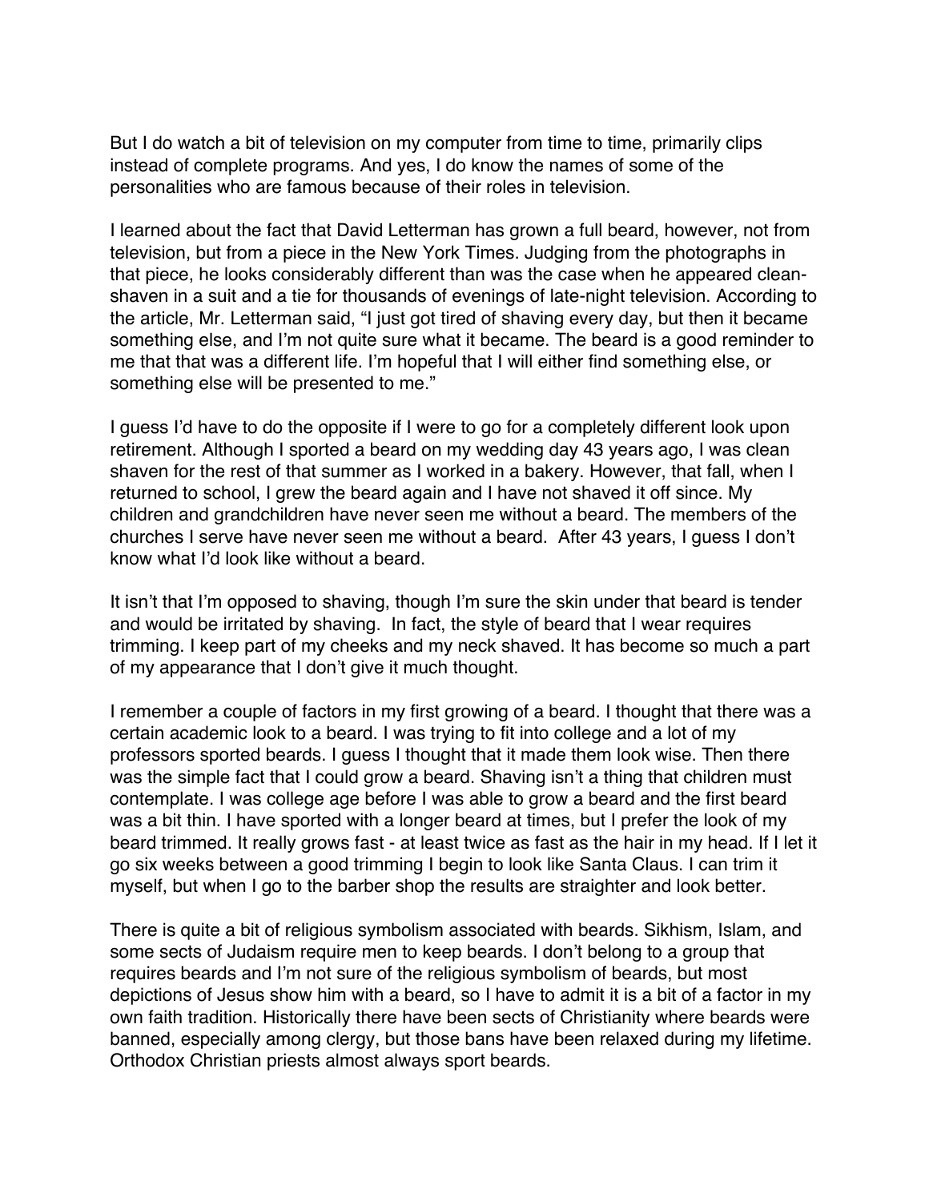But I do watch a bit of television on my computer from time to time, primarily clips instead of complete programs. And yes, I do know the names of some of the personalities who are famous because of their roles in television.

I learned about the fact that David Letterman has grown a full beard, however, not from television, but from a piece in the New York Times. Judging from the photographs in that piece, he looks considerably different than was the case when he appeared clean-shaven in a suit and a tie for thousands of evenings of late-night television. According to the article, Mr. Letterman said, "I just got tired of shaving every day, but then it became something else, and I'm not quite sure what it became. The beard is a good reminder to me that that was a different life. I'm hopeful that I will either find something else, or something else will be presented to me."

I guess I'd have to do the opposite if I were to go for a completely different look upon retirement. Although I sported a beard on my wedding day 43 years ago, I was clean shaven for the rest of that summer as I worked in a bakery. However, that fall, when I returned to school, I grew the beard again and I have not shaved it off since. My children and grandchildren have never seen me without a beard. The members of the churches I serve have never seen me without a beard. After 43 years, I guess I don't know what I'd look like without a beard.

It isn't that I'm opposed to shaving, though I'm sure the skin under that beard is tender and would be irritated by shaving. In fact, the style of beard that I wear requires trimming. I keep part of my cheeks and my neck shaved. It has become so much a part of my appearance that I don't give it much thought.

I remember a couple of factors in my first growing of a beard. I thought that there was a certain academic look to a beard. I was trying to fit into college and a lot of my professors sported beards. I guess I thought that it made them look wise. Then there was the simple fact that I could grow a beard. Shaving isn't a thing that children must contemplate. I was college age before I was able to grow a beard and the first beard was a bit thin. I have sported with a longer beard at times, but I prefer the look of my beard trimmed. It really grows fast - at least twice as fast as the hair in my head. If I let it go six weeks between a good trimming I begin to look like Santa Claus. I can trim it myself, but when I go to the barber shop the results are straighter and look better.

There is quite a bit of religious symbolism associated with beards. Sikhism, Islam, and some sects of Judaism require men to keep beards. I don't belong to a group that requires beards and I'm not sure of the religious symbolism of beards, but most depictions of Jesus show him with a beard, so I have to admit it is a bit of a factor in my own faith tradition. Historically there have been sects of Christianity where beards were banned, especially among clergy, but those bans have been relaxed during my lifetime. Orthodox Christian priests almost always sport beards.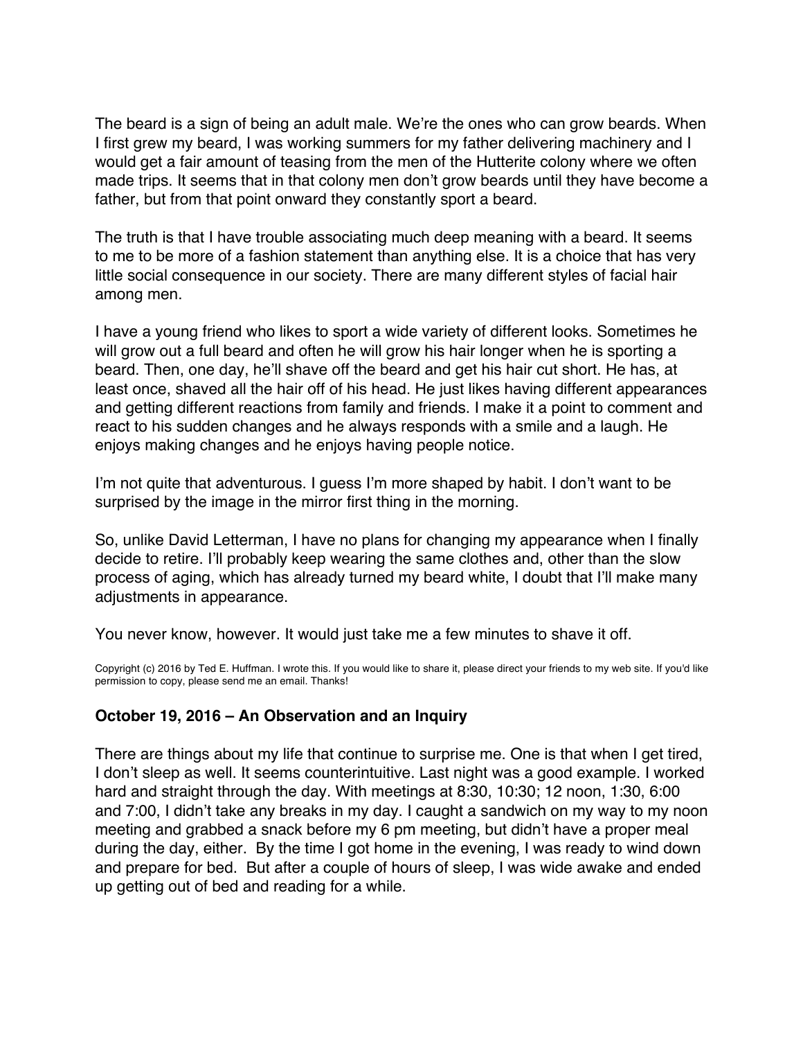The beard is a sign of being an adult male. We're the ones who can grow beards. When I first grew my beard, I was working summers for my father delivering machinery and I would get a fair amount of teasing from the men of the Hutterite colony where we often made trips. It seems that in that colony men don't grow beards until they have become a father, but from that point onward they constantly sport a beard.

The truth is that I have trouble associating much deep meaning with a beard. It seems to me to be more of a fashion statement than anything else. It is a choice that has very little social consequence in our society. There are many different styles of facial hair among men.

I have a young friend who likes to sport a wide variety of different looks. Sometimes he will grow out a full beard and often he will grow his hair longer when he is sporting a beard. Then, one day, he'll shave off the beard and get his hair cut short. He has, at least once, shaved all the hair off of his head. He just likes having different appearances and getting different reactions from family and friends. I make it a point to comment and react to his sudden changes and he always responds with a smile and a laugh. He enjoys making changes and he enjoys having people notice.

I'm not quite that adventurous. I guess I'm more shaped by habit. I don't want to be surprised by the image in the mirror first thing in the morning.

So, unlike David Letterman, I have no plans for changing my appearance when I finally decide to retire. I'll probably keep wearing the same clothes and, other than the slow process of aging, which has already turned my beard white, I doubt that I'll make many adjustments in appearance.

You never know, however. It would just take me a few minutes to shave it off.

Copyright (c) 2016 by Ted E. Huffman. I wrote this. If you would like to share it, please direct your friends to my web site. If you'd like permission to copy, please send me an email. Thanks!

### October 19, 2016 – An Observation and an Inquiry

There are things about my life that continue to surprise me. One is that when I get tired, I don't sleep as well. It seems counterintuitive. Last night was a good example. I worked hard and straight through the day. With meetings at 8:30, 10:30; 12 noon, 1:30, 6:00 and 7:00, I didn't take any breaks in my day. I caught a sandwich on my way to my noon meeting and grabbed a snack before my 6 pm meeting, but didn't have a proper meal during the day, either. By the time I got home in the evening, I was ready to wind down and prepare for bed. But after a couple of hours of sleep, I was wide awake and ended up getting out of bed and reading for a while.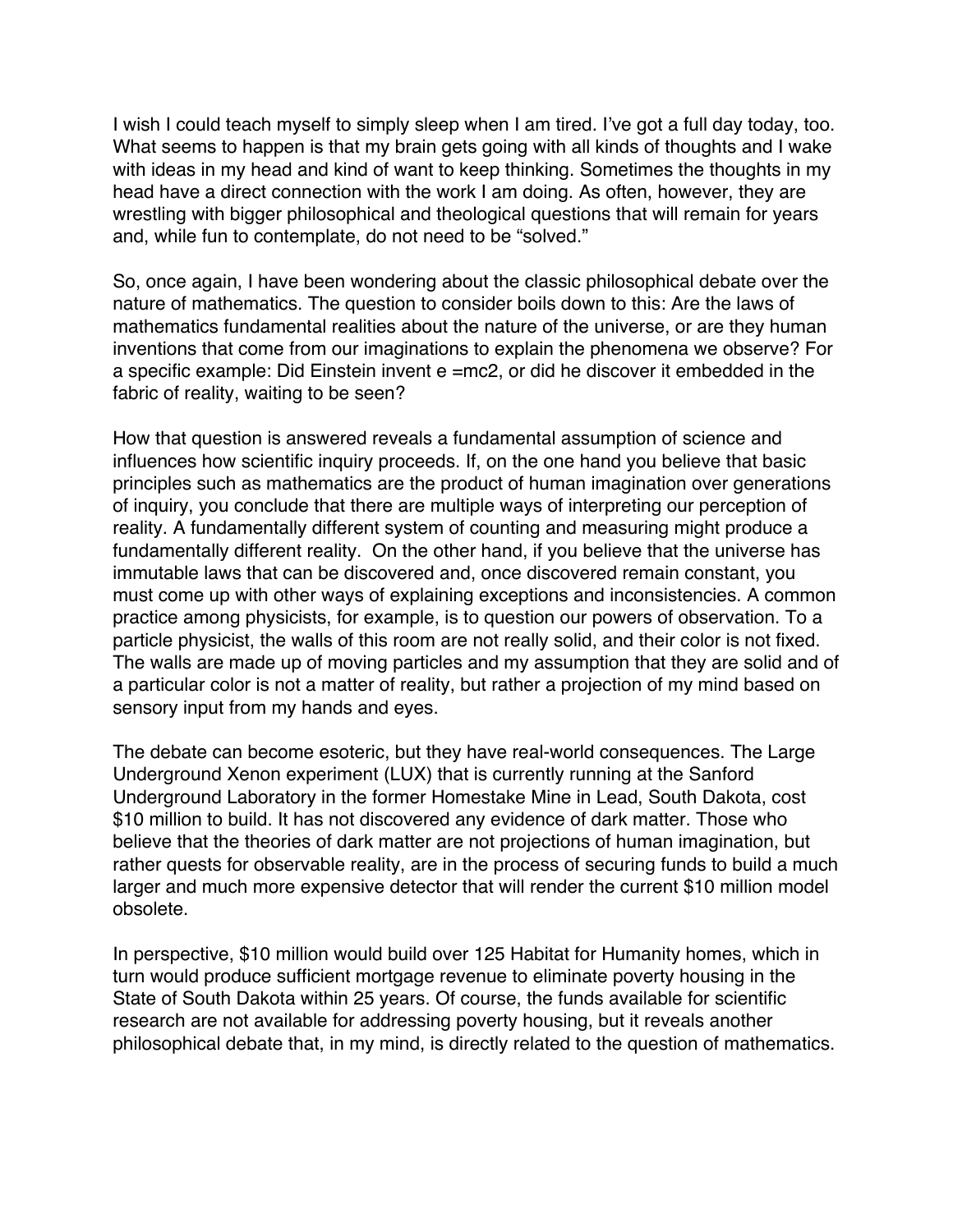I wish I could teach myself to simply sleep when I am tired. I've got a full day today, too. What seems to happen is that my brain gets going with all kinds of thoughts and I wake with ideas in my head and kind of want to keep thinking. Sometimes the thoughts in my head have a direct connection with the work I am doing. As often, however, they are wrestling with bigger philosophical and theological questions that will remain for years and, while fun to contemplate, do not need to be "solved."

So, once again, I have been wondering about the classic philosophical debate over the nature of mathematics. The question to consider boils down to this: Are the laws of mathematics fundamental realities about the nature of the universe, or are they human inventions that come from our imaginations to explain the phenomena we observe? For a specific example: Did Einstein invent e =mc2, or did he discover it embedded in the fabric of reality, waiting to be seen?

How that question is answered reveals a fundamental assumption of science and influences how scientific inquiry proceeds. If, on the one hand you believe that basic principles such as mathematics are the product of human imagination over generations of inquiry, you conclude that there are multiple ways of interpreting our perception of reality. A fundamentally different system of counting and measuring might produce a fundamentally different reality. On the other hand, if you believe that the universe has immutable laws that can be discovered and, once discovered remain constant, you must come up with other ways of explaining exceptions and inconsistencies. A common practice among physicists, for example, is to question our powers of observation. To a particle physicist, the walls of this room are not really solid, and their color is not fixed. The walls are made up of moving particles and my assumption that they are solid and of a particular color is not a matter of reality, but rather a projection of my mind based on sensory input from my hands and eyes.

The debate can become esoteric, but they have real-world consequences. The Large Underground Xenon experiment (LUX) that is currently running at the Sanford Underground Laboratory in the former Homestake Mine in Lead, South Dakota, cost $10 million to build. It has not discovered any evidence of dark matter. Those who believe that the theories of dark matter are not projections of human imagination, but rather quests for observable reality, are in the process of securing funds to build a much larger and much more expensive detector that will render the current $10 million model obsolete.

In perspective, $10 million would build over 125 Habitat for Humanity homes, which in turn would produce sufficient mortgage revenue to eliminate poverty housing in the State of South Dakota within 25 years. Of course, the funds available for scientific research are not available for addressing poverty housing, but it reveals another philosophical debate that, in my mind, is directly related to the question of mathematics.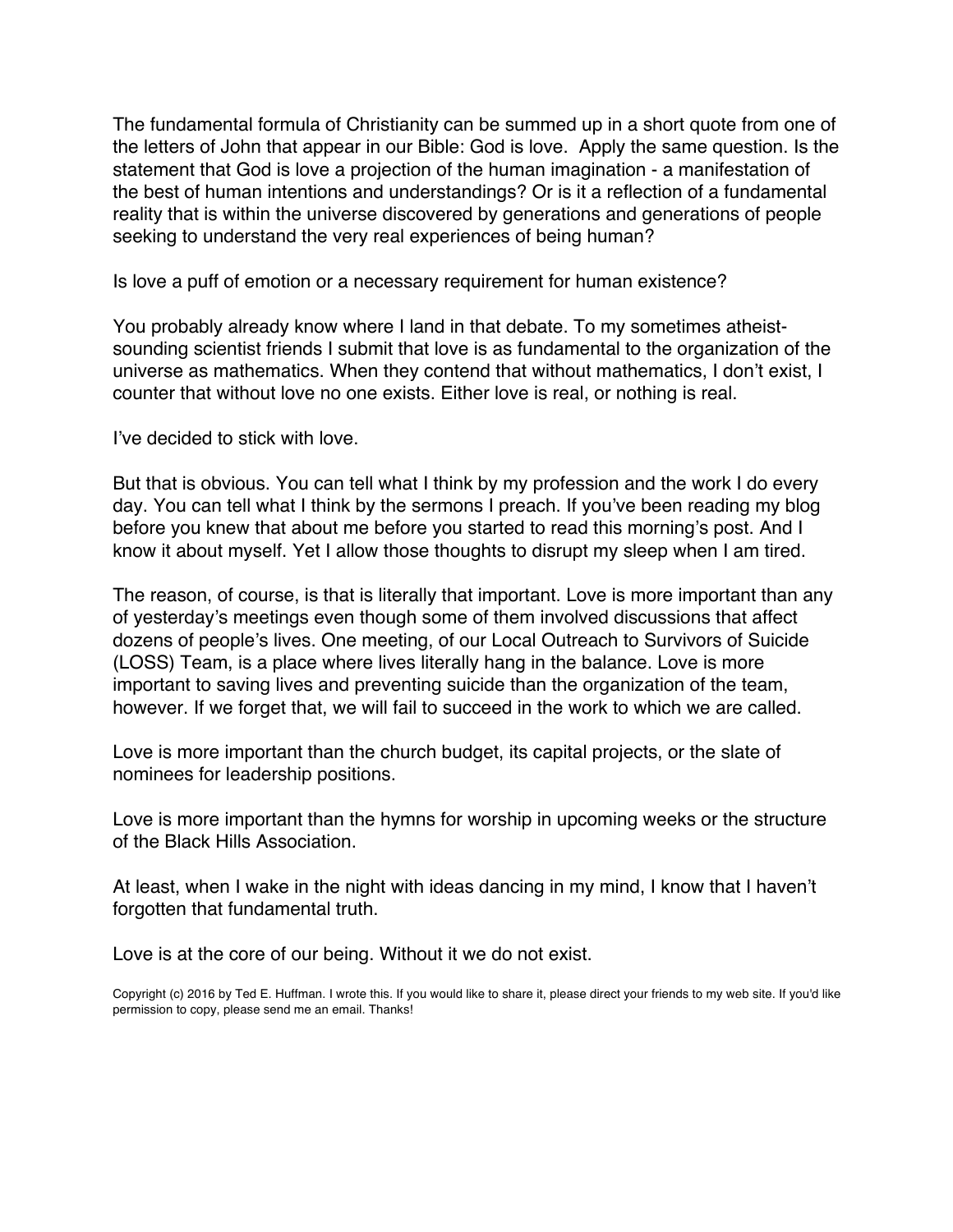The fundamental formula of Christianity can be summed up in a short quote from one of the letters of John that appear in our Bible: God is love. Apply the same question. Is the statement that God is love a projection of the human imagination - a manifestation of the best of human intentions and understandings? Or is it a reflection of a fundamental reality that is within the universe discovered by generations and generations of people seeking to understand the very real experiences of being human?

Is love a puff of emotion or a necessary requirement for human existence?

You probably already know where I land in that debate. To my sometimes atheist-sounding scientist friends I submit that love is as fundamental to the organization of the universe as mathematics. When they contend that without mathematics, I don't exist, I counter that without love no one exists. Either love is real, or nothing is real.

I've decided to stick with love.

But that is obvious. You can tell what I think by my profession and the work I do every day. You can tell what I think by the sermons I preach. If you've been reading my blog before you knew that about me before you started to read this morning's post. And I know it about myself. Yet I allow those thoughts to disrupt my sleep when I am tired.

The reason, of course, is that is literally that important. Love is more important than any of yesterday's meetings even though some of them involved discussions that affect dozens of people's lives. One meeting, of our Local Outreach to Survivors of Suicide (LOSS) Team, is a place where lives literally hang in the balance. Love is more important to saving lives and preventing suicide than the organization of the team, however. If we forget that, we will fail to succeed in the work to which we are called.

Love is more important than the church budget, its capital projects, or the slate of nominees for leadership positions.

Love is more important than the hymns for worship in upcoming weeks or the structure of the Black Hills Association.

At least, when I wake in the night with ideas dancing in my mind, I know that I haven't forgotten that fundamental truth.

Love is at the core of our being. Without it we do not exist.

Copyright (c) 2016 by Ted E. Huffman. I wrote this. If you would like to share it, please direct your friends to my web site. If you'd like permission to copy, please send me an email. Thanks!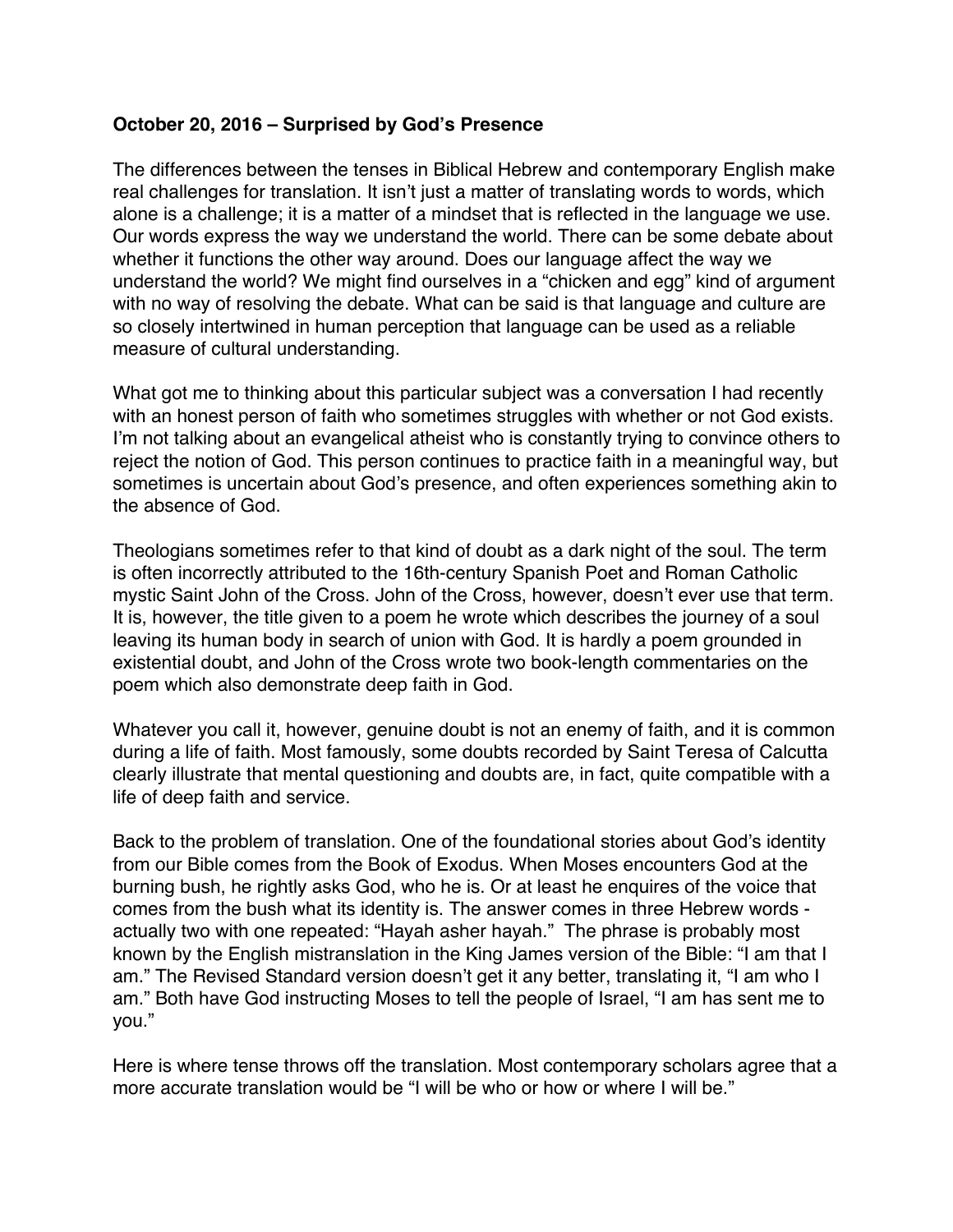**October 20, 2016 – Surprised by God's Presence**

The differences between the tenses in Biblical Hebrew and contemporary English make real challenges for translation. It isn't just a matter of translating words to words, which alone is a challenge; it is a matter of a mindset that is reflected in the language we use. Our words express the way we understand the world. There can be some debate about whether it functions the other way around. Does our language affect the way we understand the world? We might find ourselves in a "chicken and egg" kind of argument with no way of resolving the debate. What can be said is that language and culture are so closely intertwined in human perception that language can be used as a reliable measure of cultural understanding.

What got me to thinking about this particular subject was a conversation I had recently with an honest person of faith who sometimes struggles with whether or not God exists. I'm not talking about an evangelical atheist who is constantly trying to convince others to reject the notion of God. This person continues to practice faith in a meaningful way, but sometimes is uncertain about God's presence, and often experiences something akin to the absence of God.

Theologians sometimes refer to that kind of doubt as a dark night of the soul. The term is often incorrectly attributed to the 16th-century Spanish Poet and Roman Catholic mystic Saint John of the Cross. John of the Cross, however, doesn't ever use that term. It is, however, the title given to a poem he wrote which describes the journey of a soul leaving its human body in search of union with God. It is hardly a poem grounded in existential doubt, and John of the Cross wrote two book-length commentaries on the poem which also demonstrate deep faith in God.

Whatever you call it, however, genuine doubt is not an enemy of faith, and it is common during a life of faith. Most famously, some doubts recorded by Saint Teresa of Calcutta clearly illustrate that mental questioning and doubts are, in fact, quite compatible with a life of deep faith and service.

Back to the problem of translation. One of the foundational stories about God's identity from our Bible comes from the Book of Exodus. When Moses encounters God at the burning bush, he rightly asks God, who he is. Or at least he enquires of the voice that comes from the bush what its identity is. The answer comes in three Hebrew words - actually two with one repeated: "Hayah asher hayah." The phrase is probably most known by the English mistranslation in the King James version of the Bible: "I am that I am." The Revised Standard version doesn't get it any better, translating it, "I am who I am." Both have God instructing Moses to tell the people of Israel, "I am has sent me to you."

Here is where tense throws off the translation. Most contemporary scholars agree that a more accurate translation would be "I will be who or how or where I will be."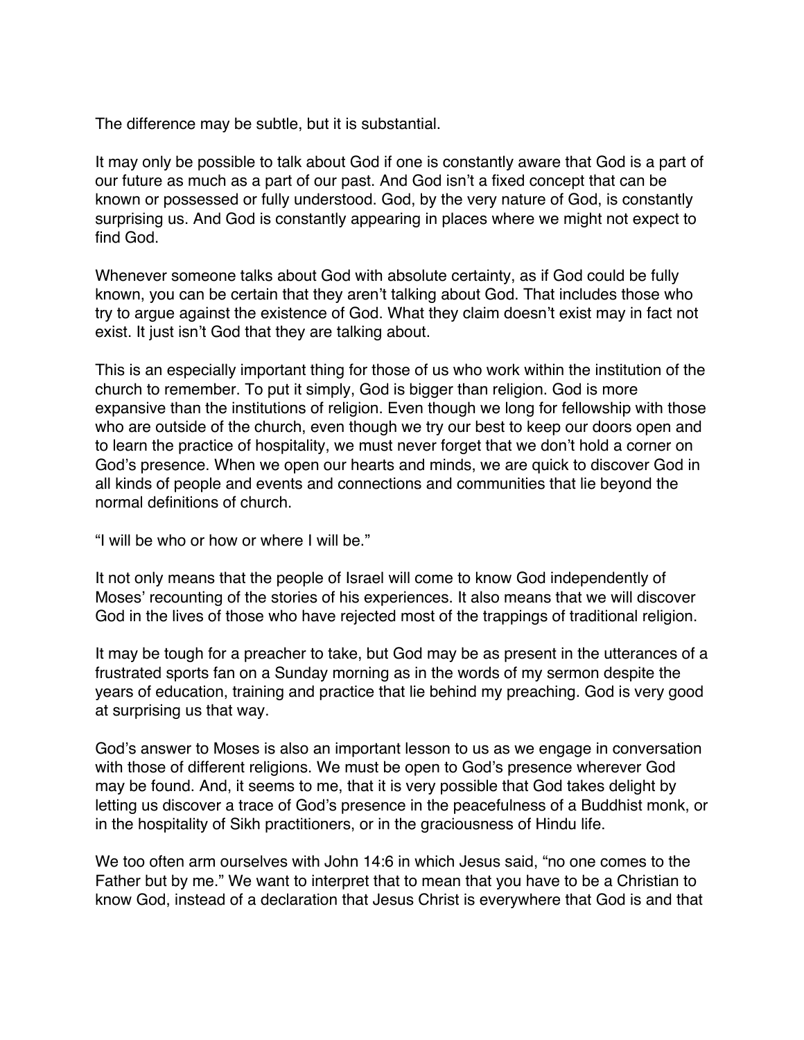The difference may be subtle, but it is substantial.

It may only be possible to talk about God if one is constantly aware that God is a part of our future as much as a part of our past. And God isn't a fixed concept that can be known or possessed or fully understood. God, by the very nature of God, is constantly surprising us. And God is constantly appearing in places where we might not expect to find God.

Whenever someone talks about God with absolute certainty, as if God could be fully known, you can be certain that they aren't talking about God. That includes those who try to argue against the existence of God. What they claim doesn't exist may in fact not exist. It just isn't God that they are talking about.

This is an especially important thing for those of us who work within the institution of the church to remember. To put it simply, God is bigger than religion. God is more expansive than the institutions of religion. Even though we long for fellowship with those who are outside of the church, even though we try our best to keep our doors open and to learn the practice of hospitality, we must never forget that we don't hold a corner on God's presence. When we open our hearts and minds, we are quick to discover God in all kinds of people and events and connections and communities that lie beyond the normal definitions of church.

"I will be who or how or where I will be."

It not only means that the people of Israel will come to know God independently of Moses' recounting of the stories of his experiences. It also means that we will discover God in the lives of those who have rejected most of the trappings of traditional religion.

It may be tough for a preacher to take, but God may be as present in the utterances of a frustrated sports fan on a Sunday morning as in the words of my sermon despite the years of education, training and practice that lie behind my preaching. God is very good at surprising us that way.

God's answer to Moses is also an important lesson to us as we engage in conversation with those of different religions. We must be open to God's presence wherever God may be found. And, it seems to me, that it is very possible that God takes delight by letting us discover a trace of God's presence in the peacefulness of a Buddhist monk, or in the hospitality of Sikh practitioners, or in the graciousness of Hindu life.

We too often arm ourselves with John 14:6 in which Jesus said, "no one comes to the Father but by me." We want to interpret that to mean that you have to be a Christian to know God, instead of a declaration that Jesus Christ is everywhere that God is and that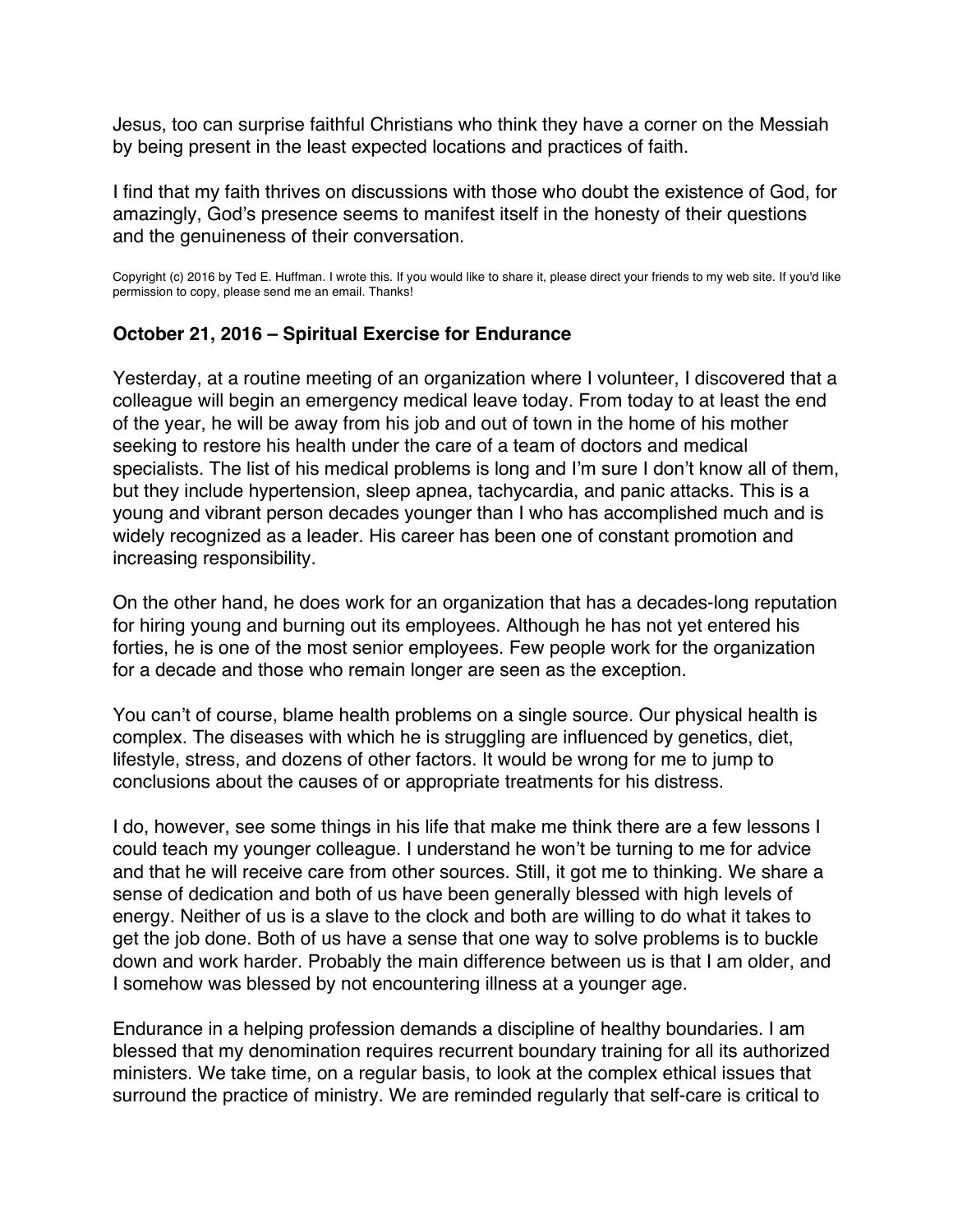Jesus, too can surprise faithful Christians who think they have a corner on the Messiah by being present in the least expected locations and practices of faith.

I find that my faith thrives on discussions with those who doubt the existence of God, for amazingly, God's presence seems to manifest itself in the honesty of their questions and the genuineness of their conversation.

Copyright (c) 2016 by Ted E. Huffman. I wrote this. If you would like to share it, please direct your friends to my web site. If you'd like permission to copy, please send me an email. Thanks!

## October 21, 2016 – Spiritual Exercise for Endurance

Yesterday, at a routine meeting of an organization where I volunteer, I discovered that a colleague will begin an emergency medical leave today. From today to at least the end of the year, he will be away from his job and out of town in the home of his mother seeking to restore his health under the care of a team of doctors and medical specialists. The list of his medical problems is long and I'm sure I don't know all of them, but they include hypertension, sleep apnea, tachycardia, and panic attacks. This is a young and vibrant person decades younger than I who has accomplished much and is widely recognized as a leader. His career has been one of constant promotion and increasing responsibility.

On the other hand, he does work for an organization that has a decades-long reputation for hiring young and burning out its employees. Although he has not yet entered his forties, he is one of the most senior employees. Few people work for the organization for a decade and those who remain longer are seen as the exception.

You can't of course, blame health problems on a single source. Our physical health is complex. The diseases with which he is struggling are influenced by genetics, diet, lifestyle, stress, and dozens of other factors. It would be wrong for me to jump to conclusions about the causes of or appropriate treatments for his distress.

I do, however, see some things in his life that make me think there are a few lessons I could teach my younger colleague. I understand he won't be turning to me for advice and that he will receive care from other sources. Still, it got me to thinking. We share a sense of dedication and both of us have been generally blessed with high levels of energy. Neither of us is a slave to the clock and both are willing to do what it takes to get the job done. Both of us have a sense that one way to solve problems is to buckle down and work harder. Probably the main difference between us is that I am older, and I somehow was blessed by not encountering illness at a younger age.

Endurance in a helping profession demands a discipline of healthy boundaries. I am blessed that my denomination requires recurrent boundary training for all its authorized ministers. We take time, on a regular basis, to look at the complex ethical issues that surround the practice of ministry. We are reminded regularly that self-care is critical to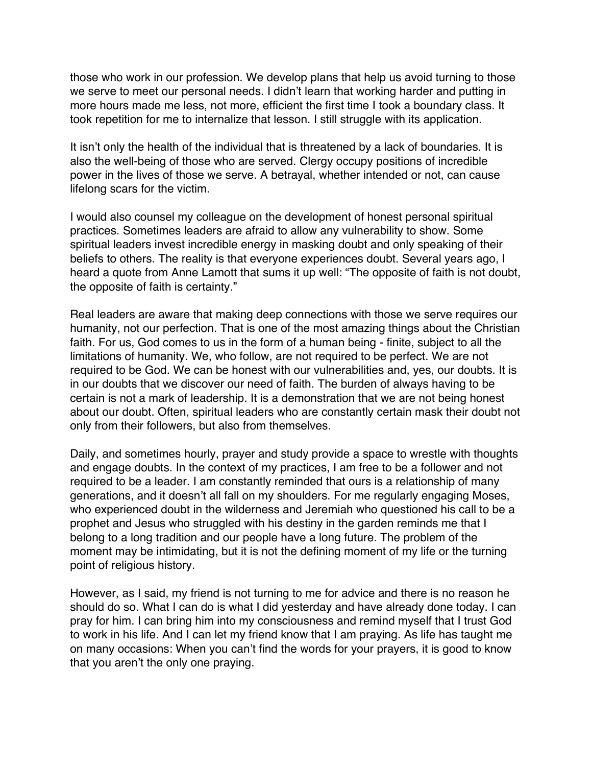those who work in our profession. We develop plans that help us avoid turning to those we serve to meet our personal needs. I didn't learn that working harder and putting in more hours made me less, not more, efficient the first time I took a boundary class. It took repetition for me to internalize that lesson. I still struggle with its application.

It isn't only the health of the individual that is threatened by a lack of boundaries. It is also the well-being of those who are served. Clergy occupy positions of incredible power in the lives of those we serve. A betrayal, whether intended or not, can cause lifelong scars for the victim.

I would also counsel my colleague on the development of honest personal spiritual practices. Sometimes leaders are afraid to allow any vulnerability to show. Some spiritual leaders invest incredible energy in masking doubt and only speaking of their beliefs to others. The reality is that everyone experiences doubt. Several years ago, I heard a quote from Anne Lamott that sums it up well: "The opposite of faith is not doubt, the opposite of faith is certainty."

Real leaders are aware that making deep connections with those we serve requires our humanity, not our perfection. That is one of the most amazing things about the Christian faith. For us, God comes to us in the form of a human being - finite, subject to all the limitations of humanity. We, who follow, are not required to be perfect. We are not required to be God. We can be honest with our vulnerabilities and, yes, our doubts. It is in our doubts that we discover our need of faith. The burden of always having to be certain is not a mark of leadership. It is a demonstration that we are not being honest about our doubt. Often, spiritual leaders who are constantly certain mask their doubt not only from their followers, but also from themselves.

Daily, and sometimes hourly, prayer and study provide a space to wrestle with thoughts and engage doubts. In the context of my practices, I am free to be a follower and not required to be a leader. I am constantly reminded that ours is a relationship of many generations, and it doesn't all fall on my shoulders. For me regularly engaging Moses, who experienced doubt in the wilderness and Jeremiah who questioned his call to be a prophet and Jesus who struggled with his destiny in the garden reminds me that I belong to a long tradition and our people have a long future. The problem of the moment may be intimidating, but it is not the defining moment of my life or the turning point of religious history.

However, as I said, my friend is not turning to me for advice and there is no reason he should do so. What I can do is what I did yesterday and have already done today. I can pray for him. I can bring him into my consciousness and remind myself that I trust God to work in his life. And I can let my friend know that I am praying. As life has taught me on many occasions: When you can't find the words for your prayers, it is good to know that you aren't the only one praying.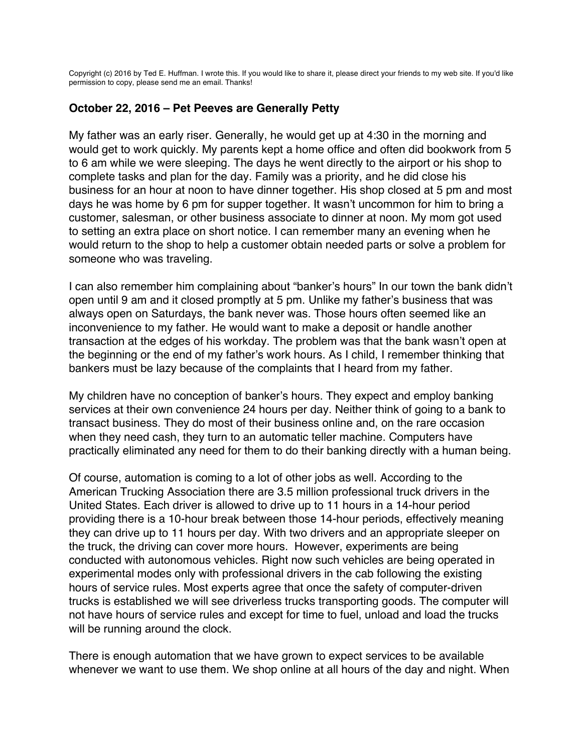Copyright (c) 2016 by Ted E. Huffman. I wrote this. If you would like to share it, please direct your friends to my web site. If you'd like permission to copy, please send me an email. Thanks!

### October 22, 2016 – Pet Peeves are Generally Petty

My father was an early riser. Generally, he would get up at 4:30 in the morning and would get to work quickly. My parents kept a home office and often did bookwork from 5 to 6 am while we were sleeping. The days he went directly to the airport or his shop to complete tasks and plan for the day. Family was a priority, and he did close his business for an hour at noon to have dinner together. His shop closed at 5 pm and most days he was home by 6 pm for supper together. It wasn't uncommon for him to bring a customer, salesman, or other business associate to dinner at noon. My mom got used to setting an extra place on short notice. I can remember many an evening when he would return to the shop to help a customer obtain needed parts or solve a problem for someone who was traveling.

I can also remember him complaining about "banker's hours" In our town the bank didn't open until 9 am and it closed promptly at 5 pm. Unlike my father's business that was always open on Saturdays, the bank never was. Those hours often seemed like an inconvenience to my father. He would want to make a deposit or handle another transaction at the edges of his workday. The problem was that the bank wasn't open at the beginning or the end of my father's work hours. As I child, I remember thinking that bankers must be lazy because of the complaints that I heard from my father.

My children have no conception of banker's hours. They expect and employ banking services at their own convenience 24 hours per day. Neither think of going to a bank to transact business. They do most of their business online and, on the rare occasion when they need cash, they turn to an automatic teller machine. Computers have practically eliminated any need for them to do their banking directly with a human being.

Of course, automation is coming to a lot of other jobs as well. According to the American Trucking Association there are 3.5 million professional truck drivers in the United States. Each driver is allowed to drive up to 11 hours in a 14-hour period providing there is a 10-hour break between those 14-hour periods, effectively meaning they can drive up to 11 hours per day. With two drivers and an appropriate sleeper on the truck, the driving can cover more hours. However, experiments are being conducted with autonomous vehicles. Right now such vehicles are being operated in experimental modes only with professional drivers in the cab following the existing hours of service rules. Most experts agree that once the safety of computer-driven trucks is established we will see driverless trucks transporting goods. The computer will not have hours of service rules and except for time to fuel, unload and load the trucks will be running around the clock.

There is enough automation that we have grown to expect services to be available whenever we want to use them. We shop online at all hours of the day and night. When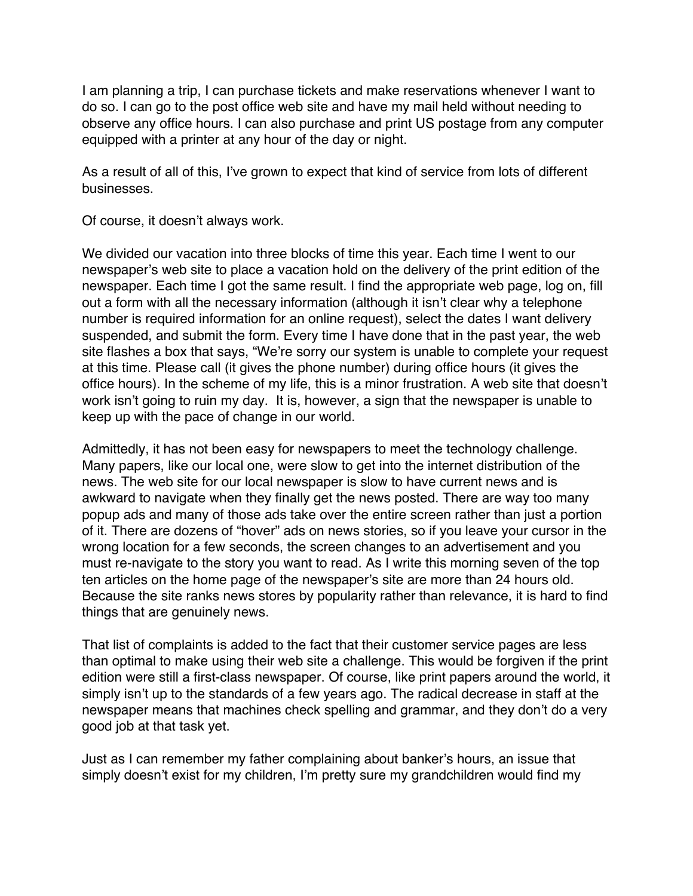I am planning a trip, I can purchase tickets and make reservations whenever I want to do so. I can go to the post office web site and have my mail held without needing to observe any office hours. I can also purchase and print US postage from any computer equipped with a printer at any hour of the day or night.

As a result of all of this, I've grown to expect that kind of service from lots of different businesses.

Of course, it doesn't always work.

We divided our vacation into three blocks of time this year. Each time I went to our newspaper's web site to place a vacation hold on the delivery of the print edition of the newspaper. Each time I got the same result. I find the appropriate web page, log on, fill out a form with all the necessary information (although it isn't clear why a telephone number is required information for an online request), select the dates I want delivery suspended, and submit the form. Every time I have done that in the past year, the web site flashes a box that says, "We're sorry our system is unable to complete your request at this time. Please call (it gives the phone number) during office hours (it gives the office hours). In the scheme of my life, this is a minor frustration. A web site that doesn't work isn't going to ruin my day. It is, however, a sign that the newspaper is unable to keep up with the pace of change in our world.

Admittedly, it has not been easy for newspapers to meet the technology challenge. Many papers, like our local one, were slow to get into the internet distribution of the news. The web site for our local newspaper is slow to have current news and is awkward to navigate when they finally get the news posted. There are way too many popup ads and many of those ads take over the entire screen rather than just a portion of it. There are dozens of "hover" ads on news stories, so if you leave your cursor in the wrong location for a few seconds, the screen changes to an advertisement and you must re-navigate to the story you want to read. As I write this morning seven of the top ten articles on the home page of the newspaper's site are more than 24 hours old. Because the site ranks news stores by popularity rather than relevance, it is hard to find things that are genuinely news.

That list of complaints is added to the fact that their customer service pages are less than optimal to make using their web site a challenge. This would be forgiven if the print edition were still a first-class newspaper. Of course, like print papers around the world, it simply isn't up to the standards of a few years ago. The radical decrease in staff at the newspaper means that machines check spelling and grammar, and they don't do a very good job at that task yet.

Just as I can remember my father complaining about banker's hours, an issue that simply doesn't exist for my children, I'm pretty sure my grandchildren would find my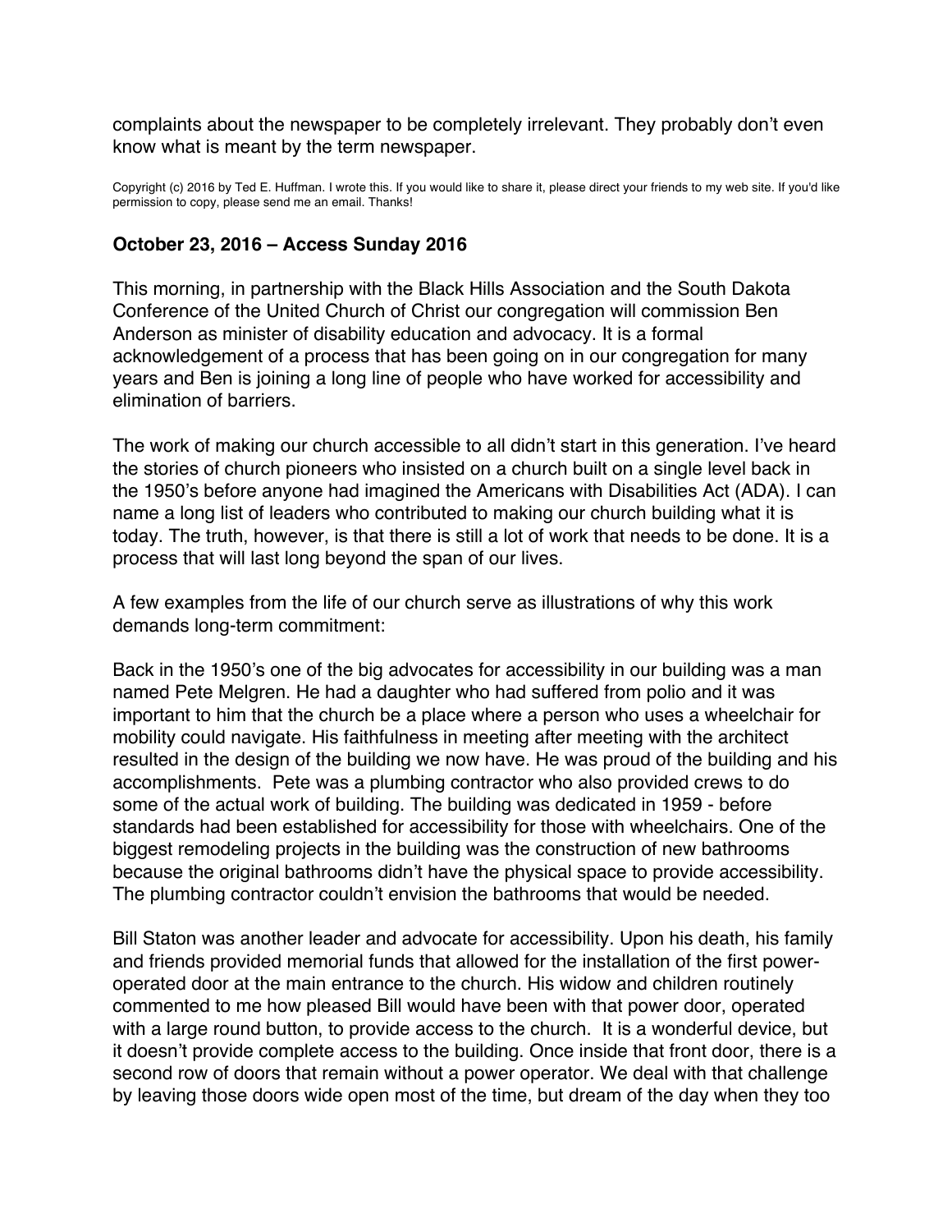complaints about the newspaper to be completely irrelevant. They probably don't even know what is meant by the term newspaper.

Copyright (c) 2016 by Ted E. Huffman. I wrote this. If you would like to share it, please direct your friends to my web site. If you'd like permission to copy, please send me an email. Thanks!

**October 23, 2016 – Access Sunday 2016**

This morning, in partnership with the Black Hills Association and the South Dakota Conference of the United Church of Christ our congregation will commission Ben Anderson as minister of disability education and advocacy. It is a formal acknowledgement of a process that has been going on in our congregation for many years and Ben is joining a long line of people who have worked for accessibility and elimination of barriers.

The work of making our church accessible to all didn't start in this generation. I've heard the stories of church pioneers who insisted on a church built on a single level back in the 1950's before anyone had imagined the Americans with Disabilities Act (ADA). I can name a long list of leaders who contributed to making our church building what it is today. The truth, however, is that there is still a lot of work that needs to be done. It is a process that will last long beyond the span of our lives.

A few examples from the life of our church serve as illustrations of why this work demands long-term commitment:

Back in the 1950's one of the big advocates for accessibility in our building was a man named Pete Melgren. He had a daughter who had suffered from polio and it was important to him that the church be a place where a person who uses a wheelchair for mobility could navigate. His faithfulness in meeting after meeting with the architect resulted in the design of the building we now have. He was proud of the building and his accomplishments. Pete was a plumbing contractor who also provided crews to do some of the actual work of building. The building was dedicated in 1959 - before standards had been established for accessibility for those with wheelchairs. One of the biggest remodeling projects in the building was the construction of new bathrooms because the original bathrooms didn't have the physical space to provide accessibility. The plumbing contractor couldn't envision the bathrooms that would be needed.

Bill Staton was another leader and advocate for accessibility. Upon his death, his family and friends provided memorial funds that allowed for the installation of the first power-operated door at the main entrance to the church. His widow and children routinely commented to me how pleased Bill would have been with that power door, operated with a large round button, to provide access to the church. It is a wonderful device, but it doesn't provide complete access to the building. Once inside that front door, there is a second row of doors that remain without a power operator. We deal with that challenge by leaving those doors wide open most of the time, but dream of the day when they too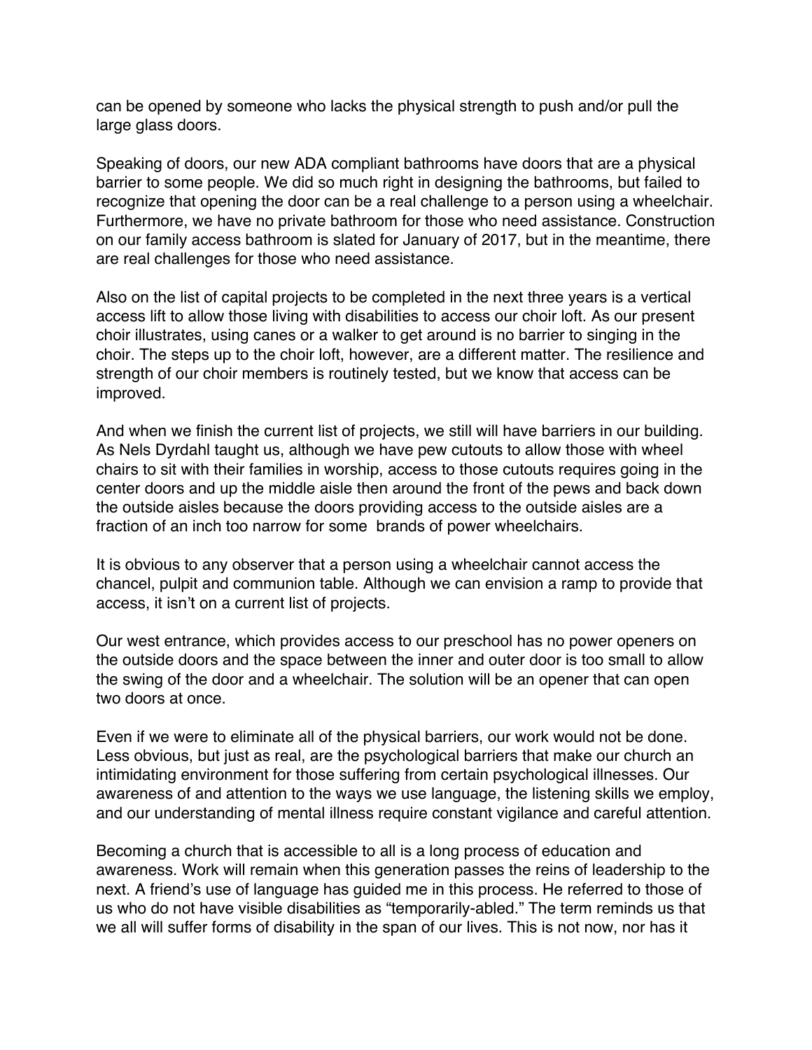can be opened by someone who lacks the physical strength to push and/or pull the large glass doors.

Speaking of doors, our new ADA compliant bathrooms have doors that are a physical barrier to some people. We did so much right in designing the bathrooms, but failed to recognize that opening the door can be a real challenge to a person using a wheelchair. Furthermore, we have no private bathroom for those who need assistance. Construction on our family access bathroom is slated for January of 2017, but in the meantime, there are real challenges for those who need assistance.

Also on the list of capital projects to be completed in the next three years is a vertical access lift to allow those living with disabilities to access our choir loft. As our present choir illustrates, using canes or a walker to get around is no barrier to singing in the choir. The steps up to the choir loft, however, are a different matter. The resilience and strength of our choir members is routinely tested, but we know that access can be improved.

And when we finish the current list of projects, we still will have barriers in our building. As Nels Dyrdahl taught us, although we have pew cutouts to allow those with wheel chairs to sit with their families in worship, access to those cutouts requires going in the center doors and up the middle aisle then around the front of the pews and back down the outside aisles because the doors providing access to the outside aisles are a fraction of an inch too narrow for some  brands of power wheelchairs.

It is obvious to any observer that a person using a wheelchair cannot access the chancel, pulpit and communion table. Although we can envision a ramp to provide that access, it isn't on a current list of projects.

Our west entrance, which provides access to our preschool has no power openers on the outside doors and the space between the inner and outer door is too small to allow the swing of the door and a wheelchair. The solution will be an opener that can open two doors at once.

Even if we were to eliminate all of the physical barriers, our work would not be done. Less obvious, but just as real, are the psychological barriers that make our church an intimidating environment for those suffering from certain psychological illnesses. Our awareness of and attention to the ways we use language, the listening skills we employ, and our understanding of mental illness require constant vigilance and careful attention.

Becoming a church that is accessible to all is a long process of education and awareness. Work will remain when this generation passes the reins of leadership to the next. A friend's use of language has guided me in this process. He referred to those of us who do not have visible disabilities as "temporarily-abled." The term reminds us that we all will suffer forms of disability in the span of our lives. This is not now, nor has it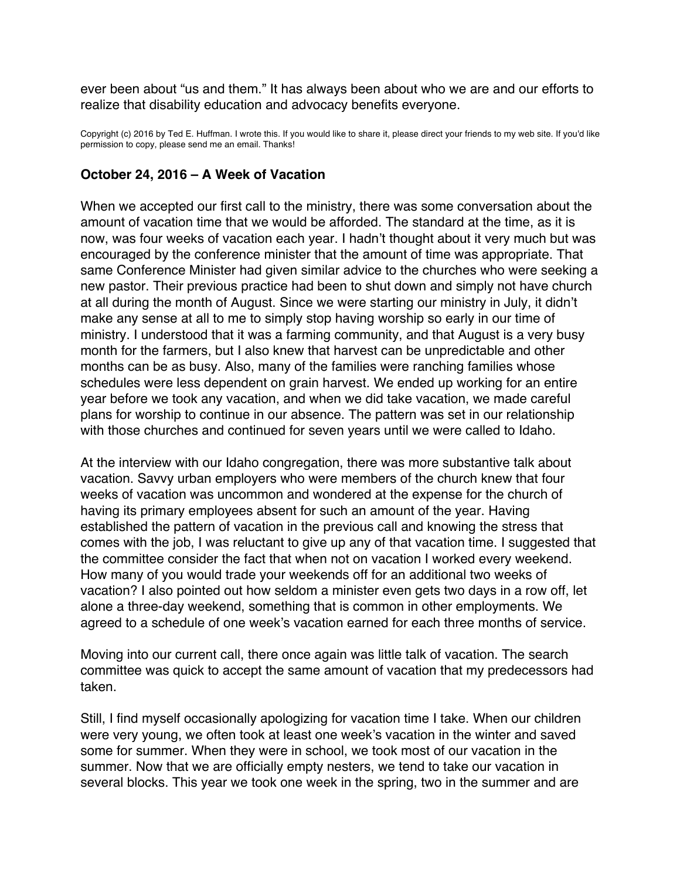ever been about "us and them." It has always been about who we are and our efforts to realize that disability education and advocacy benefits everyone.

Copyright (c) 2016 by Ted E. Huffman. I wrote this. If you would like to share it, please direct your friends to my web site. If you'd like permission to copy, please send me an email. Thanks!

### October 24, 2016 – A Week of Vacation

When we accepted our first call to the ministry, there was some conversation about the amount of vacation time that we would be afforded. The standard at the time, as it is now, was four weeks of vacation each year. I hadn't thought about it very much but was encouraged by the conference minister that the amount of time was appropriate. That same Conference Minister had given similar advice to the churches who were seeking a new pastor. Their previous practice had been to shut down and simply not have church at all during the month of August. Since we were starting our ministry in July, it didn't make any sense at all to me to simply stop having worship so early in our time of ministry. I understood that it was a farming community, and that August is a very busy month for the farmers, but I also knew that harvest can be unpredictable and other months can be as busy. Also, many of the families were ranching families whose schedules were less dependent on grain harvest. We ended up working for an entire year before we took any vacation, and when we did take vacation, we made careful plans for worship to continue in our absence. The pattern was set in our relationship with those churches and continued for seven years until we were called to Idaho.

At the interview with our Idaho congregation, there was more substantive talk about vacation. Savvy urban employers who were members of the church knew that four weeks of vacation was uncommon and wondered at the expense for the church of having its primary employees absent for such an amount of the year. Having established the pattern of vacation in the previous call and knowing the stress that comes with the job, I was reluctant to give up any of that vacation time. I suggested that the committee consider the fact that when not on vacation I worked every weekend. How many of you would trade your weekends off for an additional two weeks of vacation? I also pointed out how seldom a minister even gets two days in a row off, let alone a three-day weekend, something that is common in other employments. We agreed to a schedule of one week's vacation earned for each three months of service.

Moving into our current call, there once again was little talk of vacation. The search committee was quick to accept the same amount of vacation that my predecessors had taken.

Still, I find myself occasionally apologizing for vacation time I take. When our children were very young, we often took at least one week's vacation in the winter and saved some for summer. When they were in school, we took most of our vacation in the summer. Now that we are officially empty nesters, we tend to take our vacation in several blocks. This year we took one week in the spring, two in the summer and are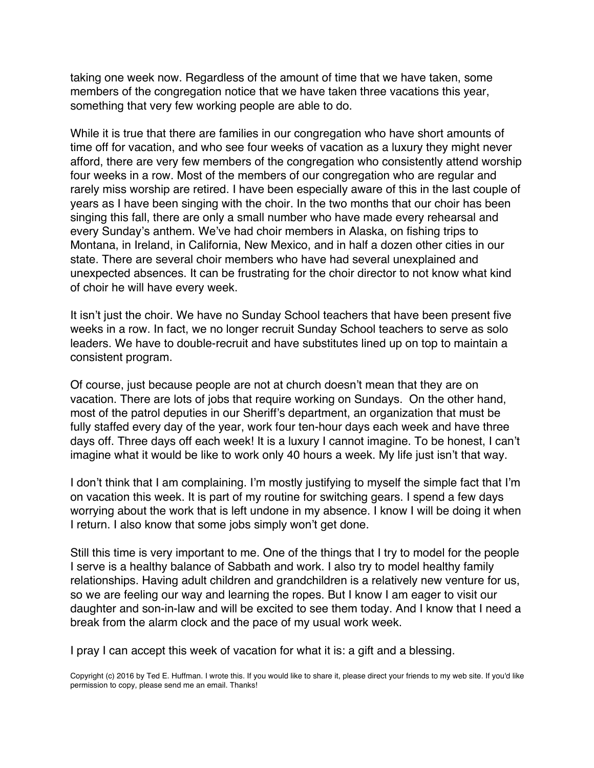taking one week now. Regardless of the amount of time that we have taken, some members of the congregation notice that we have taken three vacations this year, something that very few working people are able to do.

While it is true that there are families in our congregation who have short amounts of time off for vacation, and who see four weeks of vacation as a luxury they might never afford, there are very few members of the congregation who consistently attend worship four weeks in a row. Most of the members of our congregation who are regular and rarely miss worship are retired. I have been especially aware of this in the last couple of years as I have been singing with the choir. In the two months that our choir has been singing this fall, there are only a small number who have made every rehearsal and every Sunday's anthem. We've had choir members in Alaska, on fishing trips to Montana, in Ireland, in California, New Mexico, and in half a dozen other cities in our state. There are several choir members who have had several unexplained and unexpected absences. It can be frustrating for the choir director to not know what kind of choir he will have every week.

It isn't just the choir. We have no Sunday School teachers that have been present five weeks in a row. In fact, we no longer recruit Sunday School teachers to serve as solo leaders. We have to double-recruit and have substitutes lined up on top to maintain a consistent program.

Of course, just because people are not at church doesn't mean that they are on vacation. There are lots of jobs that require working on Sundays. On the other hand, most of the patrol deputies in our Sheriff's department, an organization that must be fully staffed every day of the year, work four ten-hour days each week and have three days off. Three days off each week! It is a luxury I cannot imagine. To be honest, I can't imagine what it would be like to work only 40 hours a week. My life just isn't that way.

I don't think that I am complaining. I'm mostly justifying to myself the simple fact that I'm on vacation this week. It is part of my routine for switching gears. I spend a few days worrying about the work that is left undone in my absence. I know I will be doing it when I return. I also know that some jobs simply won't get done.

Still this time is very important to me. One of the things that I try to model for the people I serve is a healthy balance of Sabbath and work. I also try to model healthy family relationships. Having adult children and grandchildren is a relatively new venture for us, so we are feeling our way and learning the ropes. But I know I am eager to visit our daughter and son-in-law and will be excited to see them today. And I know that I need a break from the alarm clock and the pace of my usual work week.

I pray I can accept this week of vacation for what it is: a gift and a blessing.

Copyright (c) 2016 by Ted E. Huffman. I wrote this. If you would like to share it, please direct your friends to my web site. If you'd like permission to copy, please send me an email. Thanks!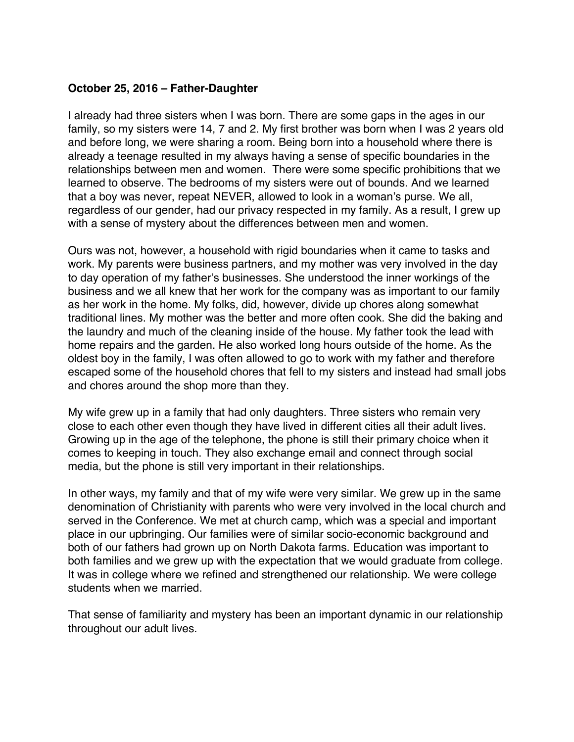**October 25, 2016 – Father-Daughter**

I already had three sisters when I was born. There are some gaps in the ages in our family, so my sisters were 14, 7 and 2. My first brother was born when I was 2 years old and before long, we were sharing a room. Being born into a household where there is already a teenage resulted in my always having a sense of specific boundaries in the relationships between men and women. There were some specific prohibitions that we learned to observe. The bedrooms of my sisters were out of bounds. And we learned that a boy was never, repeat NEVER, allowed to look in a woman's purse. We all, regardless of our gender, had our privacy respected in my family. As a result, I grew up with a sense of mystery about the differences between men and women.

Ours was not, however, a household with rigid boundaries when it came to tasks and work. My parents were business partners, and my mother was very involved in the day to day operation of my father's businesses. She understood the inner workings of the business and we all knew that her work for the company was as important to our family as her work in the home. My folks, did, however, divide up chores along somewhat traditional lines. My mother was the better and more often cook. She did the baking and the laundry and much of the cleaning inside of the house. My father took the lead with home repairs and the garden. He also worked long hours outside of the home. As the oldest boy in the family, I was often allowed to go to work with my father and therefore escaped some of the household chores that fell to my sisters and instead had small jobs and chores around the shop more than they.

My wife grew up in a family that had only daughters. Three sisters who remain very close to each other even though they have lived in different cities all their adult lives. Growing up in the age of the telephone, the phone is still their primary choice when it comes to keeping in touch. They also exchange email and connect through social media, but the phone is still very important in their relationships.

In other ways, my family and that of my wife were very similar. We grew up in the same denomination of Christianity with parents who were very involved in the local church and served in the Conference. We met at church camp, which was a special and important place in our upbringing. Our families were of similar socio-economic background and both of our fathers had grown up on North Dakota farms. Education was important to both families and we grew up with the expectation that we would graduate from college. It was in college where we refined and strengthened our relationship. We were college students when we married.

That sense of familiarity and mystery has been an important dynamic in our relationship throughout our adult lives.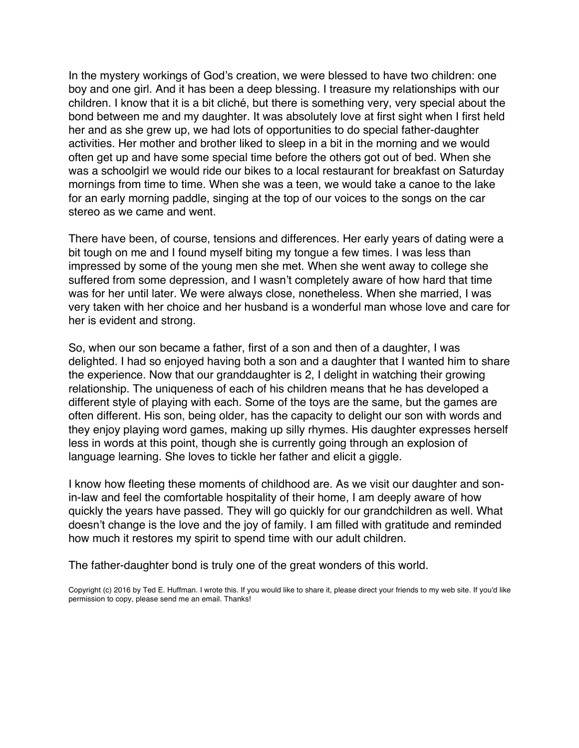In the mystery workings of God's creation, we were blessed to have two children: one boy and one girl. And it has been a deep blessing. I treasure my relationships with our children. I know that it is a bit cliché, but there is something very, very special about the bond between me and my daughter. It was absolutely love at first sight when I first held her and as she grew up, we had lots of opportunities to do special father-daughter activities. Her mother and brother liked to sleep in a bit in the morning and we would often get up and have some special time before the others got out of bed. When she was a schoolgirl we would ride our bikes to a local restaurant for breakfast on Saturday mornings from time to time. When she was a teen, we would take a canoe to the lake for an early morning paddle, singing at the top of our voices to the songs on the car stereo as we came and went.

There have been, of course, tensions and differences. Her early years of dating were a bit tough on me and I found myself biting my tongue a few times. I was less than impressed by some of the young men she met. When she went away to college she suffered from some depression, and I wasn't completely aware of how hard that time was for her until later. We were always close, nonetheless. When she married, I was very taken with her choice and her husband is a wonderful man whose love and care for her is evident and strong.

So, when our son became a father, first of a son and then of a daughter, I was delighted. I had so enjoyed having both a son and a daughter that I wanted him to share the experience. Now that our granddaughter is 2, I delight in watching their growing relationship. The uniqueness of each of his children means that he has developed a different style of playing with each. Some of the toys are the same, but the games are often different. His son, being older, has the capacity to delight our son with words and they enjoy playing word games, making up silly rhymes. His daughter expresses herself less in words at this point, though she is currently going through an explosion of language learning. She loves to tickle her father and elicit a giggle.

I know how fleeting these moments of childhood are. As we visit our daughter and son-in-law and feel the comfortable hospitality of their home, I am deeply aware of how quickly the years have passed. They will go quickly for our grandchildren as well. What doesn't change is the love and the joy of family. I am filled with gratitude and reminded how much it restores my spirit to spend time with our adult children.

The father-daughter bond is truly one of the great wonders of this world.

Copyright (c) 2016 by Ted E. Huffman. I wrote this. If you would like to share it, please direct your friends to my web site. If you'd like permission to copy, please send me an email. Thanks!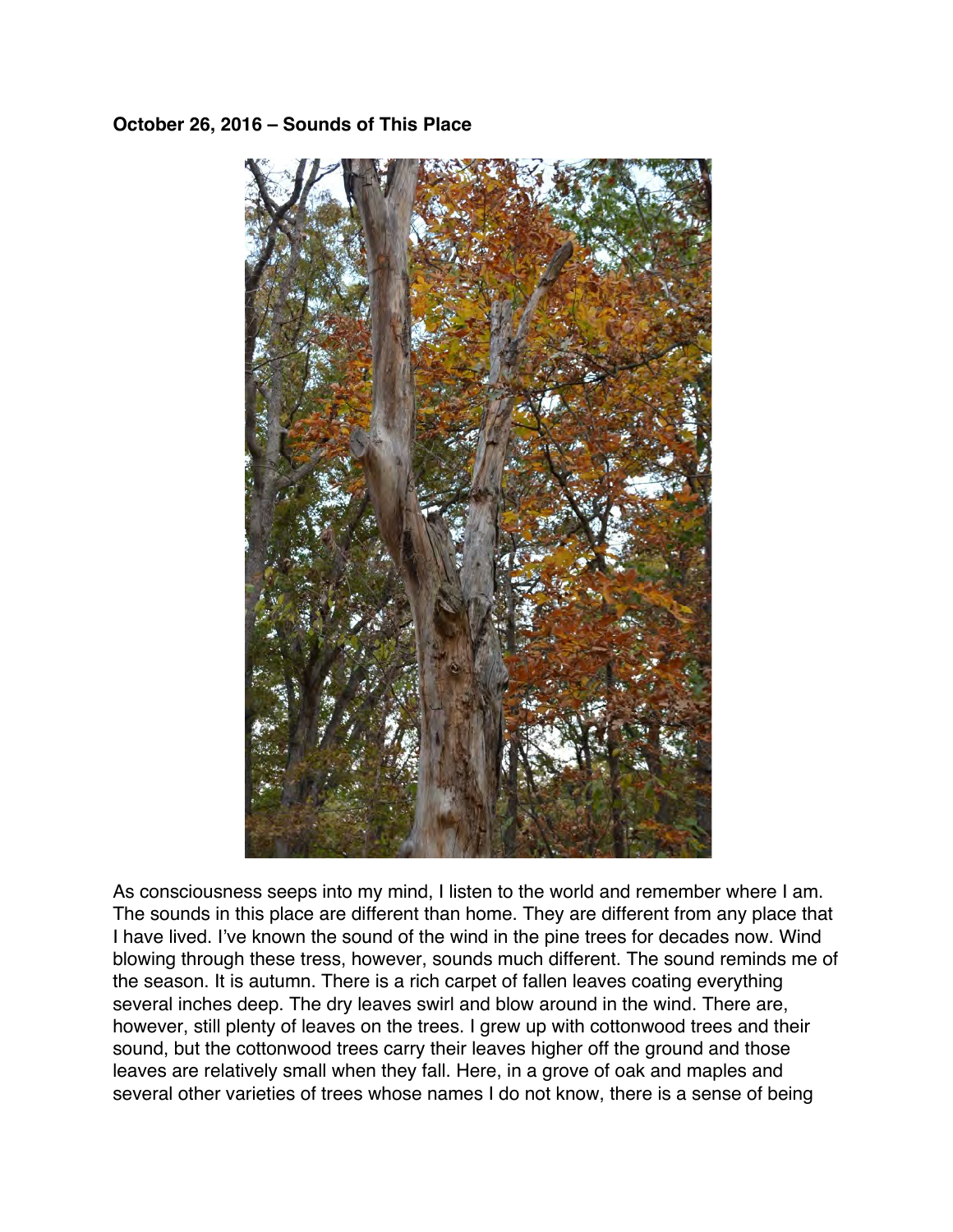**October 26, 2016 – Sounds of This Place**

As consciousness seeps into my mind, I listen to the world and remember where I am. The sounds in this place are different than home. They are different from any place that I have lived. I've known the sound of the wind in the pine trees for decades now. Wind blowing through these tress, however, sounds much different. The sound reminds me of the season. It is autumn. There is a rich carpet of fallen leaves coating everything several inches deep. The dry leaves swirl and blow around in the wind. There are, however, still plenty of leaves on the trees. I grew up with cottonwood trees and their sound, but the cottonwood trees carry their leaves higher off the ground and those leaves are relatively small when they fall. Here, in a grove of oak and maples and several other varieties of trees whose names I do not know, there is a sense of being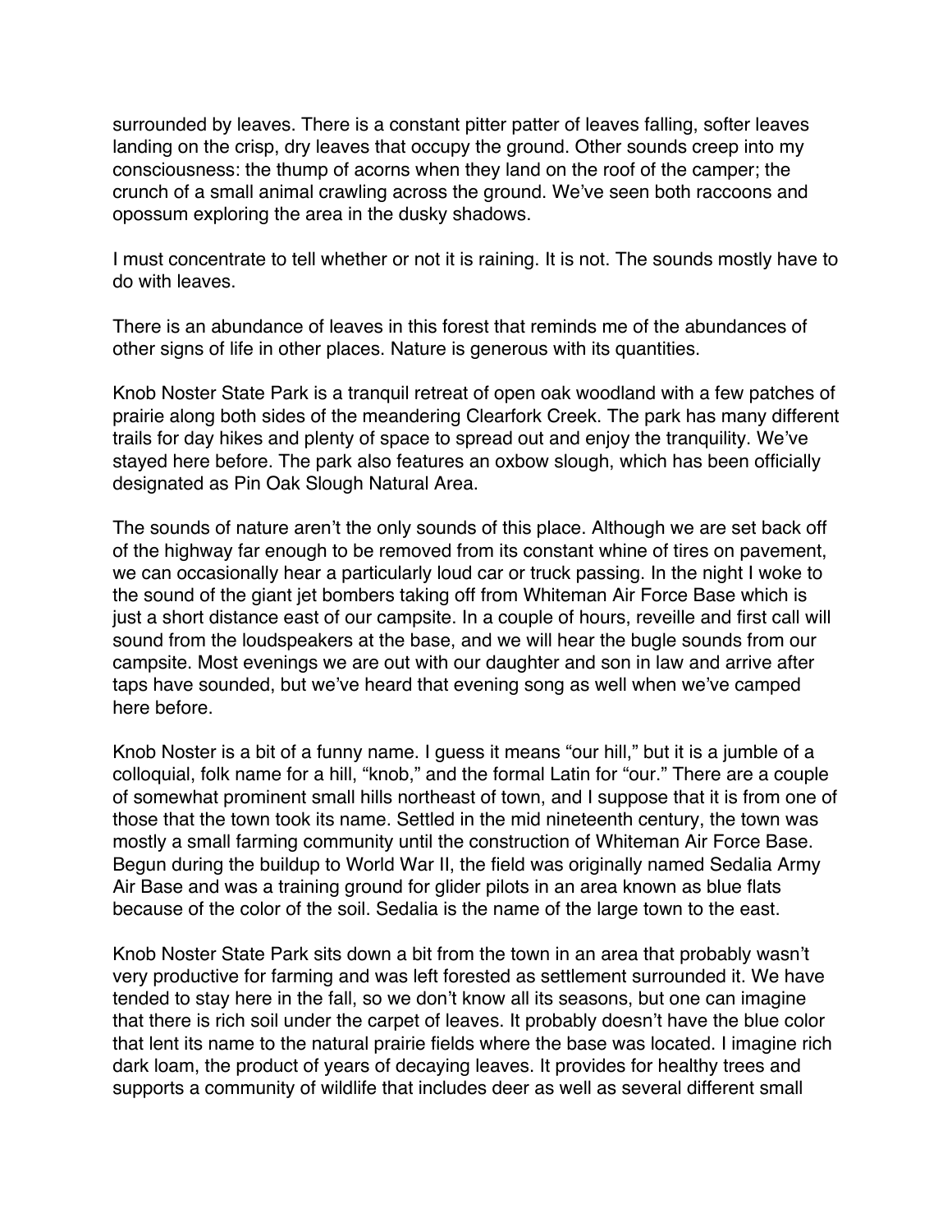surrounded by leaves. There is a constant pitter patter of leaves falling, softer leaves landing on the crisp, dry leaves that occupy the ground. Other sounds creep into my consciousness: the thump of acorns when they land on the roof of the camper; the crunch of a small animal crawling across the ground. We've seen both raccoons and opossum exploring the area in the dusky shadows.

I must concentrate to tell whether or not it is raining. It is not. The sounds mostly have to do with leaves.

There is an abundance of leaves in this forest that reminds me of the abundances of other signs of life in other places. Nature is generous with its quantities.

Knob Noster State Park is a tranquil retreat of open oak woodland with a few patches of prairie along both sides of the meandering Clearfork Creek. The park has many different trails for day hikes and plenty of space to spread out and enjoy the tranquility. We've stayed here before. The park also features an oxbow slough, which has been officially designated as Pin Oak Slough Natural Area.

The sounds of nature aren't the only sounds of this place. Although we are set back off of the highway far enough to be removed from its constant whine of tires on pavement, we can occasionally hear a particularly loud car or truck passing. In the night I woke to the sound of the giant jet bombers taking off from Whiteman Air Force Base which is just a short distance east of our campsite. In a couple of hours, reveille and first call will sound from the loudspeakers at the base, and we will hear the bugle sounds from our campsite. Most evenings we are out with our daughter and son in law and arrive after taps have sounded, but we've heard that evening song as well when we've camped here before.

Knob Noster is a bit of a funny name. I guess it means "our hill," but it is a jumble of a colloquial, folk name for a hill, "knob," and the formal Latin for "our." There are a couple of somewhat prominent small hills northeast of town, and I suppose that it is from one of those that the town took its name. Settled in the mid nineteenth century, the town was mostly a small farming community until the construction of Whiteman Air Force Base. Begun during the buildup to World War II, the field was originally named Sedalia Army Air Base and was a training ground for glider pilots in an area known as blue flats because of the color of the soil. Sedalia is the name of the large town to the east.

Knob Noster State Park sits down a bit from the town in an area that probably wasn't very productive for farming and was left forested as settlement surrounded it. We have tended to stay here in the fall, so we don't know all its seasons, but one can imagine that there is rich soil under the carpet of leaves. It probably doesn't have the blue color that lent its name to the natural prairie fields where the base was located. I imagine rich dark loam, the product of years of decaying leaves. It provides for healthy trees and supports a community of wildlife that includes deer as well as several different small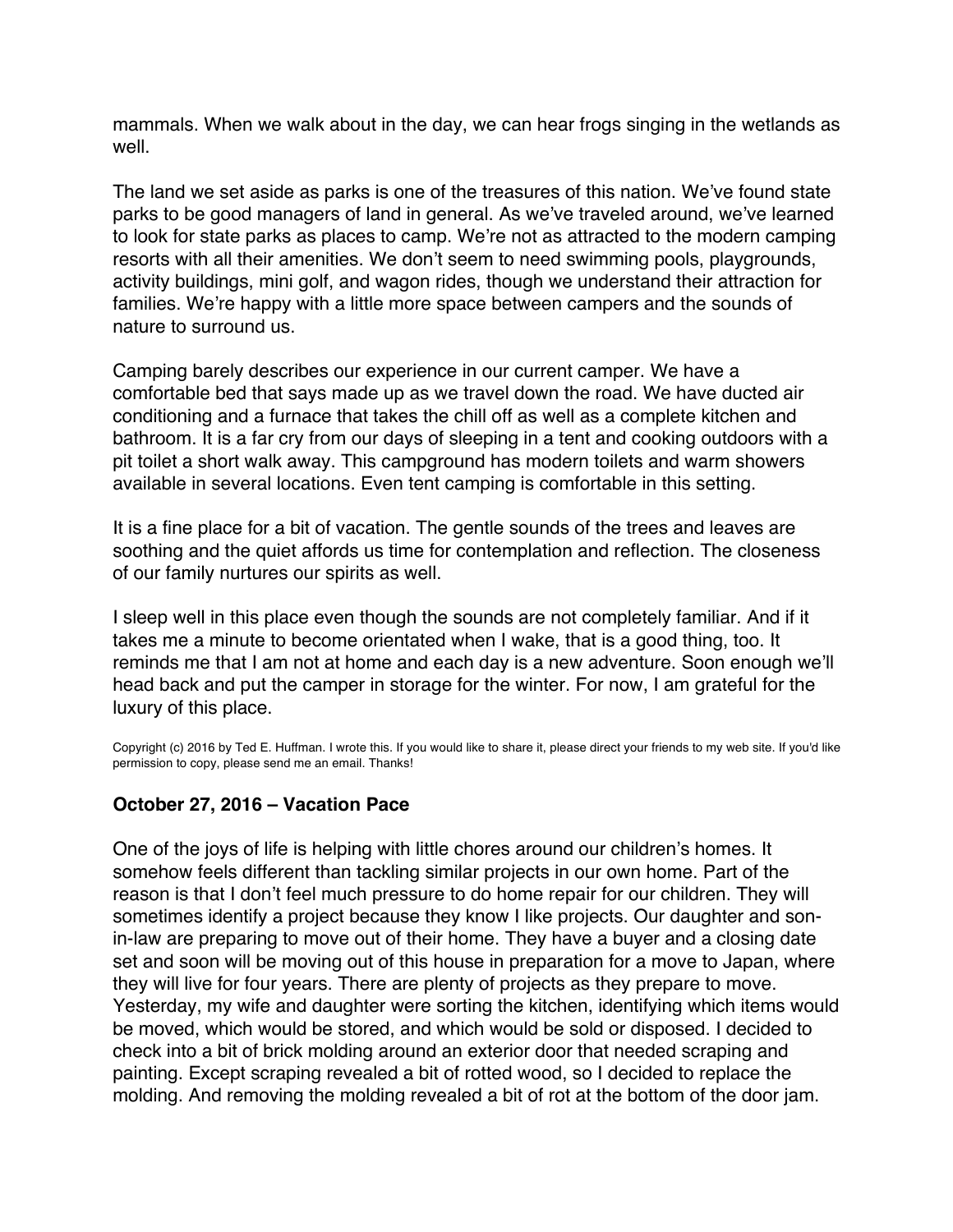mammals. When we walk about in the day, we can hear frogs singing in the wetlands as well.

The land we set aside as parks is one of the treasures of this nation. We've found state parks to be good managers of land in general. As we've traveled around, we've learned to look for state parks as places to camp. We're not as attracted to the modern camping resorts with all their amenities. We don't seem to need swimming pools, playgrounds, activity buildings, mini golf, and wagon rides, though we understand their attraction for families. We're happy with a little more space between campers and the sounds of nature to surround us.

Camping barely describes our experience in our current camper. We have a comfortable bed that says made up as we travel down the road. We have ducted air conditioning and a furnace that takes the chill off as well as a complete kitchen and bathroom. It is a far cry from our days of sleeping in a tent and cooking outdoors with a pit toilet a short walk away. This campground has modern toilets and warm showers available in several locations. Even tent camping is comfortable in this setting.

It is a fine place for a bit of vacation. The gentle sounds of the trees and leaves are soothing and the quiet affords us time for contemplation and reflection. The closeness of our family nurtures our spirits as well.

I sleep well in this place even though the sounds are not completely familiar. And if it takes me a minute to become orientated when I wake, that is a good thing, too. It reminds me that I am not at home and each day is a new adventure. Soon enough we'll head back and put the camper in storage for the winter. For now, I am grateful for the luxury of this place.

Copyright (c) 2016 by Ted E. Huffman. I wrote this. If you would like to share it, please direct your friends to my web site. If you'd like permission to copy, please send me an email. Thanks!

### October 27, 2016 – Vacation Pace

One of the joys of life is helping with little chores around our children's homes. It somehow feels different than tackling similar projects in our own home. Part of the reason is that I don't feel much pressure to do home repair for our children. They will sometimes identify a project because they know I like projects. Our daughter and son-in-law are preparing to move out of their home. They have a buyer and a closing date set and soon will be moving out of this house in preparation for a move to Japan, where they will live for four years. There are plenty of projects as they prepare to move. Yesterday, my wife and daughter were sorting the kitchen, identifying which items would be moved, which would be stored, and which would be sold or disposed. I decided to check into a bit of brick molding around an exterior door that needed scraping and painting. Except scraping revealed a bit of rotted wood, so I decided to replace the molding. And removing the molding revealed a bit of rot at the bottom of the door jam.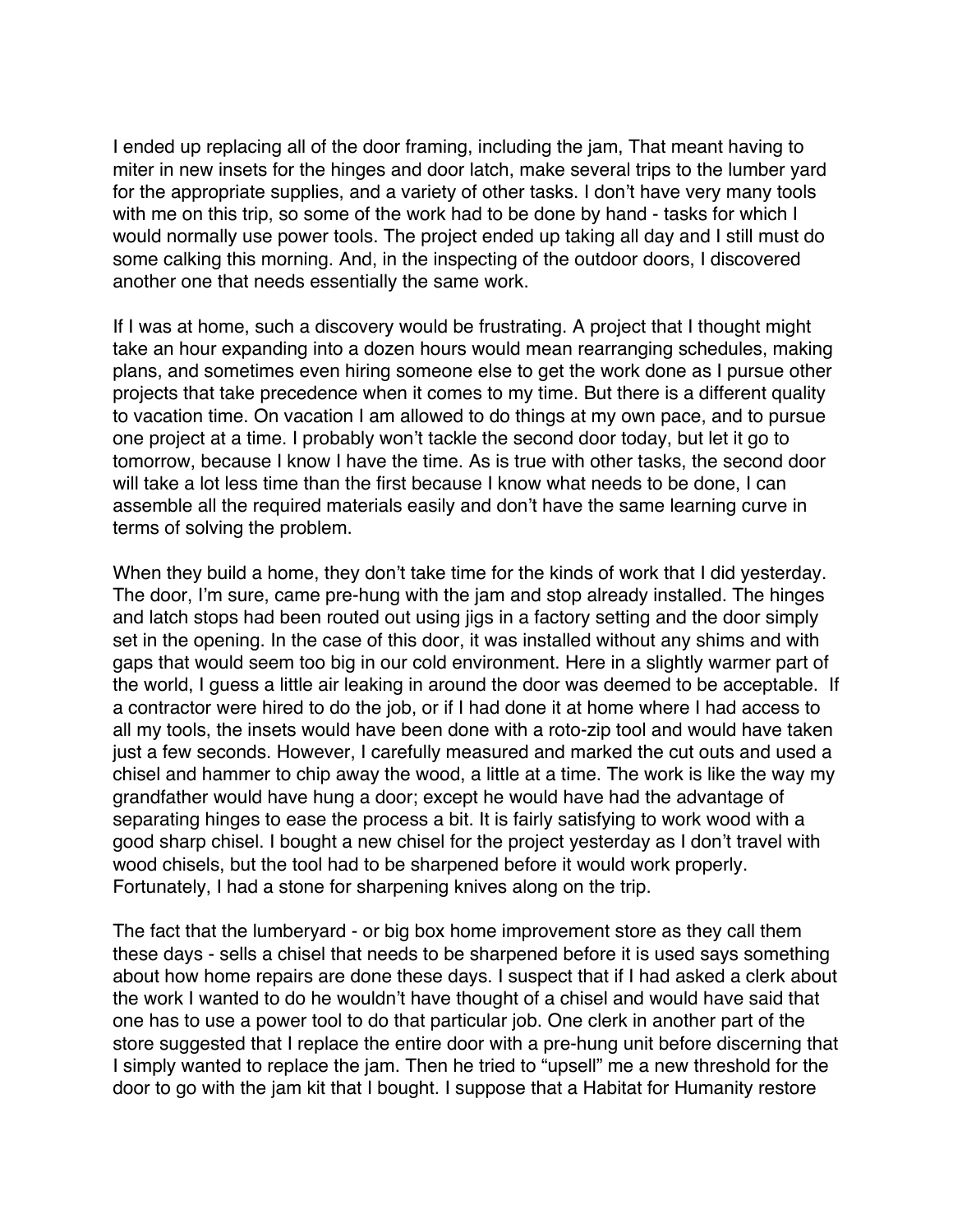I ended up replacing all of the door framing, including the jam, That meant having to miter in new insets for the hinges and door latch, make several trips to the lumber yard for the appropriate supplies, and a variety of other tasks. I don't have very many tools with me on this trip, so some of the work had to be done by hand - tasks for which I would normally use power tools. The project ended up taking all day and I still must do some calking this morning. And, in the inspecting of the outdoor doors, I discovered another one that needs essentially the same work.

If I was at home, such a discovery would be frustrating. A project that I thought might take an hour expanding into a dozen hours would mean rearranging schedules, making plans, and sometimes even hiring someone else to get the work done as I pursue other projects that take precedence when it comes to my time. But there is a different quality to vacation time. On vacation I am allowed to do things at my own pace, and to pursue one project at a time. I probably won't tackle the second door today, but let it go to tomorrow, because I know I have the time. As is true with other tasks, the second door will take a lot less time than the first because I know what needs to be done, I can assemble all the required materials easily and don't have the same learning curve in terms of solving the problem.

When they build a home, they don't take time for the kinds of work that I did yesterday. The door, I'm sure, came pre-hung with the jam and stop already installed. The hinges and latch stops had been routed out using jigs in a factory setting and the door simply set in the opening. In the case of this door, it was installed without any shims and with gaps that would seem too big in our cold environment. Here in a slightly warmer part of the world, I guess a little air leaking in around the door was deemed to be acceptable. If a contractor were hired to do the job, or if I had done it at home where I had access to all my tools, the insets would have been done with a roto-zip tool and would have taken just a few seconds. However, I carefully measured and marked the cut outs and used a chisel and hammer to chip away the wood, a little at a time. The work is like the way my grandfather would have hung a door; except he would have had the advantage of separating hinges to ease the process a bit. It is fairly satisfying to work wood with a good sharp chisel. I bought a new chisel for the project yesterday as I don't travel with wood chisels, but the tool had to be sharpened before it would work properly. Fortunately, I had a stone for sharpening knives along on the trip.

The fact that the lumberyard - or big box home improvement store as they call them these days - sells a chisel that needs to be sharpened before it is used says something about how home repairs are done these days. I suspect that if I had asked a clerk about the work I wanted to do he wouldn't have thought of a chisel and would have said that one has to use a power tool to do that particular job. One clerk in another part of the store suggested that I replace the entire door with a pre-hung unit before discerning that I simply wanted to replace the jam. Then he tried to "upsell" me a new threshold for the door to go with the jam kit that I bought. I suppose that a Habitat for Humanity restore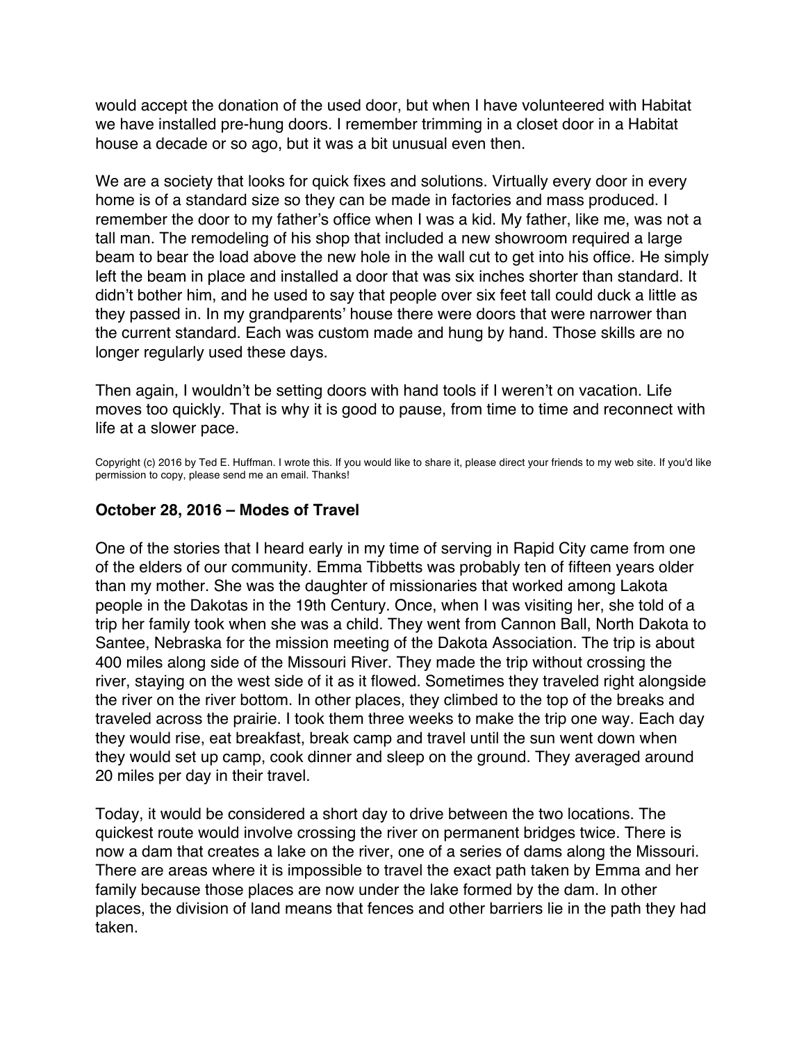would accept the donation of the used door, but when I have volunteered with Habitat we have installed pre-hung doors. I remember trimming in a closet door in a Habitat house a decade or so ago, but it was a bit unusual even then.

We are a society that looks for quick fixes and solutions. Virtually every door in every home is of a standard size so they can be made in factories and mass produced. I remember the door to my father's office when I was a kid. My father, like me, was not a tall man. The remodeling of his shop that included a new showroom required a large beam to bear the load above the new hole in the wall cut to get into his office. He simply left the beam in place and installed a door that was six inches shorter than standard. It didn't bother him, and he used to say that people over six feet tall could duck a little as they passed in. In my grandparents' house there were doors that were narrower than the current standard. Each was custom made and hung by hand. Those skills are no longer regularly used these days.

Then again, I wouldn't be setting doors with hand tools if I weren't on vacation. Life moves too quickly. That is why it is good to pause, from time to time and reconnect with life at a slower pace.

Copyright (c) 2016 by Ted E. Huffman. I wrote this. If you would like to share it, please direct your friends to my web site. If you'd like permission to copy, please send me an email. Thanks!

### October 28, 2016 – Modes of Travel

One of the stories that I heard early in my time of serving in Rapid City came from one of the elders of our community. Emma Tibbetts was probably ten of fifteen years older than my mother. She was the daughter of missionaries that worked among Lakota people in the Dakotas in the 19th Century. Once, when I was visiting her, she told of a trip her family took when she was a child. They went from Cannon Ball, North Dakota to Santee, Nebraska for the mission meeting of the Dakota Association. The trip is about 400 miles along side of the Missouri River. They made the trip without crossing the river, staying on the west side of it as it flowed. Sometimes they traveled right alongside the river on the river bottom. In other places, they climbed to the top of the breaks and traveled across the prairie. I took them three weeks to make the trip one way. Each day they would rise, eat breakfast, break camp and travel until the sun went down when they would set up camp, cook dinner and sleep on the ground. They averaged around 20 miles per day in their travel.

Today, it would be considered a short day to drive between the two locations. The quickest route would involve crossing the river on permanent bridges twice. There is now a dam that creates a lake on the river, one of a series of dams along the Missouri. There are areas where it is impossible to travel the exact path taken by Emma and her family because those places are now under the lake formed by the dam. In other places, the division of land means that fences and other barriers lie in the path they had taken.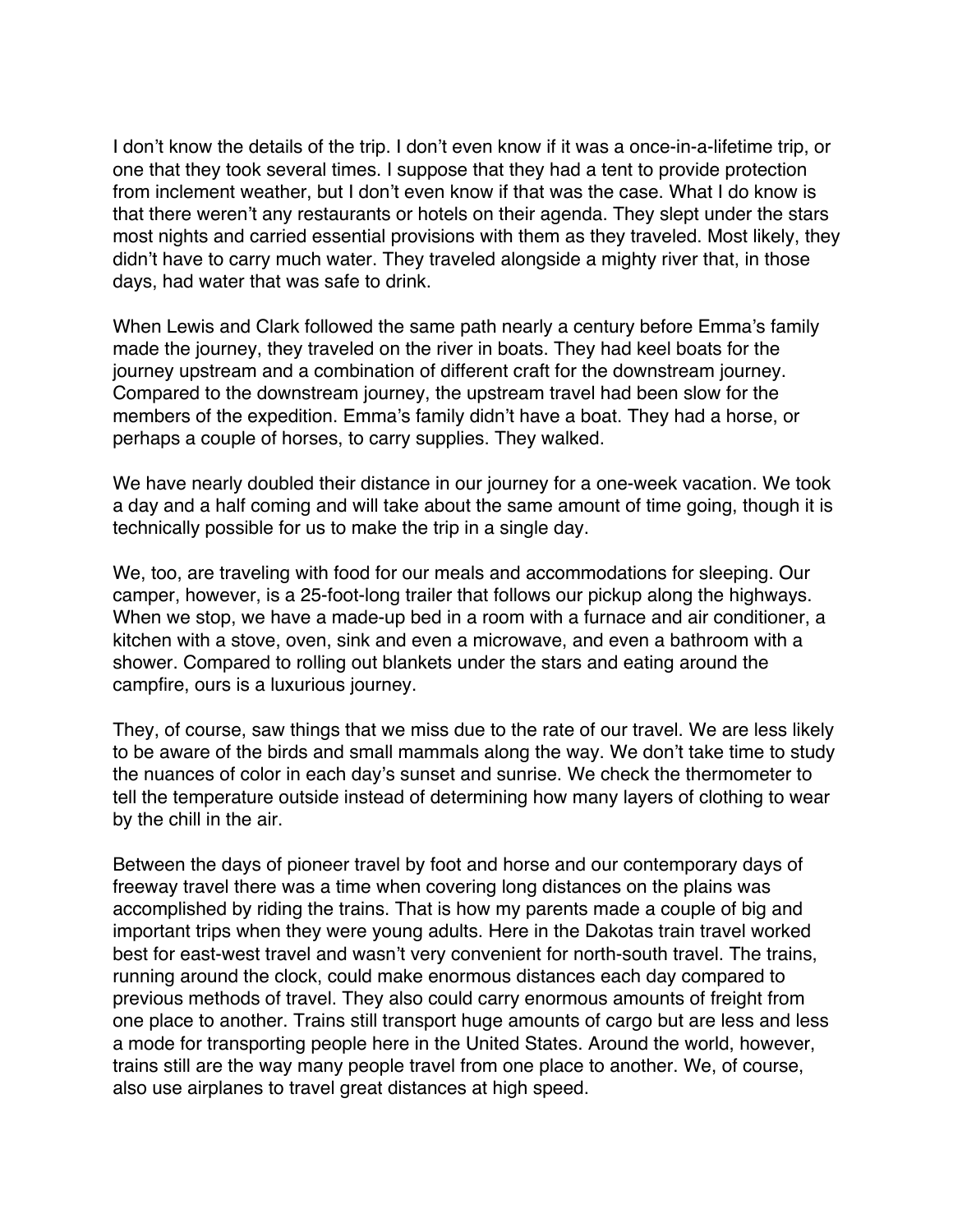I don't know the details of the trip. I don't even know if it was a once-in-a-lifetime trip, or one that they took several times. I suppose that they had a tent to provide protection from inclement weather, but I don't even know if that was the case. What I do know is that there weren't any restaurants or hotels on their agenda. They slept under the stars most nights and carried essential provisions with them as they traveled. Most likely, they didn't have to carry much water. They traveled alongside a mighty river that, in those days, had water that was safe to drink.

When Lewis and Clark followed the same path nearly a century before Emma's family made the journey, they traveled on the river in boats. They had keel boats for the journey upstream and a combination of different craft for the downstream journey. Compared to the downstream journey, the upstream travel had been slow for the members of the expedition. Emma's family didn't have a boat. They had a horse, or perhaps a couple of horses, to carry supplies. They walked.

We have nearly doubled their distance in our journey for a one-week vacation. We took a day and a half coming and will take about the same amount of time going, though it is technically possible for us to make the trip in a single day.

We, too, are traveling with food for our meals and accommodations for sleeping. Our camper, however, is a 25-foot-long trailer that follows our pickup along the highways. When we stop, we have a made-up bed in a room with a furnace and air conditioner, a kitchen with a stove, oven, sink and even a microwave, and even a bathroom with a shower. Compared to rolling out blankets under the stars and eating around the campfire, ours is a luxurious journey.

They, of course, saw things that we miss due to the rate of our travel. We are less likely to be aware of the birds and small mammals along the way. We don't take time to study the nuances of color in each day's sunset and sunrise. We check the thermometer to tell the temperature outside instead of determining how many layers of clothing to wear by the chill in the air.

Between the days of pioneer travel by foot and horse and our contemporary days of freeway travel there was a time when covering long distances on the plains was accomplished by riding the trains. That is how my parents made a couple of big and important trips when they were young adults. Here in the Dakotas train travel worked best for east-west travel and wasn't very convenient for north-south travel. The trains, running around the clock, could make enormous distances each day compared to previous methods of travel. They also could carry enormous amounts of freight from one place to another. Trains still transport huge amounts of cargo but are less and less a mode for transporting people here in the United States. Around the world, however, trains still are the way many people travel from one place to another. We, of course, also use airplanes to travel great distances at high speed.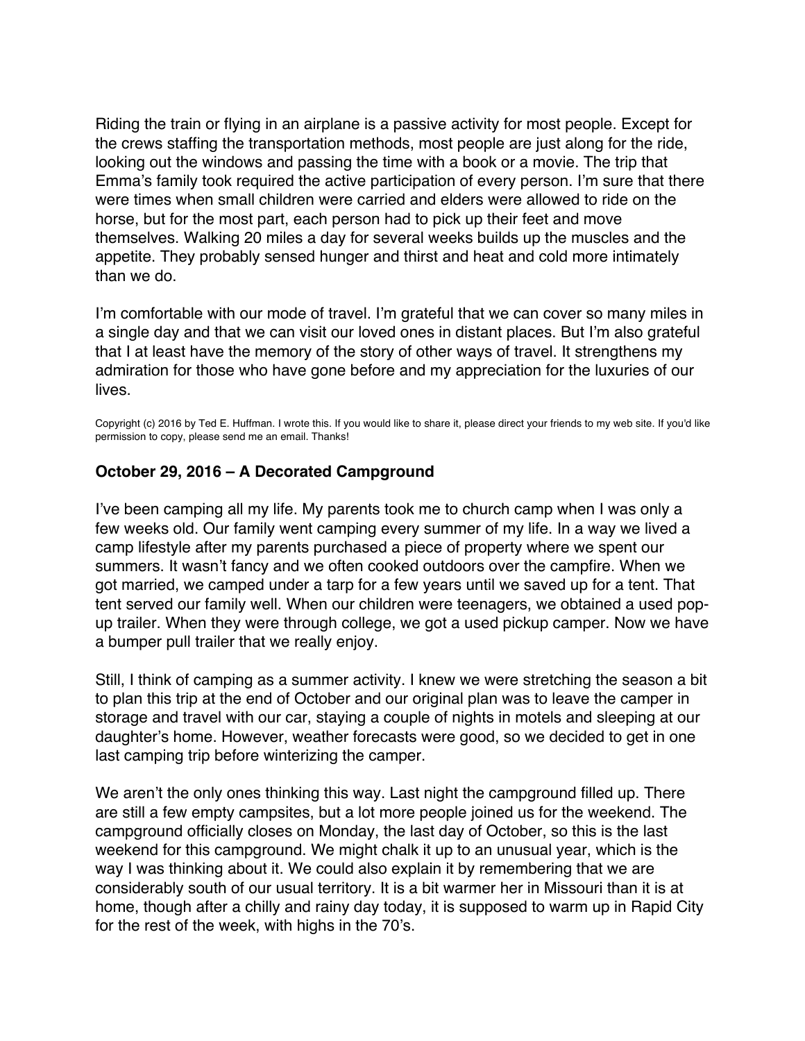Riding the train or flying in an airplane is a passive activity for most people. Except for the crews staffing the transportation methods, most people are just along for the ride, looking out the windows and passing the time with a book or a movie. The trip that Emma's family took required the active participation of every person. I'm sure that there were times when small children were carried and elders were allowed to ride on the horse, but for the most part, each person had to pick up their feet and move themselves. Walking 20 miles a day for several weeks builds up the muscles and the appetite. They probably sensed hunger and thirst and heat and cold more intimately than we do.

I'm comfortable with our mode of travel. I'm grateful that we can cover so many miles in a single day and that we can visit our loved ones in distant places. But I'm also grateful that I at least have the memory of the story of other ways of travel. It strengthens my admiration for those who have gone before and my appreciation for the luxuries of our lives.

Copyright (c) 2016 by Ted E. Huffman. I wrote this. If you would like to share it, please direct your friends to my web site. If you'd like permission to copy, please send me an email. Thanks!

### October 29, 2016 – A Decorated Campground

I've been camping all my life. My parents took me to church camp when I was only a few weeks old. Our family went camping every summer of my life. In a way we lived a camp lifestyle after my parents purchased a piece of property where we spent our summers. It wasn't fancy and we often cooked outdoors over the campfire. When we got married, we camped under a tarp for a few years until we saved up for a tent. That tent served our family well. When our children were teenagers, we obtained a used pop-up trailer. When they were through college, we got a used pickup camper. Now we have a bumper pull trailer that we really enjoy.

Still, I think of camping as a summer activity. I knew we were stretching the season a bit to plan this trip at the end of October and our original plan was to leave the camper in storage and travel with our car, staying a couple of nights in motels and sleeping at our daughter's home. However, weather forecasts were good, so we decided to get in one last camping trip before winterizing the camper.

We aren't the only ones thinking this way. Last night the campground filled up. There are still a few empty campsites, but a lot more people joined us for the weekend. The campground officially closes on Monday, the last day of October, so this is the last weekend for this campground. We might chalk it up to an unusual year, which is the way I was thinking about it. We could also explain it by remembering that we are considerably south of our usual territory. It is a bit warmer her in Missouri than it is at home, though after a chilly and rainy day today, it is supposed to warm up in Rapid City for the rest of the week, with highs in the 70's.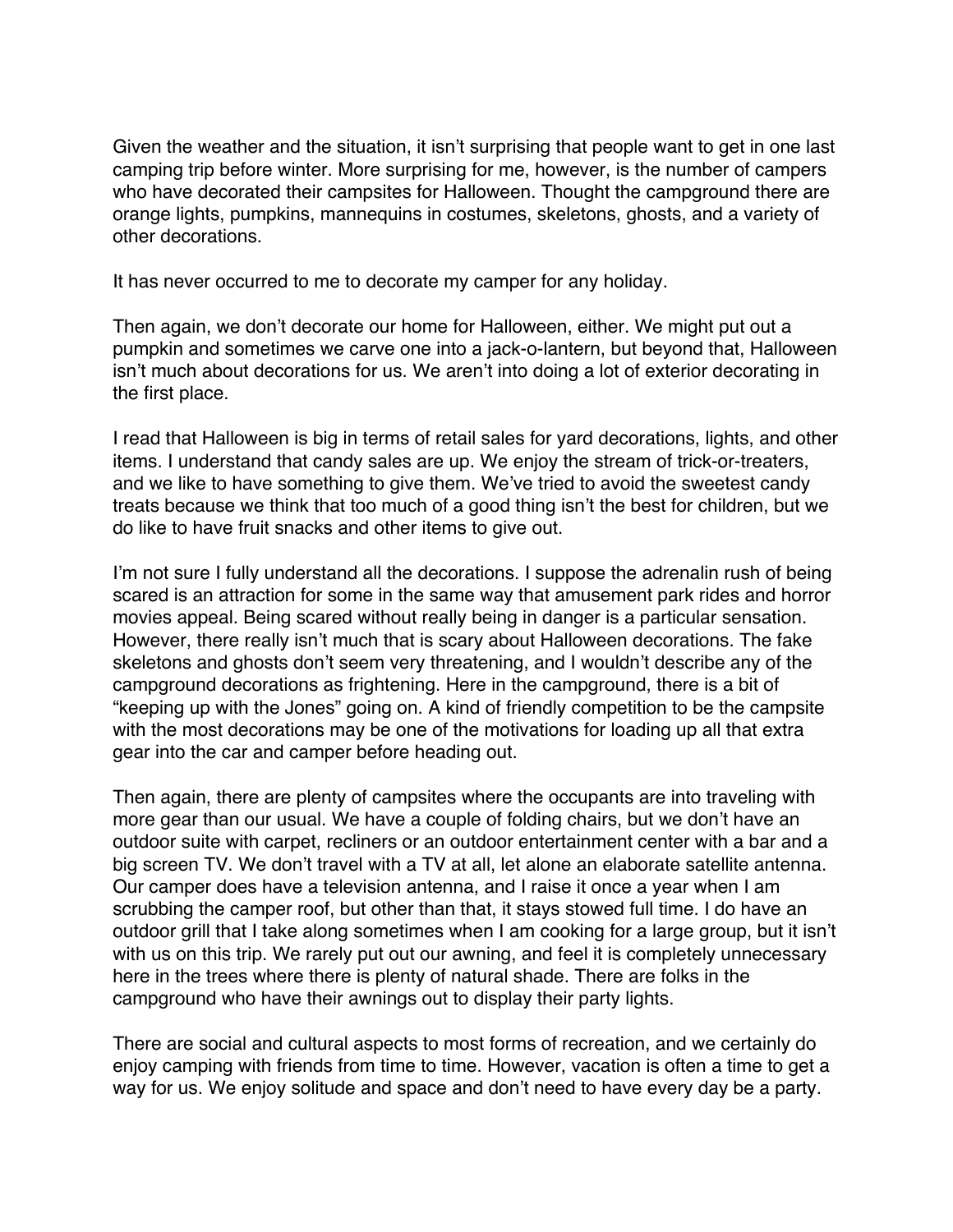Given the weather and the situation, it isn't surprising that people want to get in one last camping trip before winter. More surprising for me, however, is the number of campers who have decorated their campsites for Halloween. Thought the campground there are orange lights, pumpkins, mannequins in costumes, skeletons, ghosts, and a variety of other decorations.

It has never occurred to me to decorate my camper for any holiday.

Then again, we don't decorate our home for Halloween, either. We might put out a pumpkin and sometimes we carve one into a jack-o-lantern, but beyond that, Halloween isn't much about decorations for us. We aren't into doing a lot of exterior decorating in the first place.

I read that Halloween is big in terms of retail sales for yard decorations, lights, and other items. I understand that candy sales are up. We enjoy the stream of trick-or-treaters, and we like to have something to give them. We've tried to avoid the sweetest candy treats because we think that too much of a good thing isn't the best for children, but we do like to have fruit snacks and other items to give out.

I'm not sure I fully understand all the decorations. I suppose the adrenalin rush of being scared is an attraction for some in the same way that amusement park rides and horror movies appeal. Being scared without really being in danger is a particular sensation. However, there really isn't much that is scary about Halloween decorations. The fake skeletons and ghosts don't seem very threatening, and I wouldn't describe any of the campground decorations as frightening. Here in the campground, there is a bit of "keeping up with the Jones" going on. A kind of friendly competition to be the campsite with the most decorations may be one of the motivations for loading up all that extra gear into the car and camper before heading out.

Then again, there are plenty of campsites where the occupants are into traveling with more gear than our usual. We have a couple of folding chairs, but we don't have an outdoor suite with carpet, recliners or an outdoor entertainment center with a bar and a big screen TV. We don't travel with a TV at all, let alone an elaborate satellite antenna. Our camper does have a television antenna, and I raise it once a year when I am scrubbing the camper roof, but other than that, it stays stowed full time. I do have an outdoor grill that I take along sometimes when I am cooking for a large group, but it isn't with us on this trip. We rarely put out our awning, and feel it is completely unnecessary here in the trees where there is plenty of natural shade. There are folks in the campground who have their awnings out to display their party lights.

There are social and cultural aspects to most forms of recreation, and we certainly do enjoy camping with friends from time to time. However, vacation is often a time to get a way for us. We enjoy solitude and space and don't need to have every day be a party.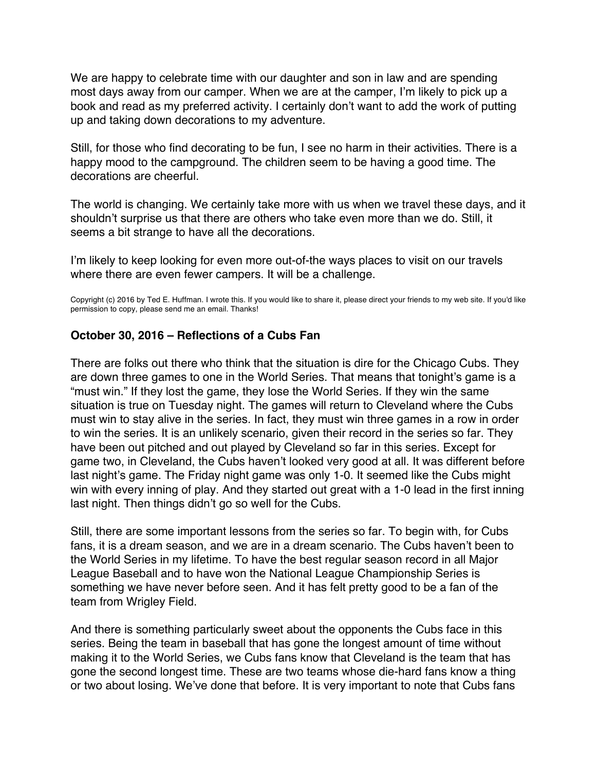We are happy to celebrate time with our daughter and son in law and are spending most days away from our camper. When we are at the camper, I'm likely to pick up a book and read as my preferred activity. I certainly don't want to add the work of putting up and taking down decorations to my adventure.

Still, for those who find decorating to be fun, I see no harm in their activities. There is a happy mood to the campground. The children seem to be having a good time. The decorations are cheerful.

The world is changing. We certainly take more with us when we travel these days, and it shouldn't surprise us that there are others who take even more than we do. Still, it seems a bit strange to have all the decorations.

I'm likely to keep looking for even more out-of-the ways places to visit on our travels where there are even fewer campers. It will be a challenge.

Copyright (c) 2016 by Ted E. Huffman. I wrote this. If you would like to share it, please direct your friends to my web site. If you'd like permission to copy, please send me an email. Thanks!

### October 30, 2016 – Reflections of a Cubs Fan

There are folks out there who think that the situation is dire for the Chicago Cubs. They are down three games to one in the World Series. That means that tonight's game is a "must win." If they lost the game, they lose the World Series. If they win the same situation is true on Tuesday night. The games will return to Cleveland where the Cubs must win to stay alive in the series. In fact, they must win three games in a row in order to win the series. It is an unlikely scenario, given their record in the series so far. They have been out pitched and out played by Cleveland so far in this series. Except for game two, in Cleveland, the Cubs haven't looked very good at all. It was different before last night's game. The Friday night game was only 1-0. It seemed like the Cubs might win with every inning of play. And they started out great with a 1-0 lead in the first inning last night. Then things didn't go so well for the Cubs.

Still, there are some important lessons from the series so far. To begin with, for Cubs fans, it is a dream season, and we are in a dream scenario. The Cubs haven't been to the World Series in my lifetime. To have the best regular season record in all Major League Baseball and to have won the National League Championship Series is something we have never before seen. And it has felt pretty good to be a fan of the team from Wrigley Field.

And there is something particularly sweet about the opponents the Cubs face in this series. Being the team in baseball that has gone the longest amount of time without making it to the World Series, we Cubs fans know that Cleveland is the team that has gone the second longest time. These are two teams whose die-hard fans know a thing or two about losing. We've done that before. It is very important to note that Cubs fans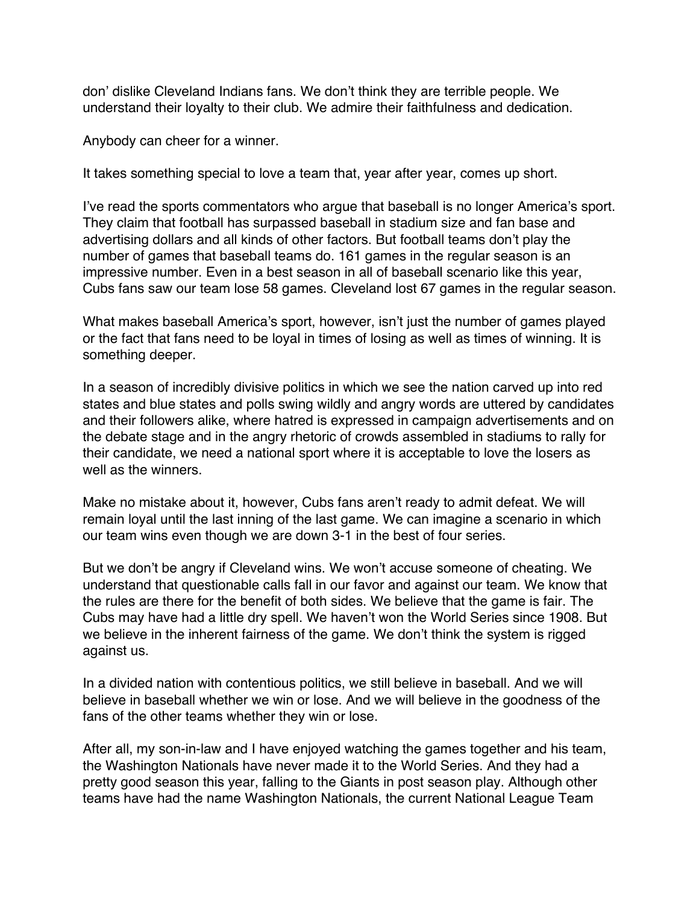don' dislike Cleveland Indians fans. We don't think they are terrible people. We understand their loyalty to their club. We admire their faithfulness and dedication.

Anybody can cheer for a winner.

It takes something special to love a team that, year after year, comes up short.

I've read the sports commentators who argue that baseball is no longer America's sport. They claim that football has surpassed baseball in stadium size and fan base and advertising dollars and all kinds of other factors. But football teams don't play the number of games that baseball teams do. 161 games in the regular season is an impressive number. Even in a best season in all of baseball scenario like this year, Cubs fans saw our team lose 58 games. Cleveland lost 67 games in the regular season.

What makes baseball America's sport, however, isn't just the number of games played or the fact that fans need to be loyal in times of losing as well as times of winning. It is something deeper.

In a season of incredibly divisive politics in which we see the nation carved up into red states and blue states and polls swing wildly and angry words are uttered by candidates and their followers alike, where hatred is expressed in campaign advertisements and on the debate stage and in the angry rhetoric of crowds assembled in stadiums to rally for their candidate, we need a national sport where it is acceptable to love the losers as well as the winners.

Make no mistake about it, however, Cubs fans aren't ready to admit defeat. We will remain loyal until the last inning of the last game. We can imagine a scenario in which our team wins even though we are down 3-1 in the best of four series.

But we don't be angry if Cleveland wins. We won't accuse someone of cheating. We understand that questionable calls fall in our favor and against our team. We know that the rules are there for the benefit of both sides. We believe that the game is fair. The Cubs may have had a little dry spell. We haven't won the World Series since 1908. But we believe in the inherent fairness of the game. We don't think the system is rigged against us.

In a divided nation with contentious politics, we still believe in baseball. And we will believe in baseball whether we win or lose. And we will believe in the goodness of the fans of the other teams whether they win or lose.

After all, my son-in-law and I have enjoyed watching the games together and his team, the Washington Nationals have never made it to the World Series. And they had a pretty good season this year, falling to the Giants in post season play. Although other teams have had the name Washington Nationals, the current National League Team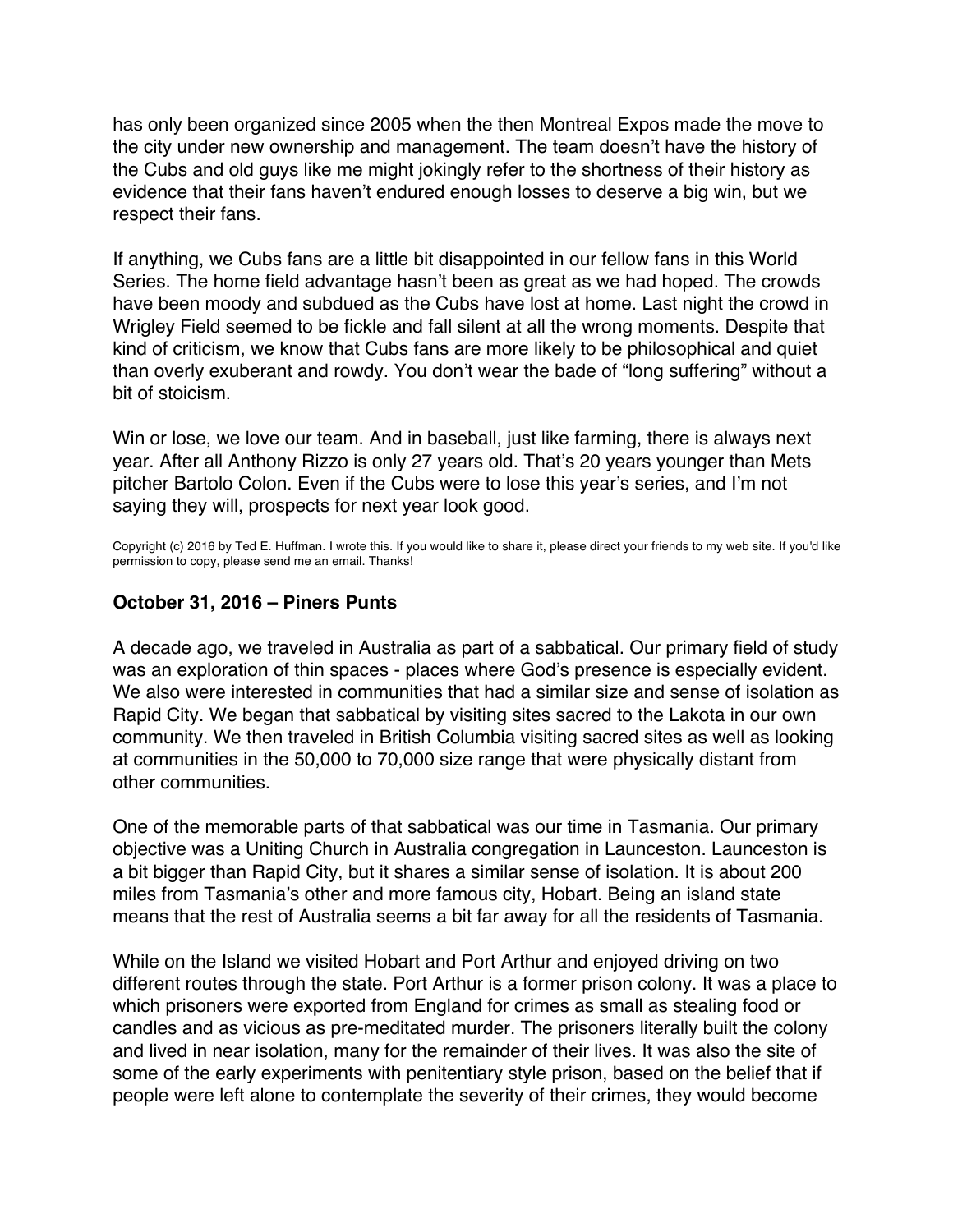has only been organized since 2005 when the then Montreal Expos made the move to the city under new ownership and management. The team doesn't have the history of the Cubs and old guys like me might jokingly refer to the shortness of their history as evidence that their fans haven't endured enough losses to deserve a big win, but we respect their fans.

If anything, we Cubs fans are a little bit disappointed in our fellow fans in this World Series. The home field advantage hasn't been as great as we had hoped. The crowds have been moody and subdued as the Cubs have lost at home. Last night the crowd in Wrigley Field seemed to be fickle and fall silent at all the wrong moments. Despite that kind of criticism, we know that Cubs fans are more likely to be philosophical and quiet than overly exuberant and rowdy. You don't wear the bade of "long suffering" without a bit of stoicism.

Win or lose, we love our team. And in baseball, just like farming, there is always next year. After all Anthony Rizzo is only 27 years old. That's 20 years younger than Mets pitcher Bartolo Colon. Even if the Cubs were to lose this year's series, and I'm not saying they will, prospects for next year look good.

Copyright (c) 2016 by Ted E. Huffman. I wrote this. If you would like to share it, please direct your friends to my web site. If you'd like permission to copy, please send me an email. Thanks!

### October 31, 2016 – Piners Punts

A decade ago, we traveled in Australia as part of a sabbatical. Our primary field of study was an exploration of thin spaces - places where God's presence is especially evident. We also were interested in communities that had a similar size and sense of isolation as Rapid City. We began that sabbatical by visiting sites sacred to the Lakota in our own community. We then traveled in British Columbia visiting sacred sites as well as looking at communities in the 50,000 to 70,000 size range that were physically distant from other communities.

One of the memorable parts of that sabbatical was our time in Tasmania. Our primary objective was a Uniting Church in Australia congregation in Launceston. Launceston is a bit bigger than Rapid City, but it shares a similar sense of isolation. It is about 200 miles from Tasmania's other and more famous city, Hobart. Being an island state means that the rest of Australia seems a bit far away for all the residents of Tasmania.

While on the Island we visited Hobart and Port Arthur and enjoyed driving on two different routes through the state. Port Arthur is a former prison colony. It was a place to which prisoners were exported from England for crimes as small as stealing food or candles and as vicious as pre-meditated murder. The prisoners literally built the colony and lived in near isolation, many for the remainder of their lives. It was also the site of some of the early experiments with penitentiary style prison, based on the belief that if people were left alone to contemplate the severity of their crimes, they would become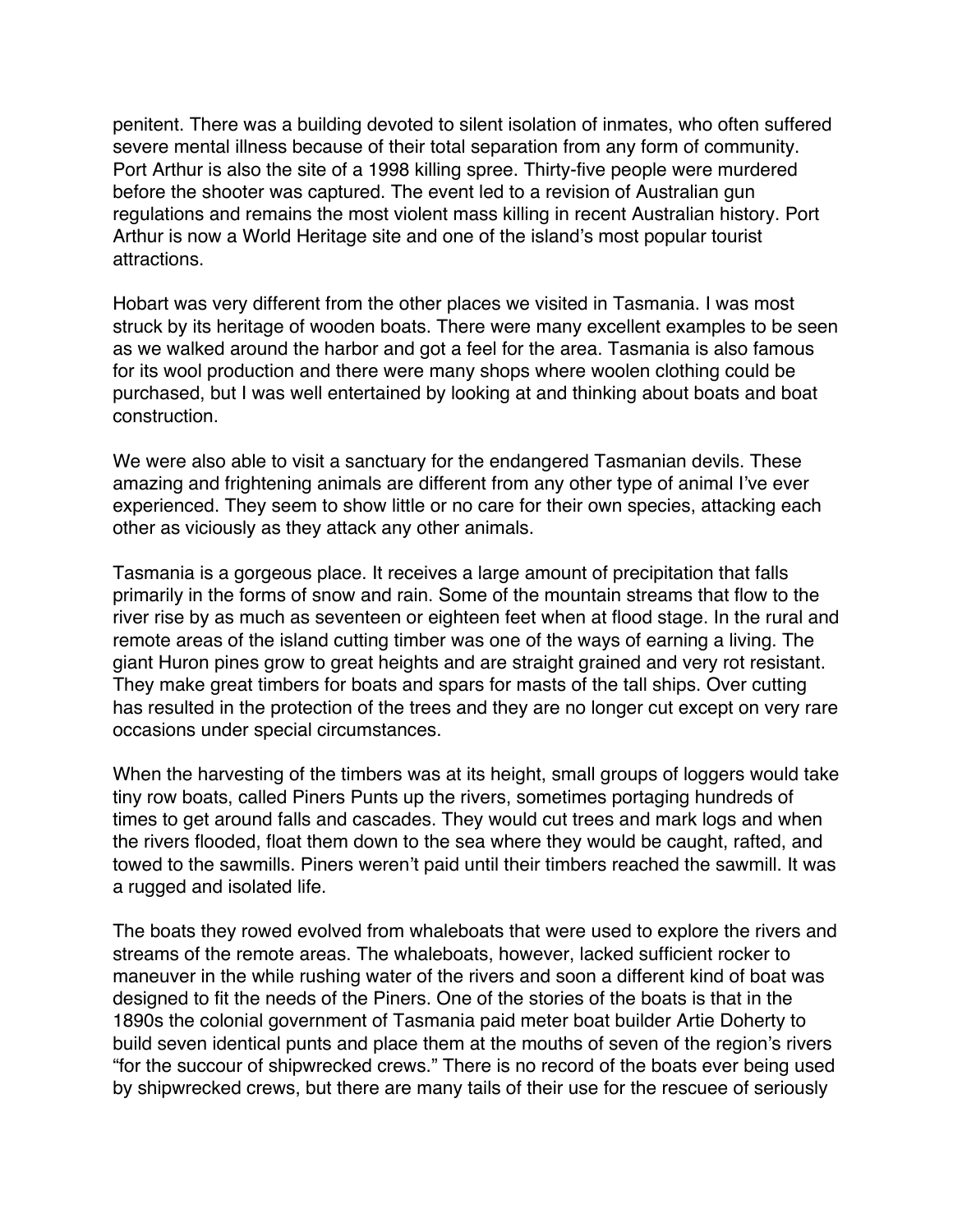penitent. There was a building devoted to silent isolation of inmates, who often suffered severe mental illness because of their total separation from any form of community. Port Arthur is also the site of a 1998 killing spree. Thirty-five people were murdered before the shooter was captured. The event led to a revision of Australian gun regulations and remains the most violent mass killing in recent Australian history. Port Arthur is now a World Heritage site and one of the island's most popular tourist attractions.

Hobart was very different from the other places we visited in Tasmania. I was most struck by its heritage of wooden boats. There were many excellent examples to be seen as we walked around the harbor and got a feel for the area. Tasmania is also famous for its wool production and there were many shops where woolen clothing could be purchased, but I was well entertained by looking at and thinking about boats and boat construction.

We were also able to visit a sanctuary for the endangered Tasmanian devils. These amazing and frightening animals are different from any other type of animal I've ever experienced. They seem to show little or no care for their own species, attacking each other as viciously as they attack any other animals.

Tasmania is a gorgeous place. It receives a large amount of precipitation that falls primarily in the forms of snow and rain. Some of the mountain streams that flow to the river rise by as much as seventeen or eighteen feet when at flood stage. In the rural and remote areas of the island cutting timber was one of the ways of earning a living. The giant Huron pines grow to great heights and are straight grained and very rot resistant. They make great timbers for boats and spars for masts of the tall ships. Over cutting has resulted in the protection of the trees and they are no longer cut except on very rare occasions under special circumstances.

When the harvesting of the timbers was at its height, small groups of loggers would take tiny row boats, called Piners Punts up the rivers, sometimes portaging hundreds of times to get around falls and cascades. They would cut trees and mark logs and when the rivers flooded, float them down to the sea where they would be caught, rafted, and towed to the sawmills. Piners weren't paid until their timbers reached the sawmill. It was a rugged and isolated life.

The boats they rowed evolved from whaleboats that were used to explore the rivers and streams of the remote areas. The whaleboats, however, lacked sufficient rocker to maneuver in the while rushing water of the rivers and soon a different kind of boat was designed to fit the needs of the Piners. One of the stories of the boats is that in the 1890s the colonial government of Tasmania paid meter boat builder Artie Doherty to build seven identical punts and place them at the mouths of seven of the region's rivers "for the succour of shipwrecked crews." There is no record of the boats ever being used by shipwrecked crews, but there are many tails of their use for the rescuee of seriously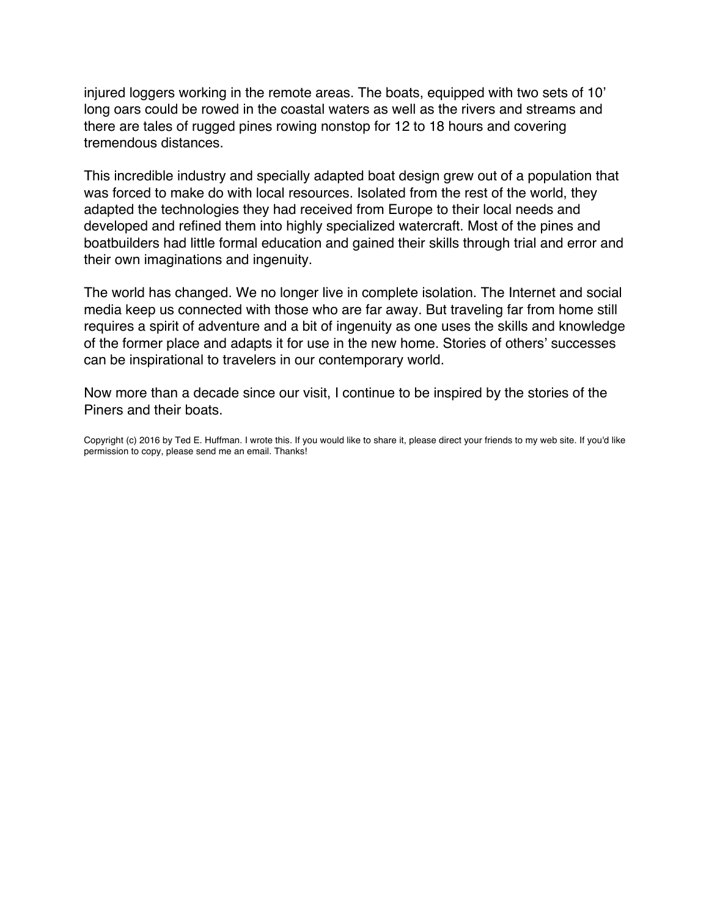injured loggers working in the remote areas. The boats, equipped with two sets of 10' long oars could be rowed in the coastal waters as well as the rivers and streams and there are tales of rugged pines rowing nonstop for 12 to 18 hours and covering tremendous distances.

This incredible industry and specially adapted boat design grew out of a population that was forced to make do with local resources. Isolated from the rest of the world, they adapted the technologies they had received from Europe to their local needs and developed and refined them into highly specialized watercraft. Most of the pines and boatbuilders had little formal education and gained their skills through trial and error and their own imaginations and ingenuity.

The world has changed. We no longer live in complete isolation. The Internet and social media keep us connected with those who are far away. But traveling far from home still requires a spirit of adventure and a bit of ingenuity as one uses the skills and knowledge of the former place and adapts it for use in the new home. Stories of others' successes can be inspirational to travelers in our contemporary world.

Now more than a decade since our visit, I continue to be inspired by the stories of the Piners and their boats.

Copyright (c) 2016 by Ted E. Huffman. I wrote this. If you would like to share it, please direct your friends to my web site. If you'd like permission to copy, please send me an email. Thanks!